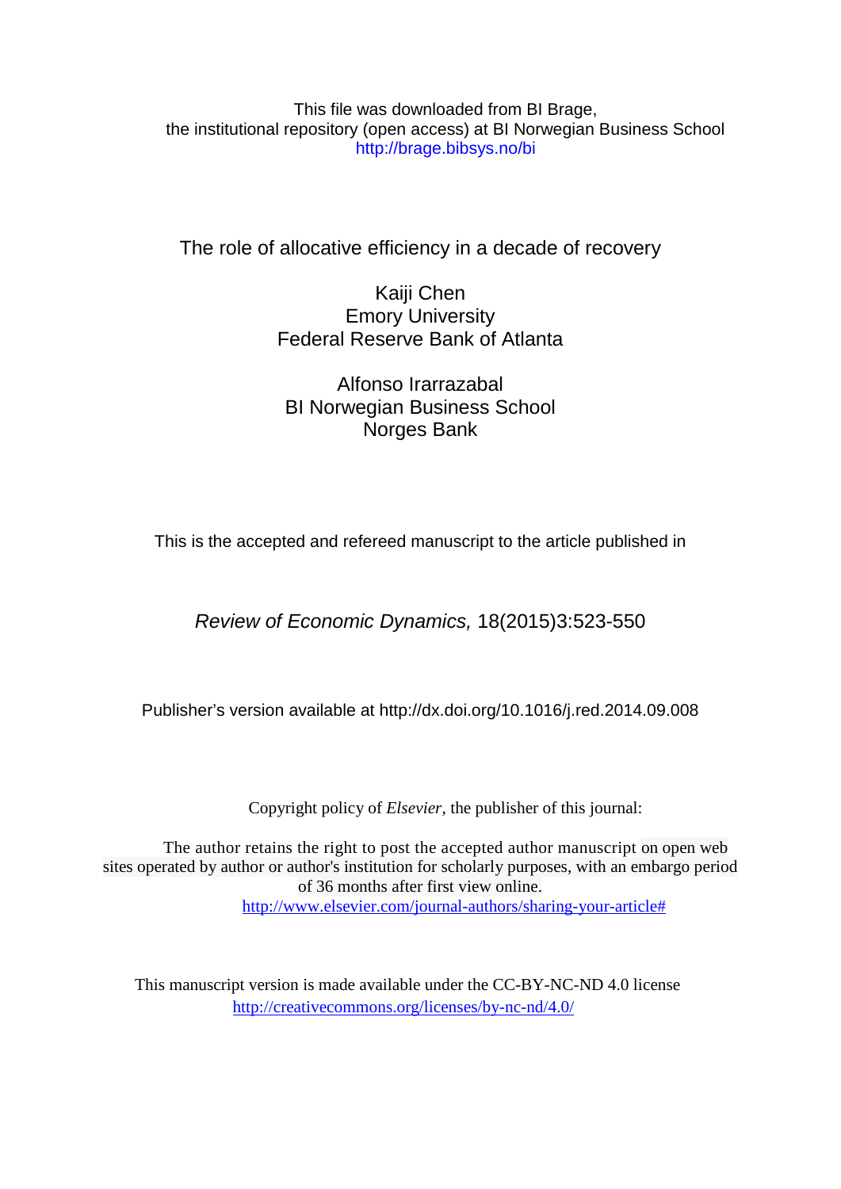This file was downloaded from BI Brage,
the institutional repository (open access) at BI Norwegian Business School
http://brage.bibsys.no/bi

# The role of allocative efficiency in a decade of recovery

Kaiji Chen
Emory University
Federal Reserve Bank of Atlanta

Alfonso Irarrazabal
BI Norwegian Business School
Norges Bank

This is the accepted and refereed manuscript to the article published in

*Review of Economic Dynamics,* 18(2015)3:523-550

Publisher's version available at http://dx.doi.org/10.1016/j.red.2014.09.008

Copyright policy of *Elsevier*, the publisher of this journal:

The author retains the right to post the accepted author manuscript on open web sites operated by author or author's institution for scholarly purposes, with an embargo period of 36 months after first view online.
http://www.elsevier.com/journal-authors/sharing-your-article#

This manuscript version is made available under the CC-BY-NC-ND 4.0 license
http://creativecommons.org/licenses/by-nc-nd/4.0/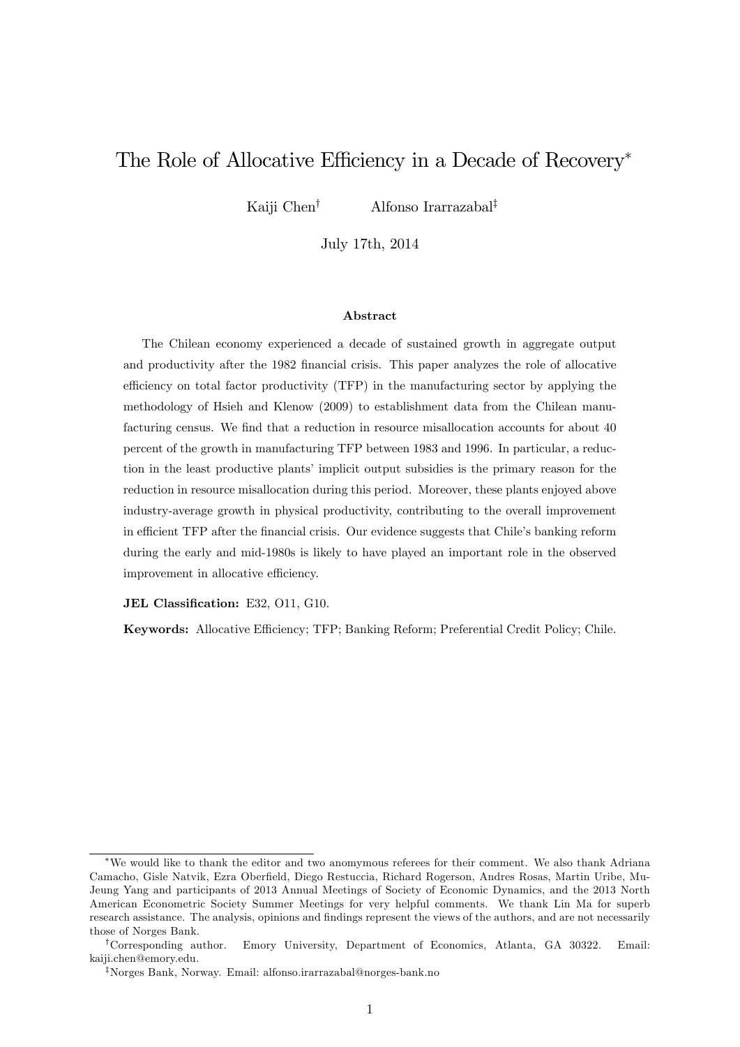# The Role of Allocative Efficiency in a Decade of Recovery*

Kaiji Chen† Alfonso Irarrazabal‡

July 17th, 2014

### Abstract

The Chilean economy experienced a decade of sustained growth in aggregate output and productivity after the 1982 financial crisis. This paper analyzes the role of allocative efficiency on total factor productivity (TFP) in the manufacturing sector by applying the methodology of Hsieh and Klenow (2009) to establishment data from the Chilean manufacturing census. We find that a reduction in resource misallocation accounts for about 40 percent of the growth in manufacturing TFP between 1983 and 1996. In particular, a reduction in the least productive plants' implicit output subsidies is the primary reason for the reduction in resource misallocation during this period. Moreover, these plants enjoyed above industry-average growth in physical productivity, contributing to the overall improvement in efficient TFP after the financial crisis. Our evidence suggests that Chile's banking reform during the early and mid-1980s is likely to have played an important role in the observed improvement in allocative efficiency.

**JEL Classification:** E32, O11, G10.

**Keywords:** Allocative Efficiency; TFP; Banking Reform; Preferential Credit Policy; Chile.

---

*We would like to thank the editor and two anomymous referees for their comment. We also thank Adriana Camacho, Gisle Natvik, Ezra Oberfield, Diego Restuccia, Richard Rogerson, Andres Rosas, Martin Uribe, Mu-Jeung Yang and participants of 2013 Annual Meetings of Society of Economic Dynamics, and the 2013 North American Econometric Society Summer Meetings for very helpful comments. We thank Lin Ma for superb research assistance. The analysis, opinions and findings represent the views of the authors, and are not necessarily those of Norges Bank.

†Corresponding author. Emory University, Department of Economics, Atlanta, GA 30322. Email: kaiji.chen@emory.edu.

‡Norges Bank, Norway. Email: alfonso.irarrazabal@norges-bank.no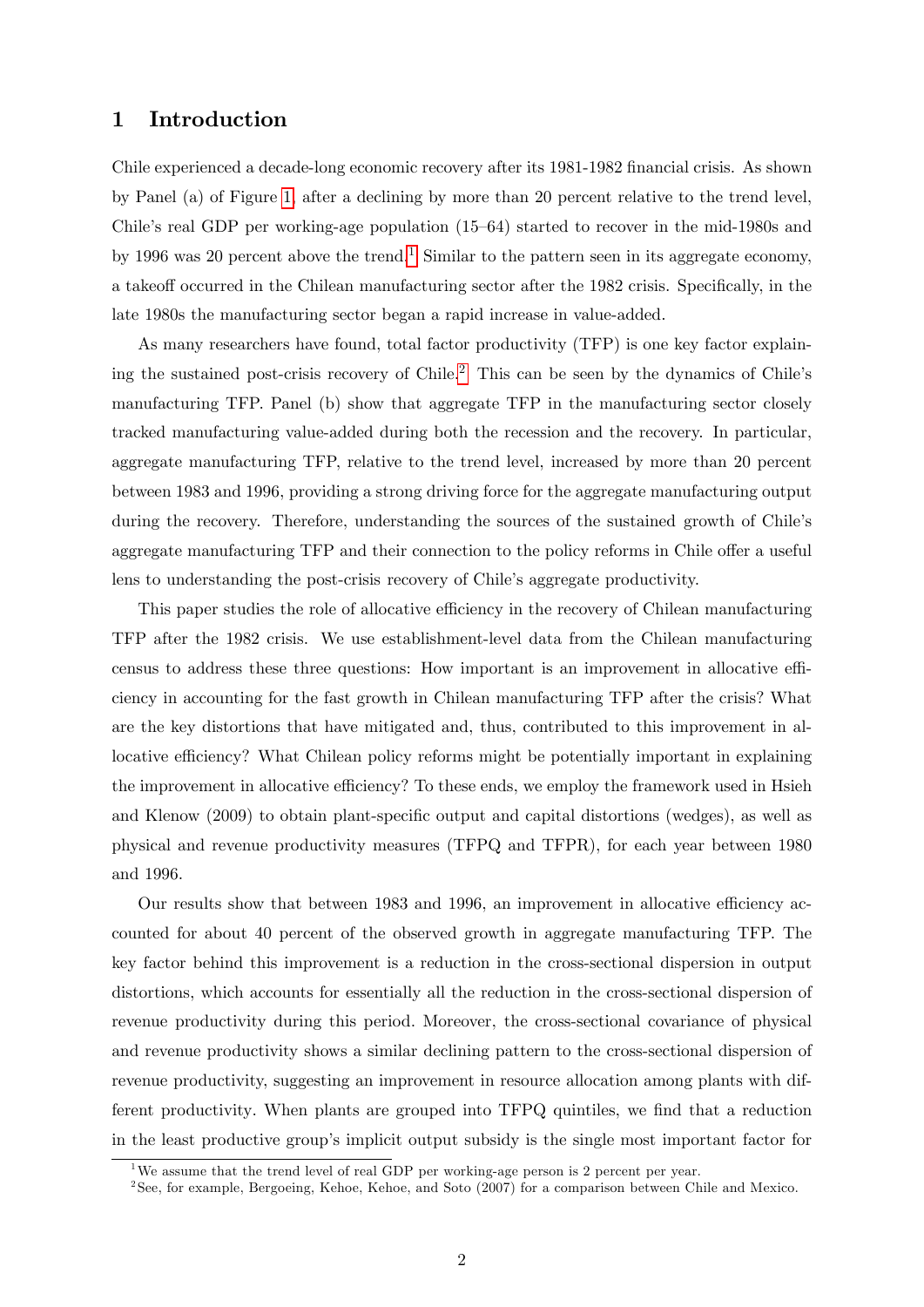# 1 Introduction

Chile experienced a decade-long economic recovery after its 1981-1982 financial crisis. As shown by Panel (a) of Figure 1, after a declining by more than 20 percent relative to the trend level, Chile's real GDP per working-age population (15–64) started to recover in the mid-1980s and by 1996 was 20 percent above the trend.[1] Similar to the pattern seen in its aggregate economy, a takeoff occurred in the Chilean manufacturing sector after the 1982 crisis. Specifically, in the late 1980s the manufacturing sector began a rapid increase in value-added.

As many researchers have found, total factor productivity (TFP) is one key factor explaining the sustained post-crisis recovery of Chile.[2] This can be seen by the dynamics of Chile's manufacturing TFP. Panel (b) show that aggregate TFP in the manufacturing sector closely tracked manufacturing value-added during both the recession and the recovery. In particular, aggregate manufacturing TFP, relative to the trend level, increased by more than 20 percent between 1983 and 1996, providing a strong driving force for the aggregate manufacturing output during the recovery. Therefore, understanding the sources of the sustained growth of Chile's aggregate manufacturing TFP and their connection to the policy reforms in Chile offer a useful lens to understanding the post-crisis recovery of Chile's aggregate productivity.

This paper studies the role of allocative efficiency in the recovery of Chilean manufacturing TFP after the 1982 crisis. We use establishment-level data from the Chilean manufacturing census to address these three questions: How important is an improvement in allocative efficiency in accounting for the fast growth in Chilean manufacturing TFP after the crisis? What are the key distortions that have mitigated and, thus, contributed to this improvement in allocative efficiency? What Chilean policy reforms might be potentially important in explaining the improvement in allocative efficiency? To these ends, we employ the framework used in Hsieh and Klenow (2009) to obtain plant-specific output and capital distortions (wedges), as well as physical and revenue productivity measures (TFPQ and TFPR), for each year between 1980 and 1996.

Our results show that between 1983 and 1996, an improvement in allocative efficiency accounted for about 40 percent of the observed growth in aggregate manufacturing TFP. The key factor behind this improvement is a reduction in the cross-sectional dispersion in output distortions, which accounts for essentially all the reduction in the cross-sectional dispersion of revenue productivity during this period. Moreover, the cross-sectional covariance of physical and revenue productivity shows a similar declining pattern to the cross-sectional dispersion of revenue productivity, suggesting an improvement in resource allocation among plants with different productivity. When plants are grouped into TFPQ quintiles, we find that a reduction in the least productive group's implicit output subsidy is the single most important factor for

[1] We assume that the trend level of real GDP per working-age person is 2 percent per year.

[2] See, for example, Bergoeing, Kehoe, Kehoe, and Soto (2007) for a comparison between Chile and Mexico.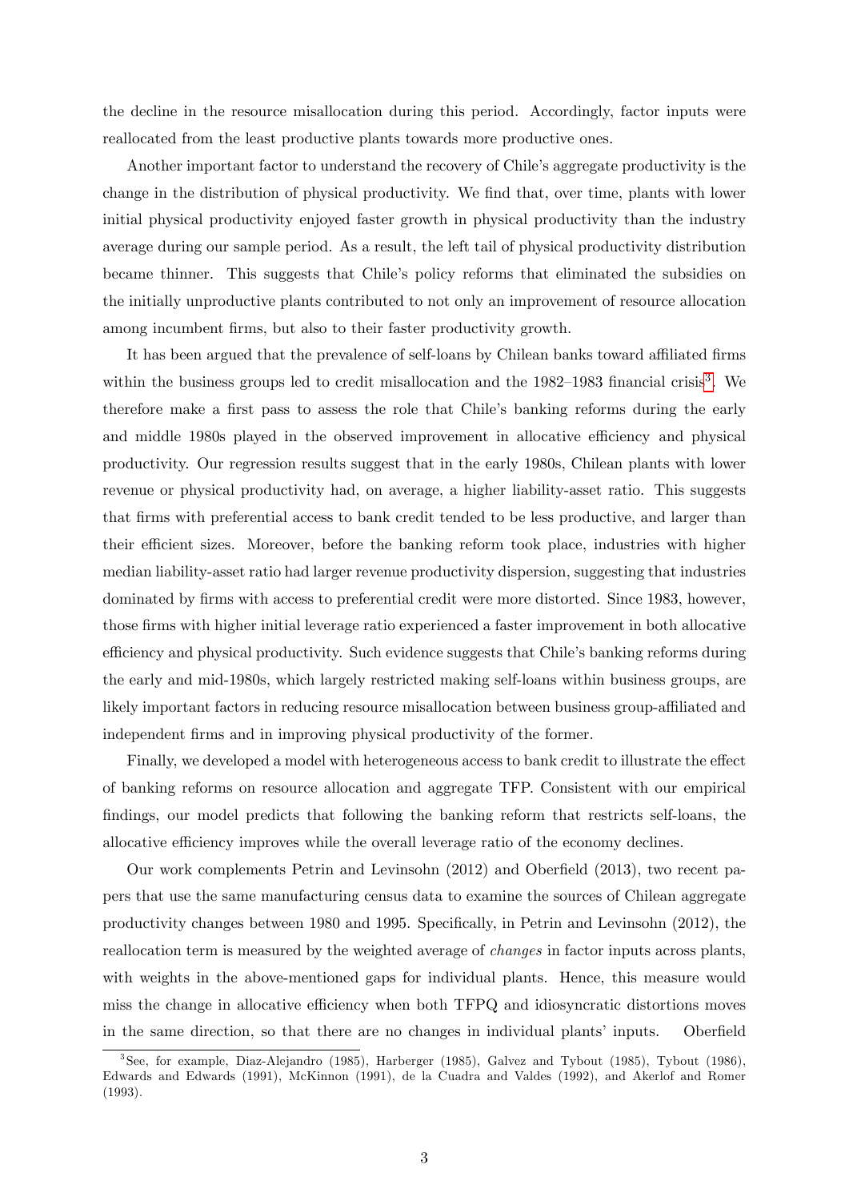the decline in the resource misallocation during this period. Accordingly, factor inputs were reallocated from the least productive plants towards more productive ones.

Another important factor to understand the recovery of Chile's aggregate productivity is the change in the distribution of physical productivity. We find that, over time, plants with lower initial physical productivity enjoyed faster growth in physical productivity than the industry average during our sample period. As a result, the left tail of physical productivity distribution became thinner. This suggests that Chile's policy reforms that eliminated the subsidies on the initially unproductive plants contributed to not only an improvement of resource allocation among incumbent firms, but also to their faster productivity growth.

It has been argued that the prevalence of self-loans by Chilean banks toward affiliated firms within the business groups led to credit misallocation and the 1982–1983 financial crisis[3]. We therefore make a first pass to assess the role that Chile's banking reforms during the early and middle 1980s played in the observed improvement in allocative efficiency and physical productivity. Our regression results suggest that in the early 1980s, Chilean plants with lower revenue or physical productivity had, on average, a higher liability-asset ratio. This suggests that firms with preferential access to bank credit tended to be less productive, and larger than their efficient sizes. Moreover, before the banking reform took place, industries with higher median liability-asset ratio had larger revenue productivity dispersion, suggesting that industries dominated by firms with access to preferential credit were more distorted. Since 1983, however, those firms with higher initial leverage ratio experienced a faster improvement in both allocative efficiency and physical productivity. Such evidence suggests that Chile's banking reforms during the early and mid-1980s, which largely restricted making self-loans within business groups, are likely important factors in reducing resource misallocation between business group-affiliated and independent firms and in improving physical productivity of the former.

Finally, we developed a model with heterogeneous access to bank credit to illustrate the effect of banking reforms on resource allocation and aggregate TFP. Consistent with our empirical findings, our model predicts that following the banking reform that restricts self-loans, the allocative efficiency improves while the overall leverage ratio of the economy declines.

Our work complements Petrin and Levinsohn (2012) and Oberfield (2013), two recent papers that use the same manufacturing census data to examine the sources of Chilean aggregate productivity changes between 1980 and 1995. Specifically, in Petrin and Levinsohn (2012), the reallocation term is measured by the weighted average of *changes* in factor inputs across plants, with weights in the above-mentioned gaps for individual plants. Hence, this measure would miss the change in allocative efficiency when both TFPQ and idiosyncratic distortions moves in the same direction, so that there are no changes in individual plants' inputs. Oberfield

[3] See, for example, Diaz-Alejandro (1985), Harberger (1985), Galvez and Tybout (1985), Tybout (1986), Edwards and Edwards (1991), McKinnon (1991), de la Cuadra and Valdes (1992), and Akerlof and Romer (1993).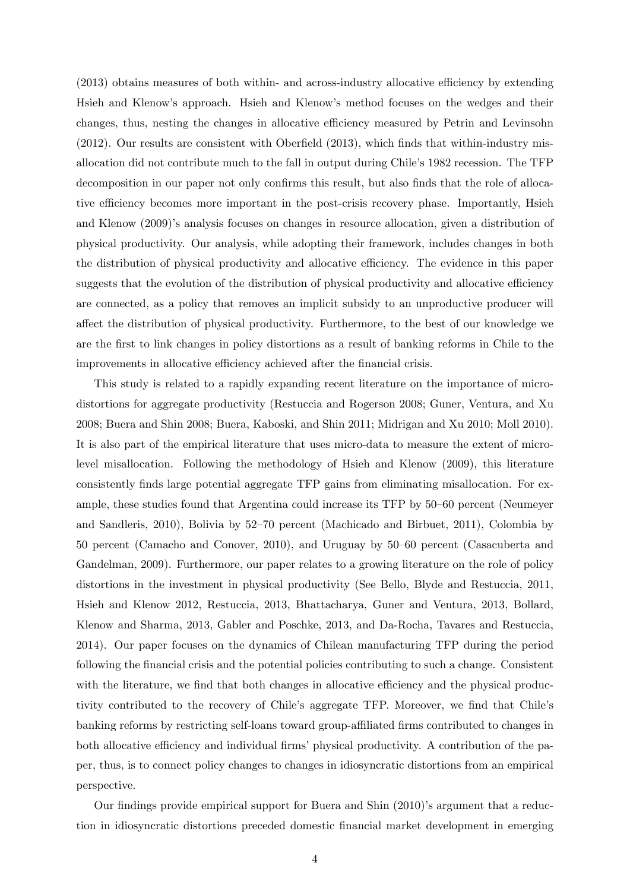(2013) obtains measures of both within- and across-industry allocative efficiency by extending Hsieh and Klenow's approach. Hsieh and Klenow's method focuses on the wedges and their changes, thus, nesting the changes in allocative efficiency measured by Petrin and Levinsohn (2012). Our results are consistent with Oberfield (2013), which finds that within-industry misallocation did not contribute much to the fall in output during Chile's 1982 recession. The TFP decomposition in our paper not only confirms this result, but also finds that the role of allocative efficiency becomes more important in the post-crisis recovery phase. Importantly, Hsieh and Klenow (2009)'s analysis focuses on changes in resource allocation, given a distribution of physical productivity. Our analysis, while adopting their framework, includes changes in both the distribution of physical productivity and allocative efficiency. The evidence in this paper suggests that the evolution of the distribution of physical productivity and allocative efficiency are connected, as a policy that removes an implicit subsidy to an unproductive producer will affect the distribution of physical productivity. Furthermore, to the best of our knowledge we are the first to link changes in policy distortions as a result of banking reforms in Chile to the improvements in allocative efficiency achieved after the financial crisis.

This study is related to a rapidly expanding recent literature on the importance of micro-distortions for aggregate productivity (Restuccia and Rogerson 2008; Guner, Ventura, and Xu 2008; Buera and Shin 2008; Buera, Kaboski, and Shin 2011; Midrigan and Xu 2010; Moll 2010). It is also part of the empirical literature that uses micro-data to measure the extent of micro-level misallocation. Following the methodology of Hsieh and Klenow (2009), this literature consistently finds large potential aggregate TFP gains from eliminating misallocation. For example, these studies found that Argentina could increase its TFP by 50–60 percent (Neumeyer and Sandleris, 2010), Bolivia by 52–70 percent (Machicado and Birbuet, 2011), Colombia by 50 percent (Camacho and Conover, 2010), and Uruguay by 50–60 percent (Casacuberta and Gandelman, 2009). Furthermore, our paper relates to a growing literature on the role of policy distortions in the investment in physical productivity (See Bello, Blyde and Restuccia, 2011, Hsieh and Klenow 2012, Restuccia, 2013, Bhattacharya, Guner and Ventura, 2013, Bollard, Klenow and Sharma, 2013, Gabler and Poschke, 2013, and Da-Rocha, Tavares and Restuccia, 2014). Our paper focuses on the dynamics of Chilean manufacturing TFP during the period following the financial crisis and the potential policies contributing to such a change. Consistent with the literature, we find that both changes in allocative efficiency and the physical productivity contributed to the recovery of Chile's aggregate TFP. Moreover, we find that Chile's banking reforms by restricting self-loans toward group-affiliated firms contributed to changes in both allocative efficiency and individual firms' physical productivity. A contribution of the paper, thus, is to connect policy changes to changes in idiosyncratic distortions from an empirical perspective.

Our findings provide empirical support for Buera and Shin (2010)'s argument that a reduction in idiosyncratic distortions preceded domestic financial market development in emerging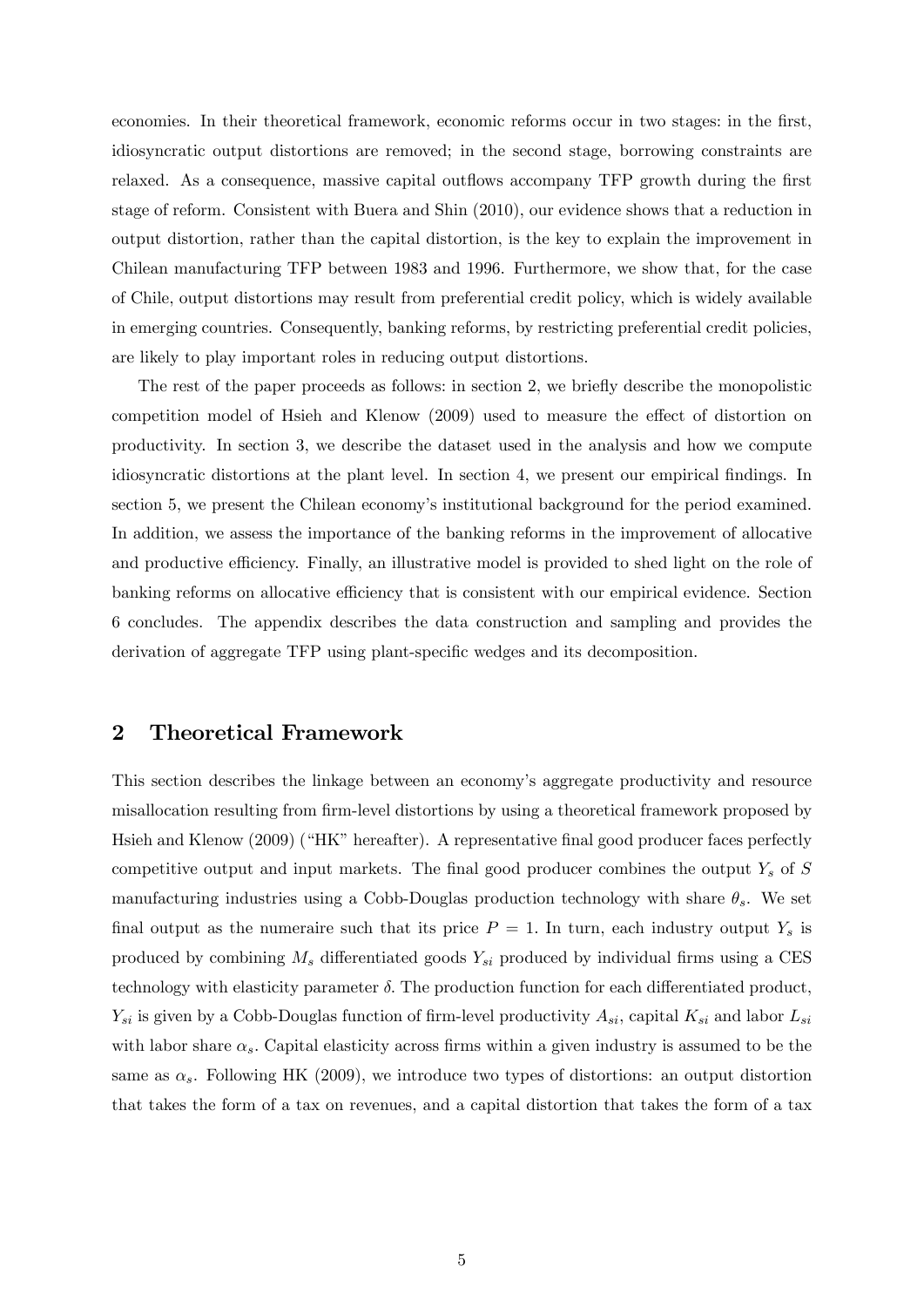economies. In their theoretical framework, economic reforms occur in two stages: in the first, idiosyncratic output distortions are removed; in the second stage, borrowing constraints are relaxed. As a consequence, massive capital outflows accompany TFP growth during the first stage of reform. Consistent with Buera and Shin (2010), our evidence shows that a reduction in output distortion, rather than the capital distortion, is the key to explain the improvement in Chilean manufacturing TFP between 1983 and 1996. Furthermore, we show that, for the case of Chile, output distortions may result from preferential credit policy, which is widely available in emerging countries. Consequently, banking reforms, by restricting preferential credit policies, are likely to play important roles in reducing output distortions.

The rest of the paper proceeds as follows: in section 2, we briefly describe the monopolistic competition model of Hsieh and Klenow (2009) used to measure the effect of distortion on productivity. In section 3, we describe the dataset used in the analysis and how we compute idiosyncratic distortions at the plant level. In section 4, we present our empirical findings. In section 5, we present the Chilean economy's institutional background for the period examined. In addition, we assess the importance of the banking reforms in the improvement of allocative and productive efficiency. Finally, an illustrative model is provided to shed light on the role of banking reforms on allocative efficiency that is consistent with our empirical evidence. Section 6 concludes. The appendix describes the data construction and sampling and provides the derivation of aggregate TFP using plant-specific wedges and its decomposition.

## 2 Theoretical Framework

This section describes the linkage between an economy's aggregate productivity and resource misallocation resulting from firm-level distortions by using a theoretical framework proposed by Hsieh and Klenow (2009) ("HK" hereafter). A representative final good producer faces perfectly competitive output and input markets. The final good producer combines the output $Y_s$ of $S$ manufacturing industries using a Cobb-Douglas production technology with share $\theta_s$. We set final output as the numeraire such that its price $P = 1$. In turn, each industry output $Y_s$ is produced by combining $M_s$ differentiated goods $Y_{si}$ produced by individual firms using a CES technology with elasticity parameter $\delta$. The production function for each differentiated product, $Y_{si}$ is given by a Cobb-Douglas function of firm-level productivity $A_{si}$, capital $K_{si}$ and labor $L_{si}$ with labor share $\alpha_s$. Capital elasticity across firms within a given industry is assumed to be the same as $\alpha_s$. Following HK (2009), we introduce two types of distortions: an output distortion that takes the form of a tax on revenues, and a capital distortion that takes the form of a tax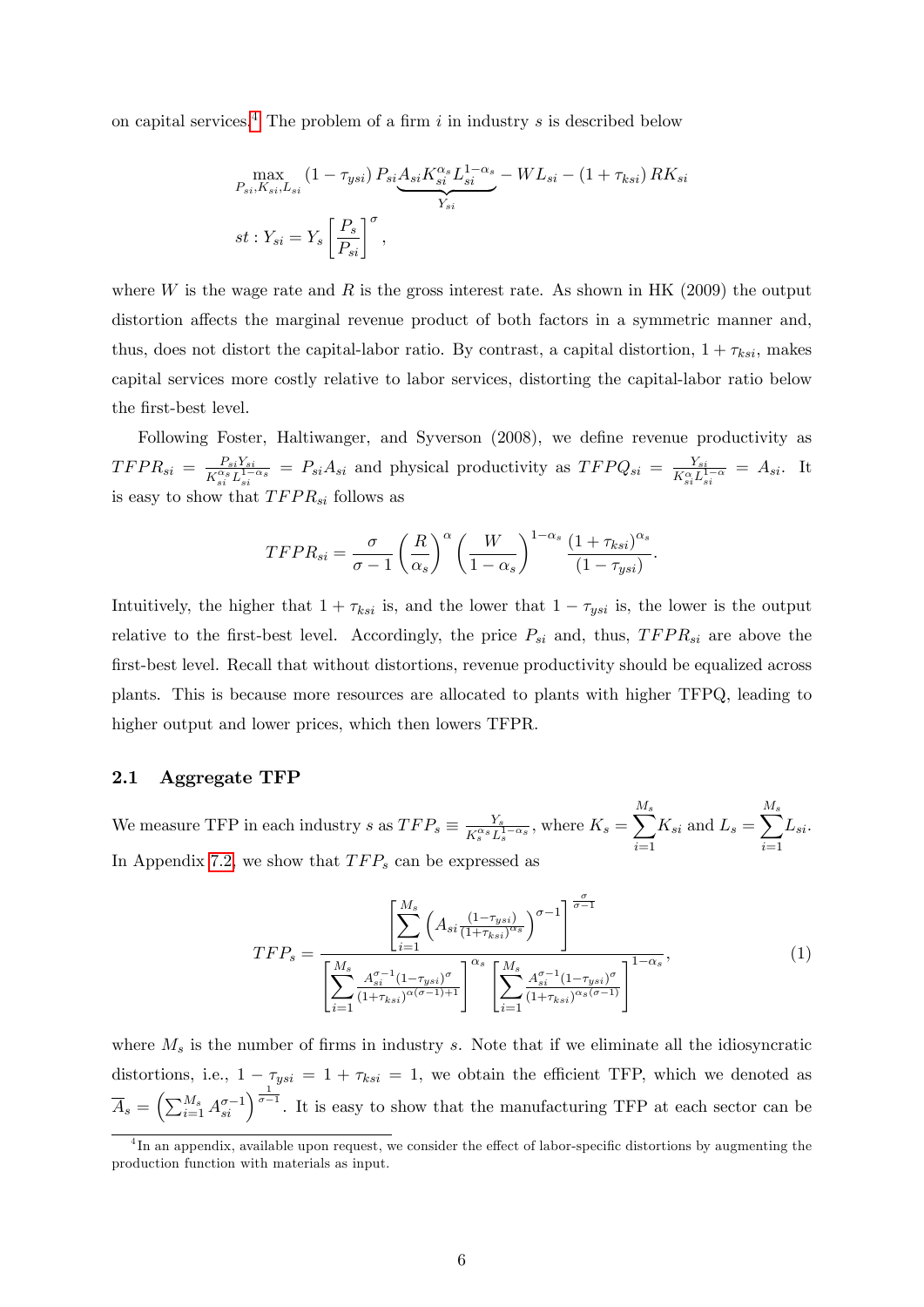on capital services.[4] The problem of a firm $i$ in industry $s$ is described below

$$\max_{P_{si},K_{si},L_{si}} (1-\tau_{ysi}) P_{si} \underbrace{A_{si} K_{si}^{\alpha_s} L_{si}^{1-\alpha_s}}_{Y_{si}} - W L_{si} - (1+\tau_{ksi}) R K_{si}$$

$$st: Y_{si} = Y_s \left[\frac{P_s}{P_{si}}\right]^{\sigma},$$

where $W$ is the wage rate and $R$ is the gross interest rate. As shown in HK (2009) the output distortion affects the marginal revenue product of both factors in a symmetric manner and, thus, does not distort the capital-labor ratio. By contrast, a capital distortion, $1+\tau_{ksi}$, makes capital services more costly relative to labor services, distorting the capital-labor ratio below the first-best level.

Following Foster, Haltiwanger, and Syverson (2008), we define revenue productivity as $TFPR_{si} = \frac{P_{si} Y_{si}}{K_{si}^{\alpha_s} L_{si}^{1-\alpha_s}} = P_{si} A_{si}$ and physical productivity as $TFPQ_{si} = \frac{Y_{si}}{K_{si}^{\alpha} L_{si}^{1-\alpha}} = A_{si}$. It is easy to show that $TFPR_{si}$ follows as

$$TFPR_{si} = \frac{\sigma}{\sigma-1} \left(\frac{R}{\alpha_s}\right)^{\alpha} \left(\frac{W}{1-\alpha_s}\right)^{1-\alpha_s} \frac{(1+\tau_{ksi})^{\alpha_s}}{(1-\tau_{ysi})}.$$

Intuitively, the higher that $1+\tau_{ksi}$ is, and the lower that $1-\tau_{ysi}$ is, the lower is the output relative to the first-best level. Accordingly, the price $P_{si}$ and, thus, $TFPR_{si}$ are above the first-best level. Recall that without distortions, revenue productivity should be equalized across plants. This is because more resources are allocated to plants with higher TFPQ, leading to higher output and lower prices, which then lowers TFPR.

## 2.1 Aggregate TFP

We measure TFP in each industry $s$ as $TFP_s \equiv \frac{Y_s}{K_s^{\alpha_s} L_s^{1-\alpha_s}}$, where $K_s = \sum_{i=1}^{M_s} K_{si}$ and $L_s = \sum_{i=1}^{M_s} L_{si}$. In Appendix 7.2, we show that $TFP_s$ can be expressed as

$$TFP_s = \frac{\left[\sum_{i=1}^{M_s} \left(A_{si} \frac{(1-\tau_{ysi})}{(1+\tau_{ksi})^{\alpha_s}}\right)^{\sigma-1}\right]^{\frac{\sigma}{\sigma-1}}}{\left[\sum_{i=1}^{M_s} \frac{A_{si}^{\sigma-1}(1-\tau_{ysi})^{\sigma}}{(1+\tau_{ksi})^{\alpha(\sigma-1)+1}}\right]^{\alpha_s} \left[\sum_{i=1}^{M_s} \frac{A_{si}^{\sigma-1}(1-\tau_{ysi})^{\sigma}}{(1+\tau_{ksi})^{\alpha_s(\sigma-1)}}\right]^{1-\alpha_s}}, \tag{1}$$

where $M_s$ is the number of firms in industry $s$. Note that if we eliminate all the idiosyncratic distortions, i.e., $1-\tau_{ysi} = 1+\tau_{ksi} = 1$, we obtain the efficient TFP, which we denoted as $\overline{A}_s = \left(\sum_{i=1}^{M_s} A_{si}^{\sigma-1}\right)^{\frac{1}{\sigma-1}}$. It is easy to show that the manufacturing TFP at each sector can be

[4] In an appendix, available upon request, we consider the effect of labor-specific distortions by augmenting the production function with materials as input.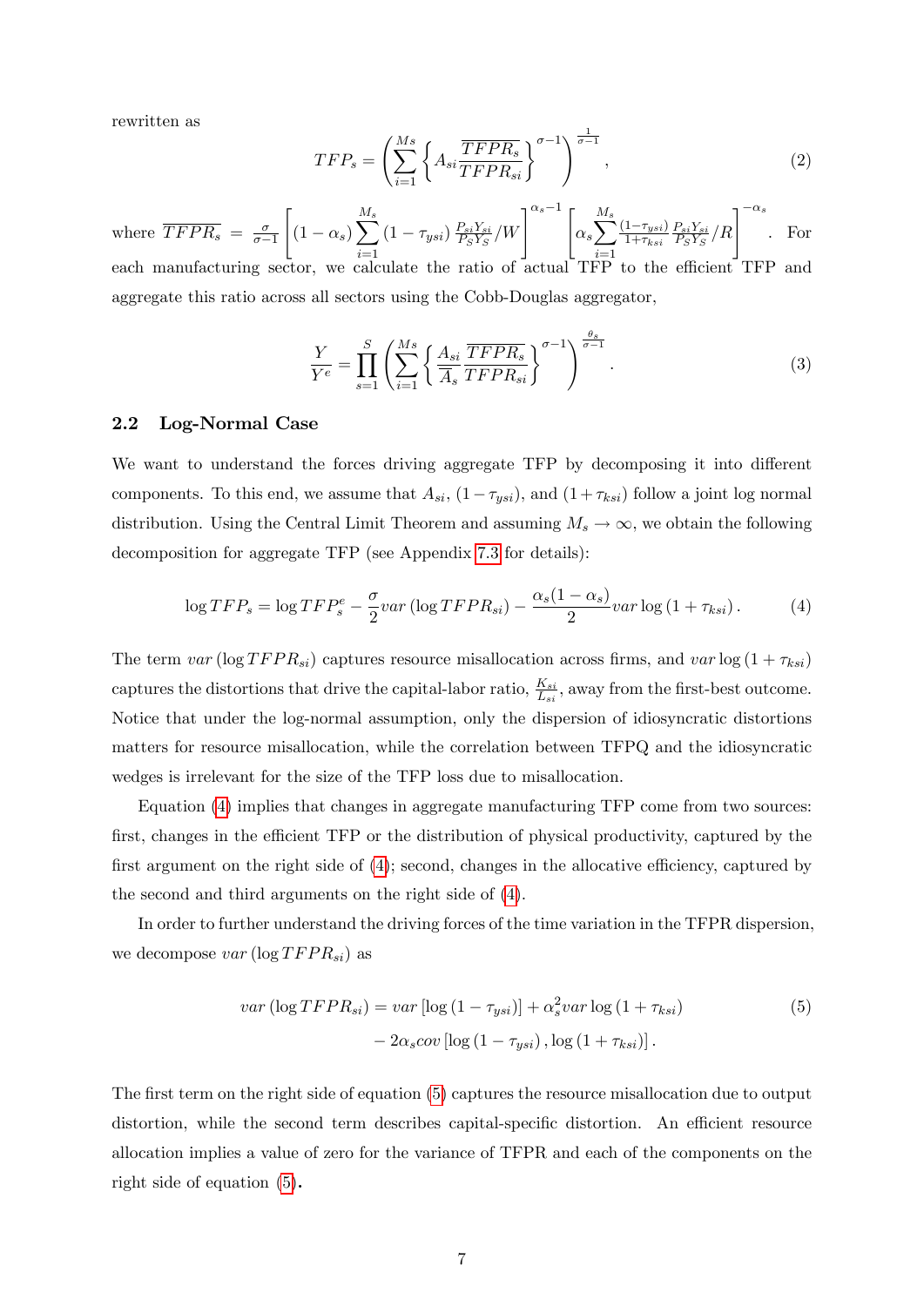rewritten as

$$TFP_s = \left( \sum_{i=1}^{Ms} \left\{ A_{si} \frac{\overline{TFPR}_s}{TFPR_{si}} \right\}^{\sigma-1} \right)^{\frac{1}{\sigma-1}}, \tag{2}$$

where $\overline{TFPR}_s = \frac{\sigma}{\sigma-1} \left[ (1-\alpha_s) \sum_{i=1}^{M_s} (1-\tau_{ysi}) \frac{P_{si}Y_{si}}{P_S Y_S} / W \right]^{\alpha_s - 1} \left[ \alpha_s \sum_{i=1}^{M_s} \frac{(1-\tau_{ysi})}{1+\tau_{ksi}} \frac{P_{si}Y_{si}}{P_S Y_S} / R \right]^{-\alpha_s}$. For each manufacturing sector, we calculate the ratio of actual TFP to the efficient TFP and aggregate this ratio across all sectors using the Cobb-Douglas aggregator,

$$\frac{Y}{Y^e} = \prod_{s=1}^{S} \left( \sum_{i=1}^{Ms} \left\{ \frac{A_{si}}{\overline{A}_s} \frac{\overline{TFPR}_s}{TFPR_{si}} \right\}^{\sigma-1} \right)^{\frac{\theta_s}{\sigma-1}}. \tag{3}$$

### 2.2 Log-Normal Case

We want to understand the forces driving aggregate TFP by decomposing it into different components. To this end, we assume that $A_{si}$, $(1-\tau_{ysi})$, and $(1+\tau_{ksi})$ follow a joint log normal distribution. Using the Central Limit Theorem and assuming $M_s \to \infty$, we obtain the following decomposition for aggregate TFP (see Appendix 7.3 for details):

$$\log TFP_s = \log TFP_s^e - \frac{\sigma}{2} var\left(\log TFPR_{si}\right) - \frac{\alpha_s(1-\alpha_s)}{2} var \log\left(1+\tau_{ksi}\right). \tag{4}$$

The term $var\left(\log TFPR_{si}\right)$ captures resource misallocation across firms, and $var \log\left(1+\tau_{ksi}\right)$ captures the distortions that drive the capital-labor ratio, $\frac{K_{si}}{L_{si}}$, away from the first-best outcome. Notice that under the log-normal assumption, only the dispersion of idiosyncratic distortions matters for resource misallocation, while the correlation between TFPQ and the idiosyncratic wedges is irrelevant for the size of the TFP loss due to misallocation.

Equation (4) implies that changes in aggregate manufacturing TFP come from two sources: first, changes in the efficient TFP or the distribution of physical productivity, captured by the first argument on the right side of (4); second, changes in the allocative efficiency, captured by the second and third arguments on the right side of (4).

In order to further understand the driving forces of the time variation in the TFPR dispersion, we decompose $var\left(\log TFPR_{si}\right)$ as

$$\begin{aligned} var\left(\log TFPR_{si}\right) = {} & var\left[\log\left(1-\tau_{ysi}\right)\right] + \alpha_s^2 var \log\left(1+\tau_{ksi}\right) \\ & - 2\alpha_s cov\left[\log\left(1-\tau_{ysi}\right), \log\left(1+\tau_{ksi}\right)\right]. \end{aligned} \tag{5}$$

The first term on the right side of equation (5) captures the resource misallocation due to output distortion, while the second term describes capital-specific distortion. An efficient resource allocation implies a value of zero for the variance of TFPR and each of the components on the right side of equation (5).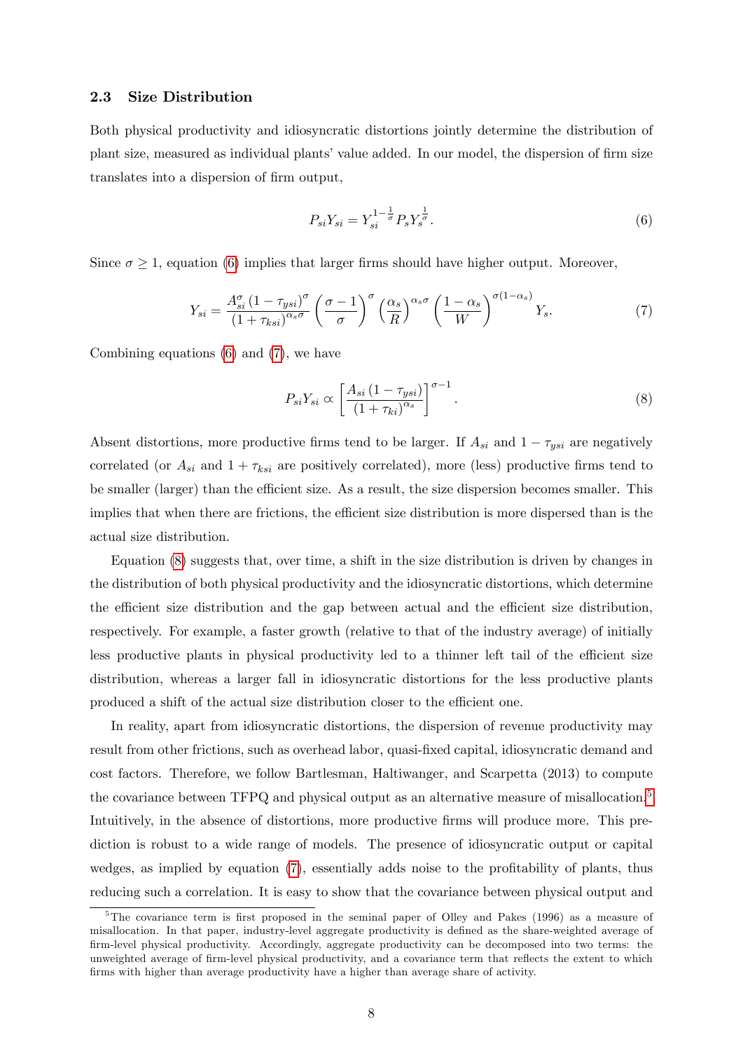### 2.3 Size Distribution

Both physical productivity and idiosyncratic distortions jointly determine the distribution of plant size, measured as individual plants' value added. In our model, the dispersion of firm size translates into a dispersion of firm output,

$$P_{si}Y_{si} = Y_{si}^{1-\frac{1}{\sigma}} P_s Y_s^{\frac{1}{\sigma}}. \tag{6}$$

Since $\sigma \geq 1$, equation (6) implies that larger firms should have higher output. Moreover,

$$Y_{si} = \frac{A_{si}^{\sigma}\left(1-\tau_{ysi}\right)^{\sigma}}{\left(1+\tau_{ksi}\right)^{\alpha_s\sigma}}\left(\frac{\sigma-1}{\sigma}\right)^{\sigma}\left(\frac{\alpha_s}{R}\right)^{\alpha_s\sigma}\left(\frac{1-\alpha_s}{W}\right)^{\sigma(1-\alpha_s)}Y_s. \tag{7}$$

Combining equations (6) and (7), we have

$$P_{si}Y_{si} \propto \left[\frac{A_{si}\left(1-\tau_{ysi}\right)}{\left(1+\tau_{ki}\right)^{\alpha_s}}\right]^{\sigma-1}. \tag{8}$$

Absent distortions, more productive firms tend to be larger. If $A_{si}$ and $1-\tau_{ysi}$ are negatively correlated (or $A_{si}$ and $1+\tau_{ksi}$ are positively correlated), more (less) productive firms tend to be smaller (larger) than the efficient size. As a result, the size dispersion becomes smaller. This implies that when there are frictions, the efficient size distribution is more dispersed than is the actual size distribution.

Equation (8) suggests that, over time, a shift in the size distribution is driven by changes in the distribution of both physical productivity and the idiosyncratic distortions, which determine the efficient size distribution and the gap between actual and the efficient size distribution, respectively. For example, a faster growth (relative to that of the industry average) of initially less productive plants in physical productivity led to a thinner left tail of the efficient size distribution, whereas a larger fall in idiosyncratic distortions for the less productive plants produced a shift of the actual size distribution closer to the efficient one.

In reality, apart from idiosyncratic distortions, the dispersion of revenue productivity may result from other frictions, such as overhead labor, quasi-fixed capital, idiosyncratic demand and cost factors. Therefore, we follow Bartlesman, Haltiwanger, and Scarpetta (2013) to compute the covariance between TFPQ and physical output as an alternative measure of misallocation.[5] Intuitively, in the absence of distortions, more productive firms will produce more. This prediction is robust to a wide range of models. The presence of idiosyncratic output or capital wedges, as implied by equation (7), essentially adds noise to the profitability of plants, thus reducing such a correlation. It is easy to show that the covariance between physical output and

[5] The covariance term is first proposed in the seminal paper of Olley and Pakes (1996) as a measure of misallocation. In that paper, industry-level aggregate productivity is defined as the share-weighted average of firm-level physical productivity. Accordingly, aggregate productivity can be decomposed into two terms: the unweighted average of firm-level physical productivity, and a covariance term that reflects the extent to which firms with higher than average productivity have a higher than average share of activity.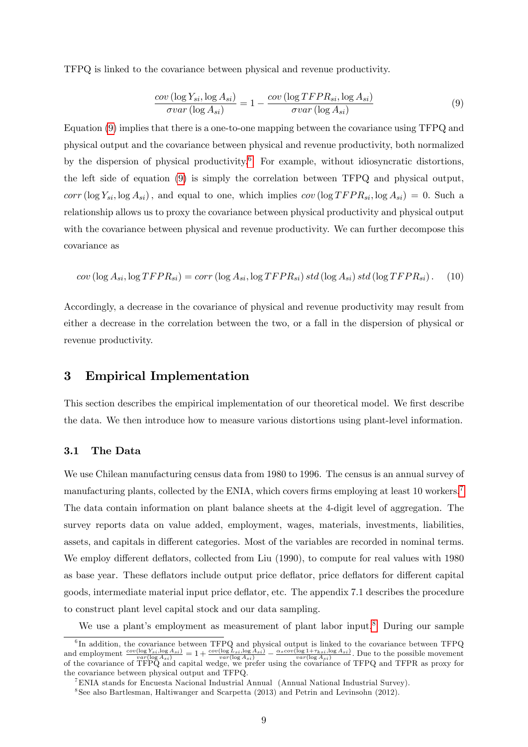TFPQ is linked to the covariance between physical and revenue productivity.

$$\frac{cov\left(\log Y_{si}, \log A_{si}\right)}{\sigma var\left(\log A_{si}\right)} = 1 - \frac{cov\left(\log TFPR_{si}, \log A_{si}\right)}{\sigma var\left(\log A_{si}\right)} \tag{9}$$

Equation (9) implies that there is a one-to-one mapping between the covariance using TFPQ and physical output and the covariance between physical and revenue productivity, both normalized by the dispersion of physical productivity.[6] For example, without idiosyncratic distortions, the left side of equation (9) is simply the correlation between TFPQ and physical output, $corr\left(\log Y_{si}, \log A_{si}\right)$, and equal to one, which implies $cov\left(\log TFPR_{si}, \log A_{si}\right) = 0$. Such a relationship allows us to proxy the covariance between physical productivity and physical output with the covariance between physical and revenue productivity. We can further decompose this covariance as

$$cov\left(\log A_{si}, \log TFPR_{si}\right) = corr\left(\log A_{si}, \log TFPR_{si}\right) std\left(\log A_{si}\right) std\left(\log TFPR_{si}\right). \tag{10}$$

Accordingly, a decrease in the covariance of physical and revenue productivity may result from either a decrease in the correlation between the two, or a fall in the dispersion of physical or revenue productivity.

## 3 Empirical Implementation

This section describes the empirical implementation of our theoretical model. We first describe the data. We then introduce how to measure various distortions using plant-level information.

### 3.1 The Data

We use Chilean manufacturing census data from 1980 to 1996. The census is an annual survey of manufacturing plants, collected by the ENIA, which covers firms employing at least 10 workers.[7] The data contain information on plant balance sheets at the 4-digit level of aggregation. The survey reports data on value added, employment, wages, materials, investments, liabilities, assets, and capitals in different categories. Most of the variables are recorded in nominal terms. We employ different deflators, collected from Liu (1990), to compute for real values with 1980 as base year. These deflators include output price deflator, price deflators for different capital goods, intermediate material input price deflator, etc. The appendix 7.1 describes the procedure to construct plant level capital stock and our data sampling.

We use a plant's employment as measurement of plant labor input.[8] During our sample

---

[6] In addition, the covariance between TFPQ and physical output is linked to the covariance between TFPQ and employment $\frac{cov(\log Y_{si}, \log A_{si})}{var(\log A_{si})} = 1 + \frac{cov(\log L_{si}, \log A_{si})}{var(\log A_{si})} - \frac{\alpha_s cov(\log 1+\tau_{ksi}, \log A_{si})}{var(\log A_{si})}$. Due to the possible movement of the covariance of TFPQ and capital wedge, we prefer using the covariance of TFPQ and TFPR as proxy for the covariance between physical output and TFPQ.

[7] ENIA stands for Encuesta Nacional Industrial Annual (Annual National Industrial Survey).

[8] See also Bartlesman, Haltiwanger and Scarpetta (2013) and Petrin and Levinsohn (2012).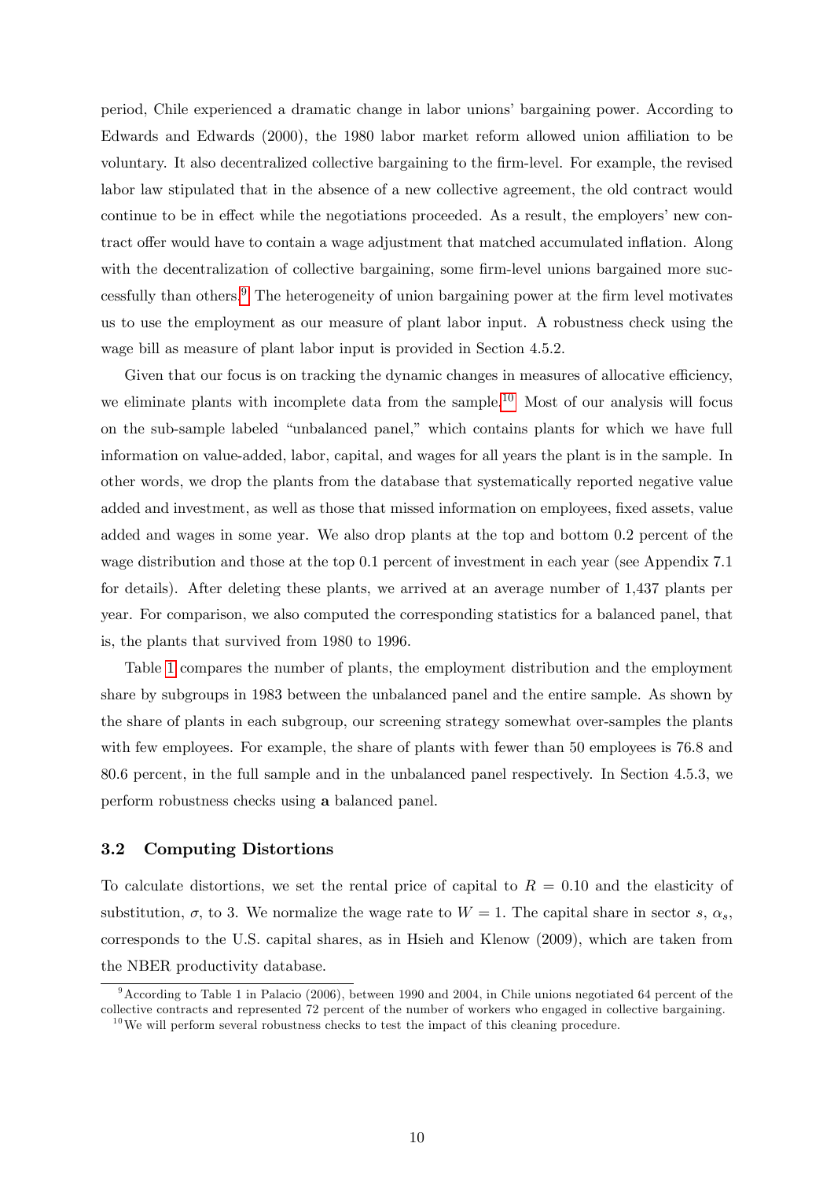period, Chile experienced a dramatic change in labor unions' bargaining power. According to Edwards and Edwards (2000), the 1980 labor market reform allowed union affiliation to be voluntary. It also decentralized collective bargaining to the firm-level. For example, the revised labor law stipulated that in the absence of a new collective agreement, the old contract would continue to be in effect while the negotiations proceeded. As a result, the employers' new contract offer would have to contain a wage adjustment that matched accumulated inflation. Along with the decentralization of collective bargaining, some firm-level unions bargained more successfully than others.[9] The heterogeneity of union bargaining power at the firm level motivates us to use the employment as our measure of plant labor input. A robustness check using the wage bill as measure of plant labor input is provided in Section 4.5.2.

Given that our focus is on tracking the dynamic changes in measures of allocative efficiency, we eliminate plants with incomplete data from the sample.[10] Most of our analysis will focus on the sub-sample labeled "unbalanced panel," which contains plants for which we have full information on value-added, labor, capital, and wages for all years the plant is in the sample. In other words, we drop the plants from the database that systematically reported negative value added and investment, as well as those that missed information on employees, fixed assets, value added and wages in some year. We also drop plants at the top and bottom 0.2 percent of the wage distribution and those at the top 0.1 percent of investment in each year (see Appendix 7.1 for details). After deleting these plants, we arrived at an average number of 1,437 plants per year. For comparison, we also computed the corresponding statistics for a balanced panel, that is, the plants that survived from 1980 to 1996.

Table 1 compares the number of plants, the employment distribution and the employment share by subgroups in 1983 between the unbalanced panel and the entire sample. As shown by the share of plants in each subgroup, our screening strategy somewhat over-samples the plants with few employees. For example, the share of plants with fewer than 50 employees is 76.8 and 80.6 percent, in the full sample and in the unbalanced panel respectively. In Section 4.5.3, we perform robustness checks using **a** balanced panel.

### 3.2 Computing Distortions

To calculate distortions, we set the rental price of capital to $R = 0.10$ and the elasticity of substitution, $\sigma$, to 3. We normalize the wage rate to $W = 1$. The capital share in sector $s$, $\alpha_s$, corresponds to the U.S. capital shares, as in Hsieh and Klenow (2009), which are taken from the NBER productivity database.

[9] According to Table 1 in Palacio (2006), between 1990 and 2004, in Chile unions negotiated 64 percent of the collective contracts and represented 72 percent of the number of workers who engaged in collective bargaining.

[10] We will perform several robustness checks to test the impact of this cleaning procedure.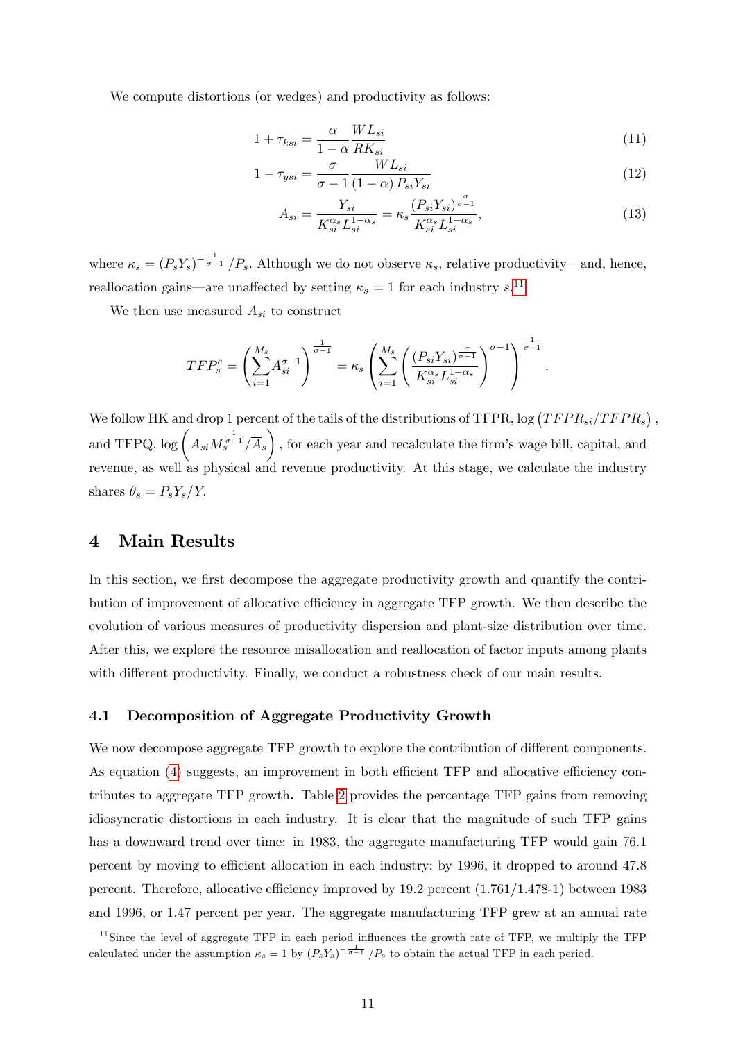We compute distortions (or wedges) and productivity as follows:

$$1 + \tau_{ksi} = \frac{\alpha}{1-\alpha} \frac{WL_{si}}{RK_{si}} \tag{11}$$

$$1 - \tau_{ysi} = \frac{\sigma}{\sigma - 1} \frac{WL_{si}}{(1-\alpha) P_{si} Y_{si}} \tag{12}$$

$$A_{si} = \frac{Y_{si}}{K_{si}^{\alpha_s} L_{si}^{1-\alpha_s}} = \kappa_s \frac{(P_{si} Y_{si})^{\frac{\sigma}{\sigma-1}}}{K_{si}^{\alpha_s} L_{si}^{1-\alpha_s}}, \tag{13}$$

where $\kappa_s = (P_s Y_s)^{-\frac{1}{\sigma-1}} / P_s$. Although we do not observe $\kappa_s$, relative productivity—and, hence, reallocation gains—are unaffected by setting $\kappa_s = 1$ for each industry $s$.[11]

We then use measured $A_{si}$ to construct

$$TFP_s^e = \left( \sum_{i=1}^{M_s} A_{si}^{\sigma-1} \right)^{\frac{1}{\sigma-1}} = \kappa_s \left( \sum_{i=1}^{M_s} \left( \frac{(P_{si} Y_{si})^{\frac{\sigma}{\sigma-1}}}{K_{si}^{\alpha_s} L_{si}^{1-\alpha_s}} \right)^{\sigma-1} \right)^{\frac{1}{\sigma-1}}.$$

We follow HK and drop 1 percent of the tails of the distributions of TFPR, $\log\left(TFPR_{si}/\overline{TFPR}_s\right)$, and TFPQ, $\log\left(A_{si} M_s^{\frac{1}{\sigma-1}} / \overline{A}_s\right)$, for each year and recalculate the firm's wage bill, capital, and revenue, as well as physical and revenue productivity. At this stage, we calculate the industry shares $\theta_s = P_s Y_s / Y$.

# 4 Main Results

In this section, we first decompose the aggregate productivity growth and quantify the contribution of improvement of allocative efficiency in aggregate TFP growth. We then describe the evolution of various measures of productivity dispersion and plant-size distribution over time. After this, we explore the resource misallocation and reallocation of factor inputs among plants with different productivity. Finally, we conduct a robustness check of our main results.

## 4.1 Decomposition of Aggregate Productivity Growth

We now decompose aggregate TFP growth to explore the contribution of different components. As equation (4) suggests, an improvement in both efficient TFP and allocative efficiency contributes to aggregate TFP growth**.** Table 2 provides the percentage TFP gains from removing idiosyncratic distortions in each industry. It is clear that the magnitude of such TFP gains has a downward trend over time: in 1983, the aggregate manufacturing TFP would gain 76.1 percent by moving to efficient allocation in each industry; by 1996, it dropped to around 47.8 percent. Therefore, allocative efficiency improved by 19.2 percent (1.761/1.478-1) between 1983 and 1996, or 1.47 percent per year. The aggregate manufacturing TFP grew at an annual rate

[11] Since the level of aggregate TFP in each period influences the growth rate of TFP, we multiply the TFP calculated under the assumption $\kappa_s = 1$ by $(P_s Y_s)^{-\frac{1}{\sigma-1}} / P_s$ to obtain the actual TFP in each period.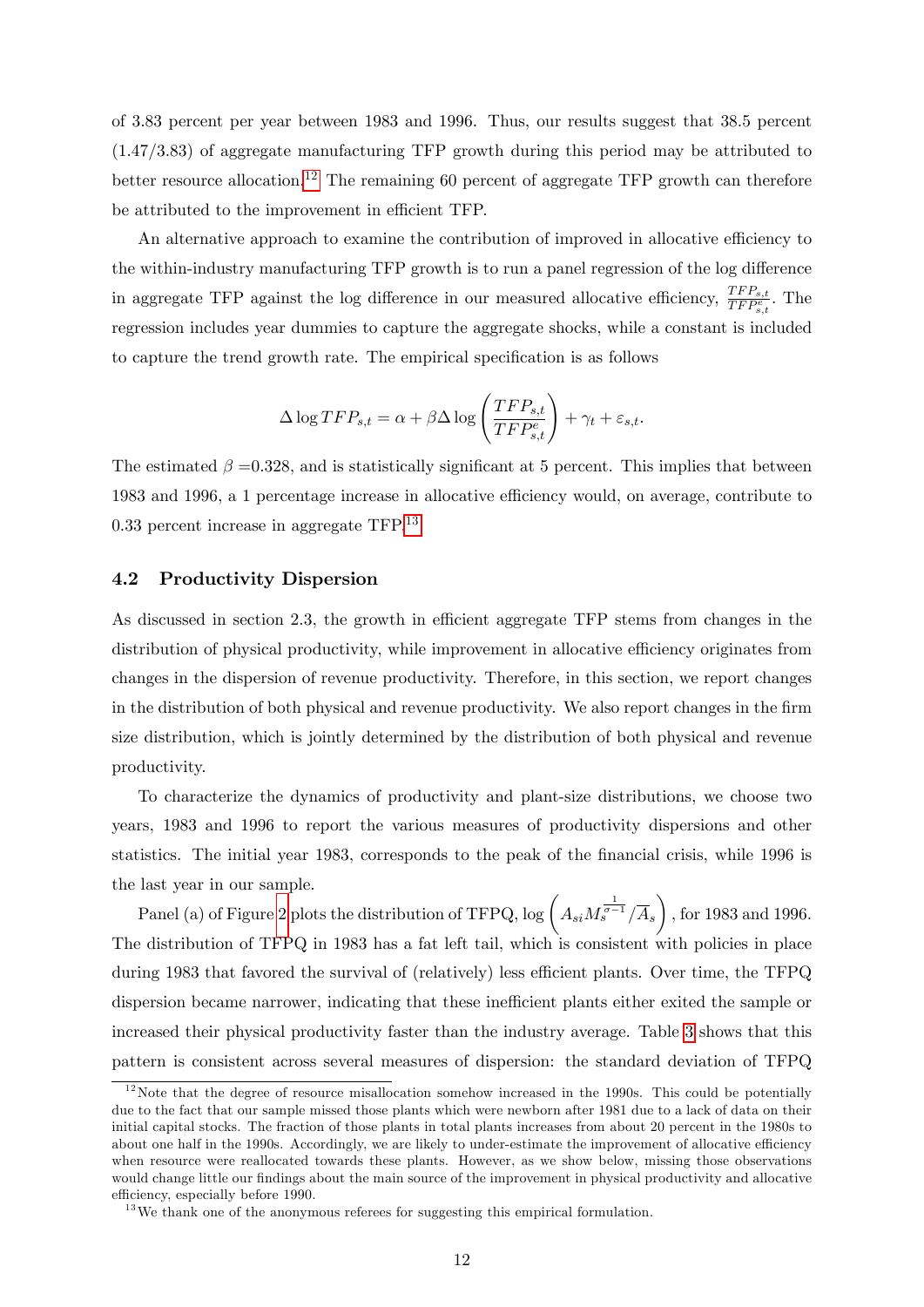of 3.83 percent per year between 1983 and 1996. Thus, our results suggest that 38.5 percent (1.47/3.83) of aggregate manufacturing TFP growth during this period may be attributed to better resource allocation.[12] The remaining 60 percent of aggregate TFP growth can therefore be attributed to the improvement in efficient TFP.

An alternative approach to examine the contribution of improved in allocative efficiency to the within-industry manufacturing TFP growth is to run a panel regression of the log difference in aggregate TFP against the log difference in our measured allocative efficiency, $\frac{TFP_{s,t}}{TFP^{e}_{s,t}}$. The regression includes year dummies to capture the aggregate shocks, while a constant is included to capture the trend growth rate. The empirical specification is as follows

$$\Delta \log TFP_{s,t} = \alpha + \beta \Delta \log \left( \frac{TFP_{s,t}}{TFP^{e}_{s,t}} \right) + \gamma_t + \varepsilon_{s,t}.$$

The estimated $\beta$ =0.328, and is statistically significant at 5 percent. This implies that between 1983 and 1996, a 1 percentage increase in allocative efficiency would, on average, contribute to 0.33 percent increase in aggregate TFP.[13]

### 4.2 Productivity Dispersion

As discussed in section 2.3, the growth in efficient aggregate TFP stems from changes in the distribution of physical productivity, while improvement in allocative efficiency originates from changes in the dispersion of revenue productivity. Therefore, in this section, we report changes in the distribution of both physical and revenue productivity. We also report changes in the firm size distribution, which is jointly determined by the distribution of both physical and revenue productivity.

To characterize the dynamics of productivity and plant-size distributions, we choose two years, 1983 and 1996 to report the various measures of productivity dispersions and other statistics. The initial year 1983, corresponds to the peak of the financial crisis, while 1996 is the last year in our sample.

Panel (a) of Figure 2 plots the distribution of TFPQ, $\log \left( A_{si} M_s^{\frac{1}{\sigma - 1}} / \overline{A}_s \right)$, for 1983 and 1996. The distribution of TFPQ in 1983 has a fat left tail, which is consistent with policies in place during 1983 that favored the survival of (relatively) less efficient plants. Over time, the TFPQ dispersion became narrower, indicating that these inefficient plants either exited the sample or increased their physical productivity faster than the industry average. Table 3 shows that this pattern is consistent across several measures of dispersion: the standard deviation of TFPQ

[12] Note that the degree of resource misallocation somehow increased in the 1990s. This could be potentially due to the fact that our sample missed those plants which were newborn after 1981 due to a lack of data on their initial capital stocks. The fraction of those plants in total plants increases from about 20 percent in the 1980s to about one half in the 1990s. Accordingly, we are likely to under-estimate the improvement of allocative efficiency when resource were reallocated towards these plants. However, as we show below, missing those observations would change little our findings about the main source of the improvement in physical productivity and allocative efficiency, especially before 1990.

[13] We thank one of the anonymous referees for suggesting this empirical formulation.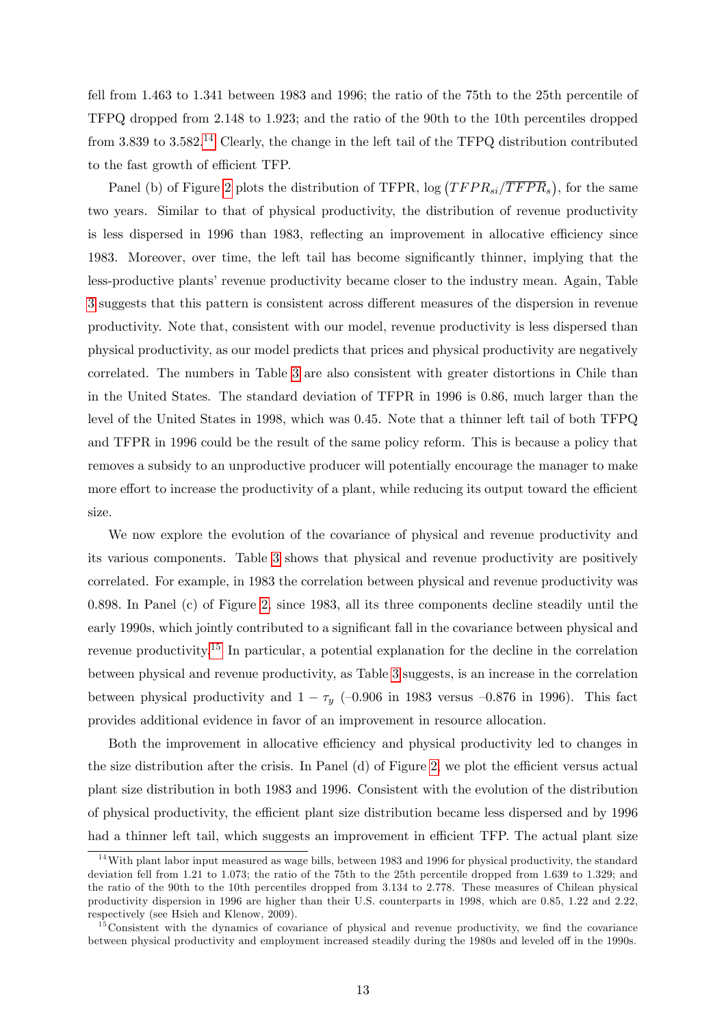fell from 1.463 to 1.341 between 1983 and 1996; the ratio of the 75th to the 25th percentile of TFPQ dropped from 2.148 to 1.923; and the ratio of the 90th to the 10th percentiles dropped from 3.839 to 3.582.[14] Clearly, the change in the left tail of the TFPQ distribution contributed to the fast growth of efficient TFP.

Panel (b) of Figure 2 plots the distribution of TFPR, $\log\left(TFPR_{si}/\overline{TFPR}_s\right)$, for the same two years. Similar to that of physical productivity, the distribution of revenue productivity is less dispersed in 1996 than 1983, reflecting an improvement in allocative efficiency since 1983. Moreover, over time, the left tail has become significantly thinner, implying that the less-productive plants' revenue productivity became closer to the industry mean. Again, Table 3 suggests that this pattern is consistent across different measures of the dispersion in revenue productivity. Note that, consistent with our model, revenue productivity is less dispersed than physical productivity, as our model predicts that prices and physical productivity are negatively correlated. The numbers in Table 3 are also consistent with greater distortions in Chile than in the United States. The standard deviation of TFPR in 1996 is 0.86, much larger than the level of the United States in 1998, which was 0.45. Note that a thinner left tail of both TFPQ and TFPR in 1996 could be the result of the same policy reform. This is because a policy that removes a subsidy to an unproductive producer will potentially encourage the manager to make more effort to increase the productivity of a plant, while reducing its output toward the efficient size.

We now explore the evolution of the covariance of physical and revenue productivity and its various components. Table 3 shows that physical and revenue productivity are positively correlated. For example, in 1983 the correlation between physical and revenue productivity was 0.898. In Panel (c) of Figure 2, since 1983, all its three components decline steadily until the early 1990s, which jointly contributed to a significant fall in the covariance between physical and revenue productivity.[15] In particular, a potential explanation for the decline in the correlation between physical and revenue productivity, as Table 3 suggests, is an increase in the correlation between physical productivity and $1 - \tau_y$ (–0.906 in 1983 versus –0.876 in 1996). This fact provides additional evidence in favor of an improvement in resource allocation.

Both the improvement in allocative efficiency and physical productivity led to changes in the size distribution after the crisis. In Panel (d) of Figure 2, we plot the efficient versus actual plant size distribution in both 1983 and 1996. Consistent with the evolution of the distribution of physical productivity, the efficient plant size distribution became less dispersed and by 1996 had a thinner left tail, which suggests an improvement in efficient TFP. The actual plant size

[14] With plant labor input measured as wage bills, between 1983 and 1996 for physical productivity, the standard deviation fell from 1.21 to 1.073; the ratio of the 75th to the 25th percentile dropped from 1.639 to 1.329; and the ratio of the 90th to the 10th percentiles dropped from 3.134 to 2.778. These measures of Chilean physical productivity dispersion in 1996 are higher than their U.S. counterparts in 1998, which are 0.85, 1.22 and 2.22, respectively (see Hsieh and Klenow, 2009).

[15] Consistent with the dynamics of covariance of physical and revenue productivity, we find the covariance between physical productivity and employment increased steadily during the 1980s and leveled off in the 1990s.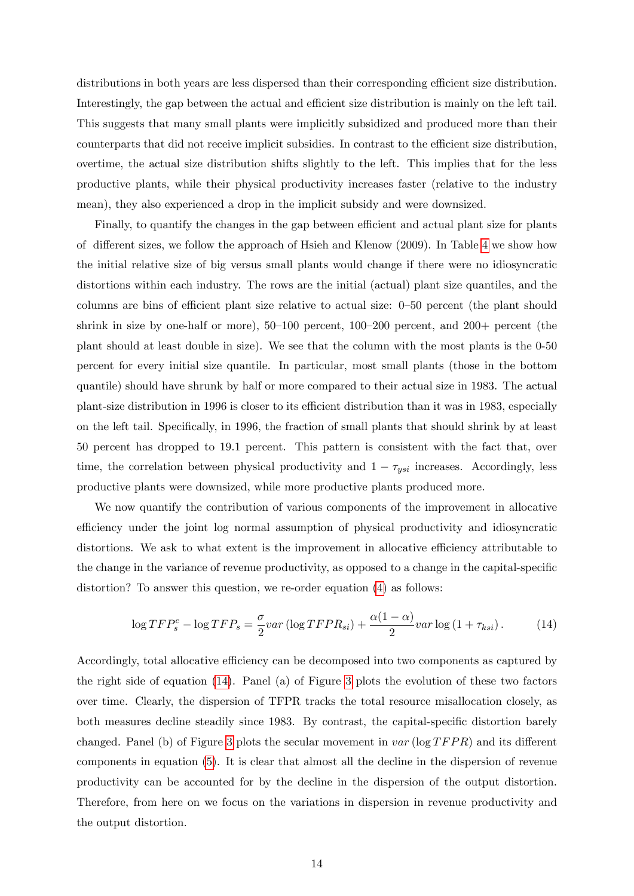distributions in both years are less dispersed than their corresponding efficient size distribution. Interestingly, the gap between the actual and efficient size distribution is mainly on the left tail. This suggests that many small plants were implicitly subsidized and produced more than their counterparts that did not receive implicit subsidies. In contrast to the efficient size distribution, overtime, the actual size distribution shifts slightly to the left. This implies that for the less productive plants, while their physical productivity increases faster (relative to the industry mean), they also experienced a drop in the implicit subsidy and were downsized.

Finally, to quantify the changes in the gap between efficient and actual plant size for plants of different sizes, we follow the approach of Hsieh and Klenow (2009). In Table 4 we show how the initial relative size of big versus small plants would change if there were no idiosyncratic distortions within each industry. The rows are the initial (actual) plant size quantiles, and the columns are bins of efficient plant size relative to actual size: 0–50 percent (the plant should shrink in size by one-half or more), 50–100 percent, 100–200 percent, and 200+ percent (the plant should at least double in size). We see that the column with the most plants is the 0-50 percent for every initial size quantile. In particular, most small plants (those in the bottom quantile) should have shrunk by half or more compared to their actual size in 1983. The actual plant-size distribution in 1996 is closer to its efficient distribution than it was in 1983, especially on the left tail. Specifically, in 1996, the fraction of small plants that should shrink by at least 50 percent has dropped to 19.1 percent. This pattern is consistent with the fact that, over time, the correlation between physical productivity and $1 - \tau_{ysi}$ increases. Accordingly, less productive plants were downsized, while more productive plants produced more.

We now quantify the contribution of various components of the improvement in allocative efficiency under the joint log normal assumption of physical productivity and idiosyncratic distortions. We ask to what extent is the improvement in allocative efficiency attributable to the change in the variance of revenue productivity, as opposed to a change in the capital-specific distortion? To answer this question, we re-order equation (4) as follows:

$$\log TFP_s^e - \log TFP_s = \frac{\sigma}{2} var\left(\log TFPR_{si}\right) + \frac{\alpha(1-\alpha)}{2} var \log\left(1 + \tau_{ksi}\right). \tag{14}$$

Accordingly, total allocative efficiency can be decomposed into two components as captured by the right side of equation (14). Panel (a) of Figure 3 plots the evolution of these two factors over time. Clearly, the dispersion of TFPR tracks the total resource misallocation closely, as both measures decline steadily since 1983. By contrast, the capital-specific distortion barely changed. Panel (b) of Figure 3 plots the secular movement in $var\left(\log TFPR\right)$ and its different components in equation (5). It is clear that almost all the decline in the dispersion of revenue productivity can be accounted for by the decline in the dispersion of the output distortion. Therefore, from here on we focus on the variations in dispersion in revenue productivity and the output distortion.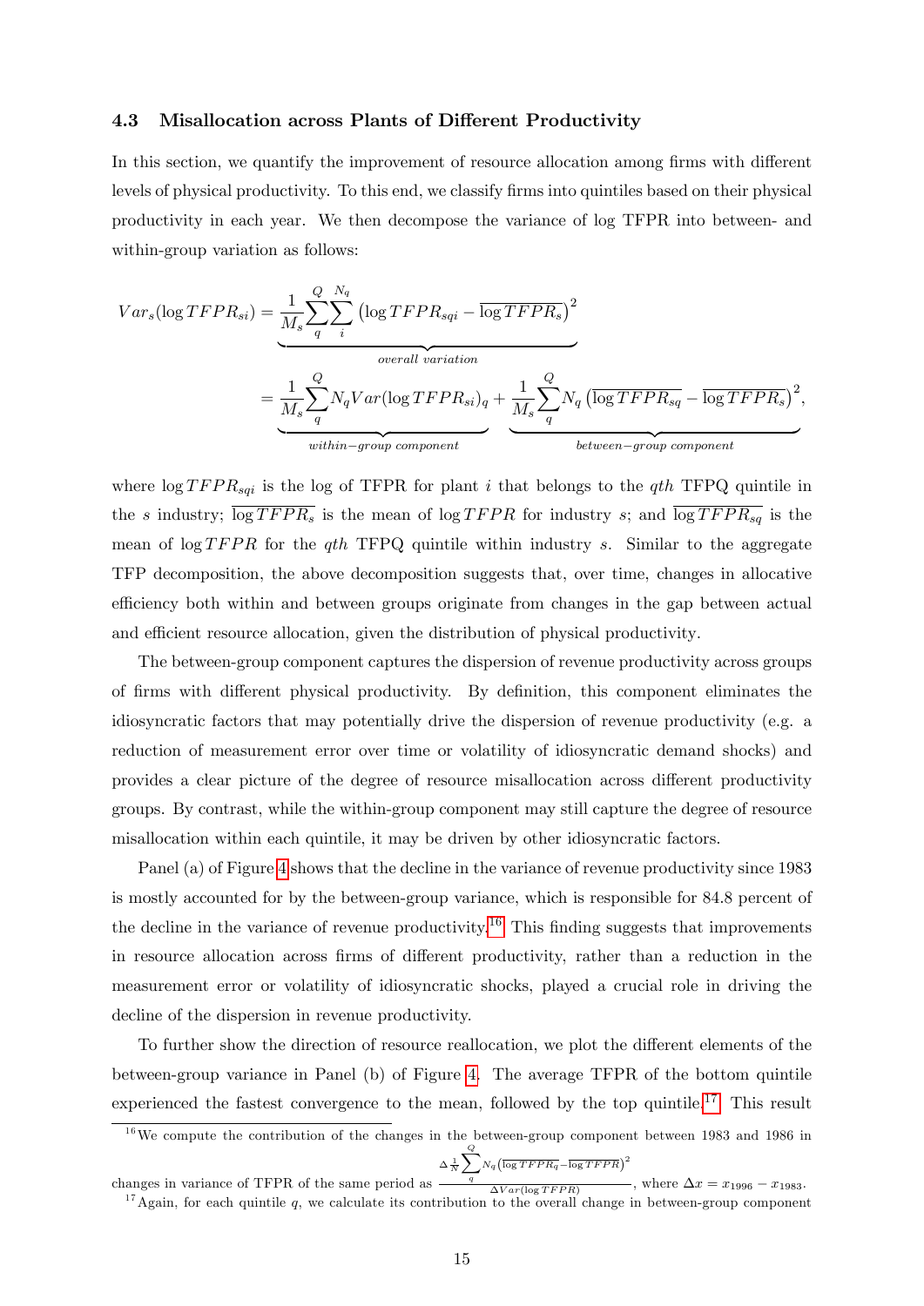### 4.3 Misallocation across Plants of Different Productivity

In this section, we quantify the improvement of resource allocation among firms with different levels of physical productivity. To this end, we classify firms into quintiles based on their physical productivity in each year. We then decompose the variance of log TFPR into between- and within-group variation as follows:

$$
\begin{aligned}
Var_s(\log TFPR_{si}) &= \underbrace{\frac{1}{M_s}\sum_{q}^{Q}\sum_{i}^{N_q}\left(\log TFPR_{sqi} - \overline{\log TFPR_s}\right)^2}_{overall\ variation} \\
&= \underbrace{\frac{1}{M_s}\sum_{q}^{Q} N_q Var(\log TFPR_{si})_q}_{within-group\ component} + \underbrace{\frac{1}{M_s}\sum_{q}^{Q} N_q\left(\overline{\log TFPR_{sq}} - \overline{\log TFPR_s}\right)^2}_{between-group\ component},
\end{aligned}
$$

where $\log TFPR_{sqi}$ is the log of TFPR for plant $i$ that belongs to the $qth$ TFPQ quintile in the $s$ industry; $\overline{\log TFPR_s}$ is the mean of $\log TFPR$ for industry $s$; and $\overline{\log TFPR_{sq}}$ is the mean of $\log TFPR$ for the $qth$ TFPQ quintile within industry $s$. Similar to the aggregate TFP decomposition, the above decomposition suggests that, over time, changes in allocative efficiency both within and between groups originate from changes in the gap between actual and efficient resource allocation, given the distribution of physical productivity.

The between-group component captures the dispersion of revenue productivity across groups of firms with different physical productivity. By definition, this component eliminates the idiosyncratic factors that may potentially drive the dispersion of revenue productivity (e.g. a reduction of measurement error over time or volatility of idiosyncratic demand shocks) and provides a clear picture of the degree of resource misallocation across different productivity groups. By contrast, while the within-group component may still capture the degree of resource misallocation within each quintile, it may be driven by other idiosyncratic factors.

Panel (a) of Figure 4 shows that the decline in the variance of revenue productivity since 1983 is mostly accounted for by the between-group variance, which is responsible for 84.8 percent of the decline in the variance of revenue productivity.[16] This finding suggests that improvements in resource allocation across firms of different productivity, rather than a reduction in the measurement error or volatility of idiosyncratic shocks, played a crucial role in driving the decline of the dispersion in revenue productivity.

To further show the direction of resource reallocation, we plot the different elements of the between-group variance in Panel (b) of Figure 4. The average TFPR of the bottom quintile experienced the fastest convergence to the mean, followed by the top quintile.[17] This result

[16] We compute the contribution of the changes in the between-group component between 1983 and 1986 in changes in variance of TFPR of the same period as $\frac{\Delta \frac{1}{N}\sum_{q}^{Q} N_q\left(\overline{\log TFPR_q} - \overline{\log TFPR}\right)^2}{\Delta Var(\log TFPR)}$, where $\Delta x = x_{1996} - x_{1983}$.

[17] Again, for each quintile $q$, we calculate its contribution to the overall change in between-group component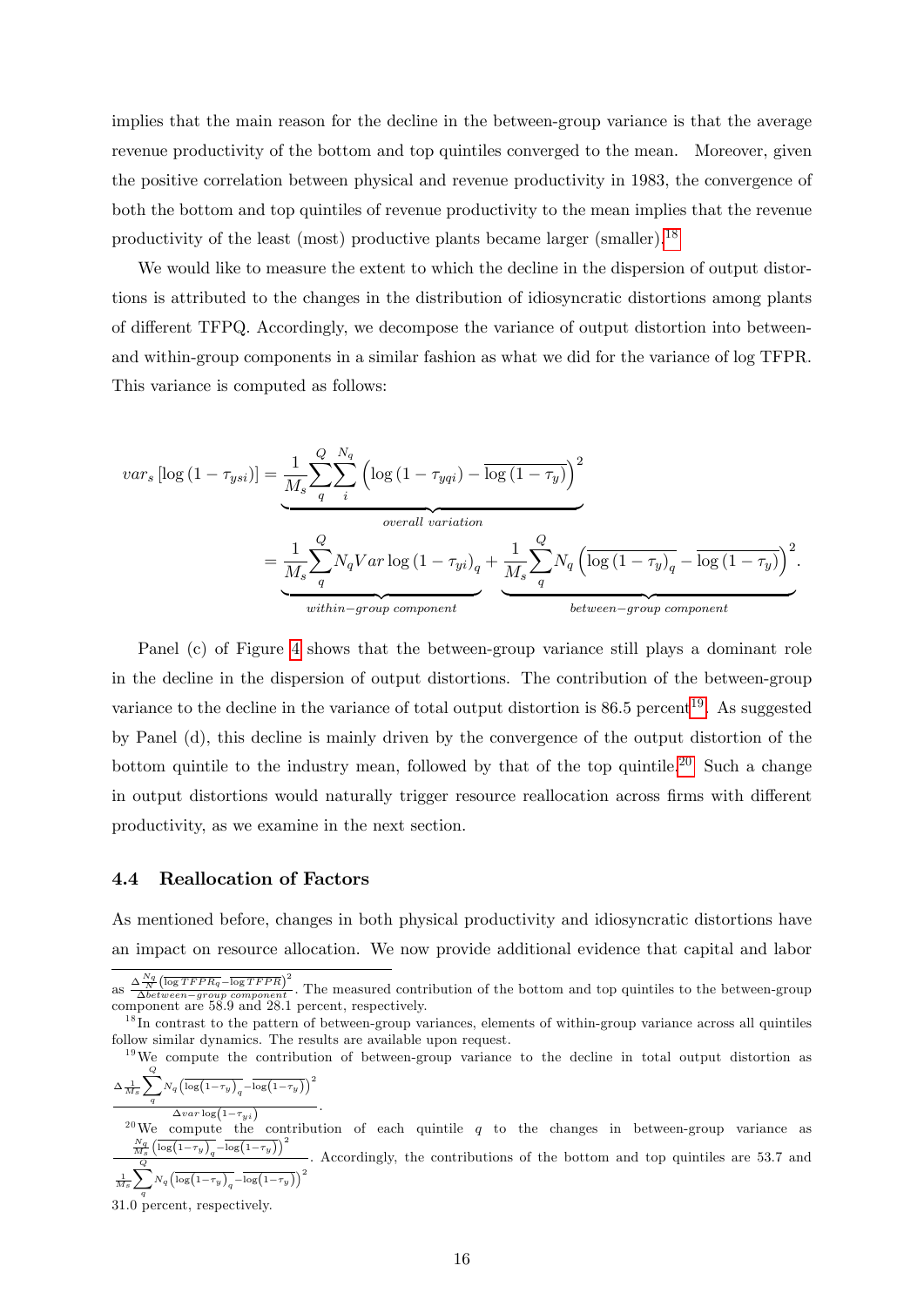implies that the main reason for the decline in the between-group variance is that the average revenue productivity of the bottom and top quintiles converged to the mean. Moreover, given the positive correlation between physical and revenue productivity in 1983, the convergence of both the bottom and top quintiles of revenue productivity to the mean implies that the revenue productivity of the least (most) productive plants became larger (smaller).[18]

We would like to measure the extent to which the decline in the dispersion of output distortions is attributed to the changes in the distribution of idiosyncratic distortions among plants of different TFPQ. Accordingly, we decompose the variance of output distortion into between- and within-group components in a similar fashion as what we did for the variance of log TFPR. This variance is computed as follows:

$$
\begin{aligned}
var_s\left[\log\left(1-\tau_{ysi}\right)\right] &= \underbrace{\frac{1}{M_s}\sum_{q}^{Q}\sum_{i}^{N_q}\left(\log\left(1-\tau_{yqi}\right)-\overline{\log\left(1-\tau_y\right)}\right)^2}_{overall\ variation} \\
&= \underbrace{\frac{1}{M_s}\sum_{q}^{Q}N_q Var\log\left(1-\tau_{yi}\right)_q}_{within-group\ component} + \underbrace{\frac{1}{M_s}\sum_{q}^{Q}N_q\left(\overline{\log\left(1-\tau_y\right)_q}-\overline{\log\left(1-\tau_y\right)}\right)^2}_{between-group\ component}.
\end{aligned}
$$

Panel (c) of Figure 4 shows that the between-group variance still plays a dominant role in the decline in the dispersion of output distortions. The contribution of the between-group variance to the decline in the variance of total output distortion is 86.5 percent[19]. As suggested by Panel (d), this decline is mainly driven by the convergence of the output distortion of the bottom quintile to the industry mean, followed by that of the top quintile.[20] Such a change in output distortions would naturally trigger resource reallocation across firms with different productivity, as we examine in the next section.

### 4.4 Reallocation of Factors

As mentioned before, changes in both physical productivity and idiosyncratic distortions have an impact on resource allocation. We now provide additional evidence that capital and labor

---

as $\frac{\Delta\frac{N_q}{N}\left(\overline{\log TFPR_q}-\overline{\log TFPR}\right)^2}{\Delta between-group\ component}$. The measured contribution of the bottom and top quintiles to the between-group component are 58.9 and 28.1 percent, respectively.

[18] In contrast to the pattern of between-group variances, elements of within-group variance across all quintiles follow similar dynamics. The results are available upon request.

[19] We compute the contribution of between-group variance to the decline in total output distortion as $\frac{\Delta\frac{1}{M_s}\sum_{q}^{Q}N_q\left(\overline{\log\left(1-\tau_y\right)_q}-\overline{\log\left(1-\tau_y\right)}\right)^2}{\Delta var\log\left(1-\tau_{yi}\right)}$.

[20] We compute the contribution of each quintile $q$ to the changes in between-group variance as $\frac{\frac{N_q}{M_s}\left(\overline{\log\left(1-\tau_y\right)_q}-\overline{\log\left(1-\tau_y\right)}\right)^2}{\frac{1}{M_s}\sum_{q}^{Q}N_q\left(\overline{\log\left(1-\tau_y\right)_q}-\overline{\log\left(1-\tau_y\right)}\right)^2}$. Accordingly, the contributions of the bottom and top quintiles are 53.7 and 31.0 percent, respectively.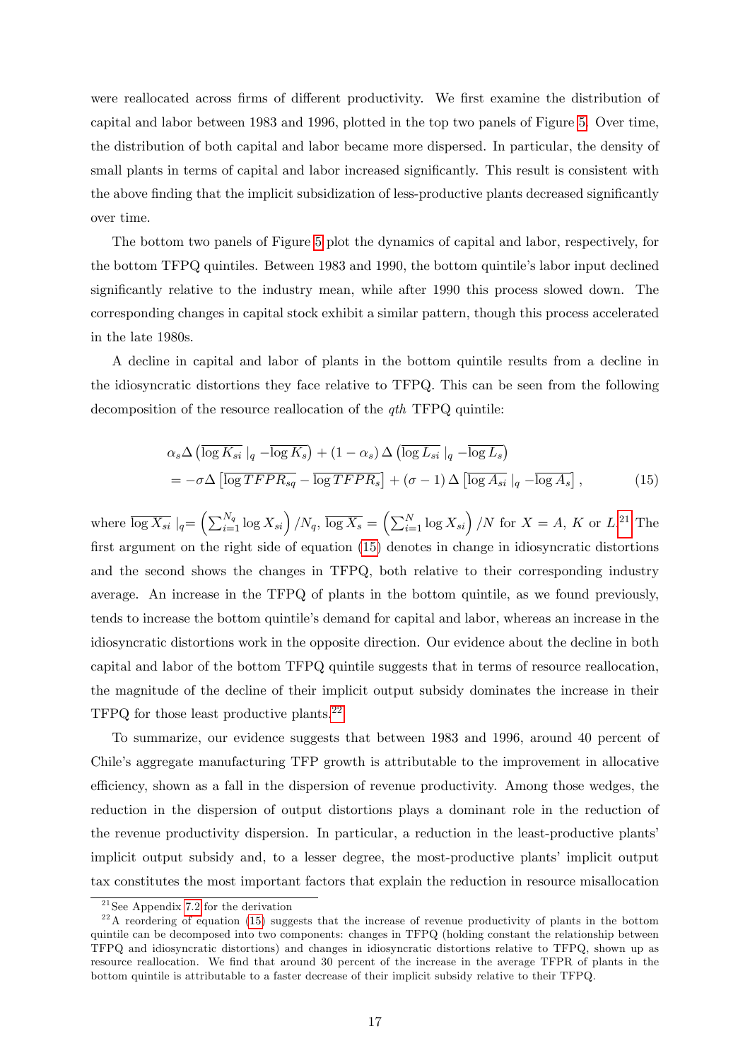were reallocated across firms of different productivity. We first examine the distribution of capital and labor between 1983 and 1996, plotted in the top two panels of Figure 5. Over time, the distribution of both capital and labor became more dispersed. In particular, the density of small plants in terms of capital and labor increased significantly. This result is consistent with the above finding that the implicit subsidization of less-productive plants decreased significantly over time.

The bottom two panels of Figure 5 plot the dynamics of capital and labor, respectively, for the bottom TFPQ quintiles. Between 1983 and 1990, the bottom quintile's labor input declined significantly relative to the industry mean, while after 1990 this process slowed down. The corresponding changes in capital stock exhibit a similar pattern, though this process accelerated in the late 1980s.

A decline in capital and labor of plants in the bottom quintile results from a decline in the idiosyncratic distortions they face relative to TFPQ. This can be seen from the following decomposition of the resource reallocation of the $qth$ TFPQ quintile:

$$
\begin{aligned}
&\alpha_s \Delta \left( \overline{\log K_{si}} \mid_q - \overline{\log K_s} \right) + (1-\alpha_s) \Delta \left( \overline{\log L_{si}} \mid_q - \overline{\log L_s} \right) \\
&= -\sigma \Delta \left[ \overline{\log TFPR_{sq}} - \overline{\log TFPR_s} \right] + (\sigma - 1) \Delta \left[ \overline{\log A_{si}} \mid_q - \overline{\log A_s} \right], \qquad (15)
\end{aligned}
$$

where $\overline{\log X_{si}} \mid_q = \left( \sum_{i=1}^{N_q} \log X_{si} \right) / N_q$, $\overline{\log X_s} = \left( \sum_{i=1}^{N} \log X_{si} \right) / N$ for $X = A$, $K$ or $L$.[21] The first argument on the right side of equation (15) denotes in change in idiosyncratic distortions and the second shows the changes in TFPQ, both relative to their corresponding industry average. An increase in the TFPQ of plants in the bottom quintile, as we found previously, tends to increase the bottom quintile's demand for capital and labor, whereas an increase in the idiosyncratic distortions work in the opposite direction. Our evidence about the decline in both capital and labor of the bottom TFPQ quintile suggests that in terms of resource reallocation, the magnitude of the decline of their implicit output subsidy dominates the increase in their TFPQ for those least productive plants.[22]

To summarize, our evidence suggests that between 1983 and 1996, around 40 percent of Chile's aggregate manufacturing TFP growth is attributable to the improvement in allocative efficiency, shown as a fall in the dispersion of revenue productivity. Among those wedges, the reduction in the dispersion of output distortions plays a dominant role in the reduction of the revenue productivity dispersion. In particular, a reduction in the least-productive plants' implicit output subsidy and, to a lesser degree, the most-productive plants' implicit output tax constitutes the most important factors that explain the reduction in resource misallocation

[21] See Appendix 7.2 for the derivation

[22] A reordering of equation (15) suggests that the increase of revenue productivity of plants in the bottom quintile can be decomposed into two components: changes in TFPQ (holding constant the relationship between TFPQ and idiosyncratic distortions) and changes in idiosyncratic distortions relative to TFPQ, shown up as resource reallocation. We find that around 30 percent of the increase in the average TFPR of plants in the bottom quintile is attributable to a faster decrease of their implicit subsidy relative to their TFPQ.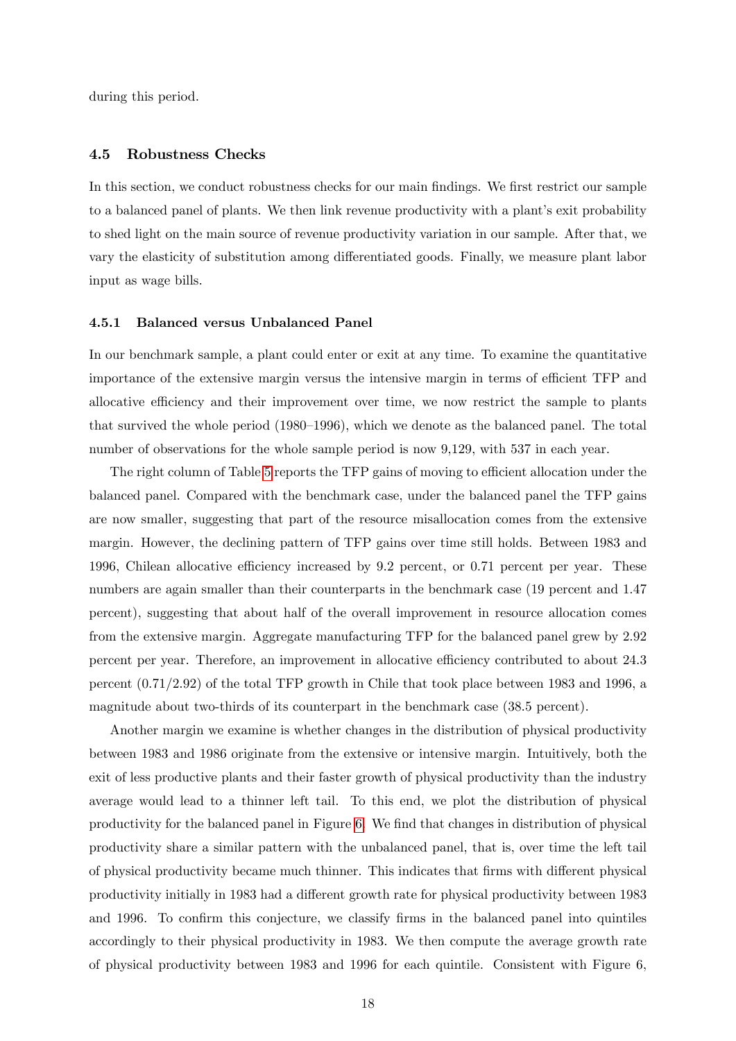during this period.

### 4.5 Robustness Checks

In this section, we conduct robustness checks for our main findings. We first restrict our sample to a balanced panel of plants. We then link revenue productivity with a plant's exit probability to shed light on the main source of revenue productivity variation in our sample. After that, we vary the elasticity of substitution among differentiated goods. Finally, we measure plant labor input as wage bills.

#### 4.5.1 Balanced versus Unbalanced Panel

In our benchmark sample, a plant could enter or exit at any time. To examine the quantitative importance of the extensive margin versus the intensive margin in terms of efficient TFP and allocative efficiency and their improvement over time, we now restrict the sample to plants that survived the whole period (1980–1996), which we denote as the balanced panel. The total number of observations for the whole sample period is now 9,129, with 537 in each year.

The right column of Table 5 reports the TFP gains of moving to efficient allocation under the balanced panel. Compared with the benchmark case, under the balanced panel the TFP gains are now smaller, suggesting that part of the resource misallocation comes from the extensive margin. However, the declining pattern of TFP gains over time still holds. Between 1983 and 1996, Chilean allocative efficiency increased by 9.2 percent, or 0.71 percent per year. These numbers are again smaller than their counterparts in the benchmark case (19 percent and 1.47 percent), suggesting that about half of the overall improvement in resource allocation comes from the extensive margin. Aggregate manufacturing TFP for the balanced panel grew by 2.92 percent per year. Therefore, an improvement in allocative efficiency contributed to about 24.3 percent (0.71/2.92) of the total TFP growth in Chile that took place between 1983 and 1996, a magnitude about two-thirds of its counterpart in the benchmark case (38.5 percent).

Another margin we examine is whether changes in the distribution of physical productivity between 1983 and 1986 originate from the extensive or intensive margin. Intuitively, both the exit of less productive plants and their faster growth of physical productivity than the industry average would lead to a thinner left tail. To this end, we plot the distribution of physical productivity for the balanced panel in Figure 6. We find that changes in distribution of physical productivity share a similar pattern with the unbalanced panel, that is, over time the left tail of physical productivity became much thinner. This indicates that firms with different physical productivity initially in 1983 had a different growth rate for physical productivity between 1983 and 1996. To confirm this conjecture, we classify firms in the balanced panel into quintiles accordingly to their physical productivity in 1983. We then compute the average growth rate of physical productivity between 1983 and 1996 for each quintile. Consistent with Figure 6,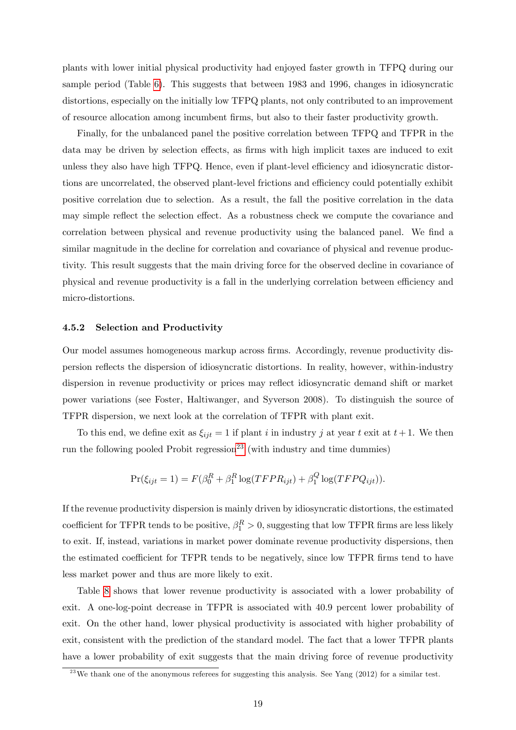plants with lower initial physical productivity had enjoyed faster growth in TFPQ during our sample period (Table 6). This suggests that between 1983 and 1996, changes in idiosyncratic distortions, especially on the initially low TFPQ plants, not only contributed to an improvement of resource allocation among incumbent firms, but also to their faster productivity growth.

Finally, for the unbalanced panel the positive correlation between TFPQ and TFPR in the data may be driven by selection effects, as firms with high implicit taxes are induced to exit unless they also have high TFPQ. Hence, even if plant-level efficiency and idiosyncratic distortions are uncorrelated, the observed plant-level frictions and efficiency could potentially exhibit positive correlation due to selection. As a result, the fall the positive correlation in the data may simple reflect the selection effect. As a robustness check we compute the covariance and correlation between physical and revenue productivity using the balanced panel. We find a similar magnitude in the decline for correlation and covariance of physical and revenue productivity. This result suggests that the main driving force for the observed decline in covariance of physical and revenue productivity is a fall in the underlying correlation between efficiency and micro-distortions.

### 4.5.2 Selection and Productivity

Our model assumes homogeneous markup across firms. Accordingly, revenue productivity dispersion reflects the dispersion of idiosyncratic distortions. In reality, however, within-industry dispersion in revenue productivity or prices may reflect idiosyncratic demand shift or market power variations (see Foster, Haltiwanger, and Syverson 2008). To distinguish the source of TFPR dispersion, we next look at the correlation of TFPR with plant exit.

To this end, we define exit as $\xi_{ijt} = 1$ if plant $i$ in industry $j$ at year $t$ exit at $t+1$. We then run the following pooled Probit regression[23] (with industry and time dummies)

$$\Pr(\xi_{ijt} = 1) = F(\beta_0^R + \beta_1^R \log(TFPR_{ijt}) + \beta_1^Q \log(TFPQ_{ijt})).$$

If the revenue productivity dispersion is mainly driven by idiosyncratic distortions, the estimated coefficient for TFPR tends to be positive, $\beta_1^R > 0$, suggesting that low TFPR firms are less likely to exit. If, instead, variations in market power dominate revenue productivity dispersions, then the estimated coefficient for TFPR tends to be negatively, since low TFPR firms tend to have less market power and thus are more likely to exit.

Table 8 shows that lower revenue productivity is associated with a lower probability of exit. A one-log-point decrease in TFPR is associated with 40.9 percent lower probability of exit. On the other hand, lower physical productivity is associated with higher probability of exit, consistent with the prediction of the standard model. The fact that a lower TFPR plants have a lower probability of exit suggests that the main driving force of revenue productivity

[23] We thank one of the anonymous referees for suggesting this analysis. See Yang (2012) for a similar test.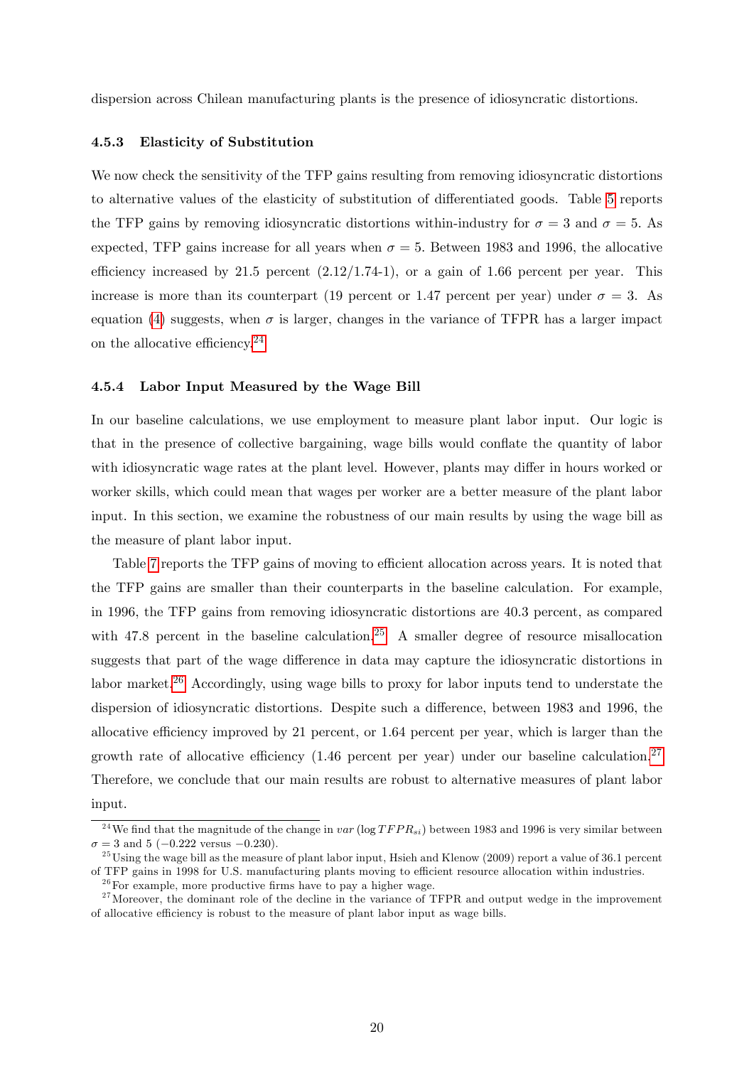dispersion across Chilean manufacturing plants is the presence of idiosyncratic distortions.

#### 4.5.3 Elasticity of Substitution

We now check the sensitivity of the TFP gains resulting from removing idiosyncratic distortions to alternative values of the elasticity of substitution of differentiated goods. Table 5 reports the TFP gains by removing idiosyncratic distortions within-industry for $\sigma = 3$ and $\sigma = 5$. As expected, TFP gains increase for all years when $\sigma = 5$. Between 1983 and 1996, the allocative efficiency increased by 21.5 percent (2.12/1.74-1), or a gain of 1.66 percent per year. This increase is more than its counterpart (19 percent or 1.47 percent per year) under $\sigma = 3$. As equation (4) suggests, when $\sigma$ is larger, changes in the variance of TFPR has a larger impact on the allocative efficiency.[24]

#### 4.5.4 Labor Input Measured by the Wage Bill

In our baseline calculations, we use employment to measure plant labor input. Our logic is that in the presence of collective bargaining, wage bills would conflate the quantity of labor with idiosyncratic wage rates at the plant level. However, plants may differ in hours worked or worker skills, which could mean that wages per worker are a better measure of the plant labor input. In this section, we examine the robustness of our main results by using the wage bill as the measure of plant labor input.

Table 7 reports the TFP gains of moving to efficient allocation across years. It is noted that the TFP gains are smaller than their counterparts in the baseline calculation. For example, in 1996, the TFP gains from removing idiosyncratic distortions are 40.3 percent, as compared with 47.8 percent in the baseline calculation.[25] A smaller degree of resource misallocation suggests that part of the wage difference in data may capture the idiosyncratic distortions in labor market.[26] Accordingly, using wage bills to proxy for labor inputs tend to understate the dispersion of idiosyncratic distortions. Despite such a difference, between 1983 and 1996, the allocative efficiency improved by 21 percent, or 1.64 percent per year, which is larger than the growth rate of allocative efficiency (1.46 percent per year) under our baseline calculation.[27] Therefore, we conclude that our main results are robust to alternative measures of plant labor input.

---

[24] We find that the magnitude of the change in $var(\log TFPR_{si})$ between 1983 and 1996 is very similar between $\sigma = 3$ and 5 ($-0.222$ versus $-0.230$).

[25] Using the wage bill as the measure of plant labor input, Hsieh and Klenow (2009) report a value of 36.1 percent of TFP gains in 1998 for U.S. manufacturing plants moving to efficient resource allocation within industries.

[26] For example, more productive firms have to pay a higher wage.

[27] Moreover, the dominant role of the decline in the variance of TFPR and output wedge in the improvement of allocative efficiency is robust to the measure of plant labor input as wage bills.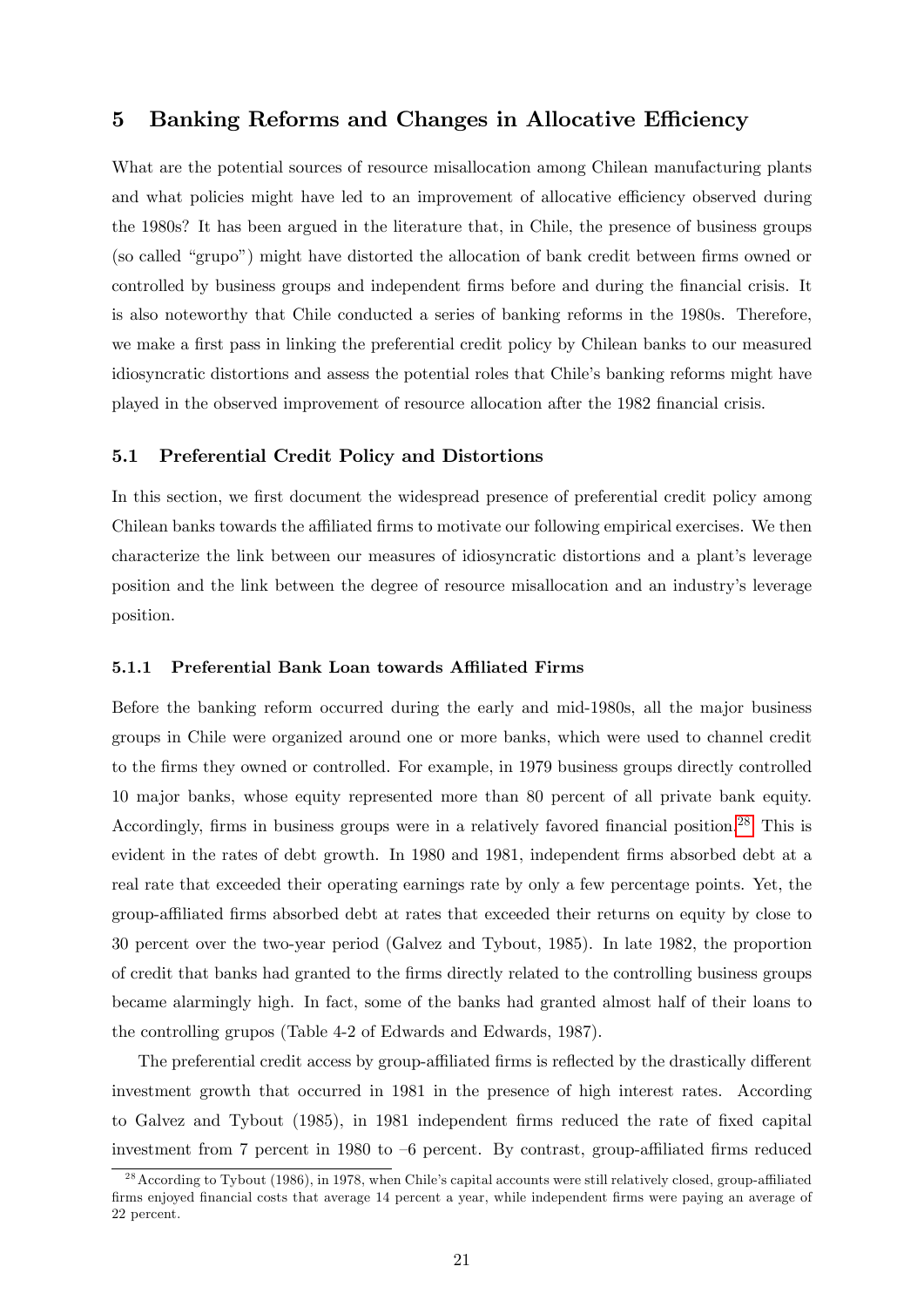## 5 Banking Reforms and Changes in Allocative Efficiency

What are the potential sources of resource misallocation among Chilean manufacturing plants and what policies might have led to an improvement of allocative efficiency observed during the 1980s? It has been argued in the literature that, in Chile, the presence of business groups (so called "grupo") might have distorted the allocation of bank credit between firms owned or controlled by business groups and independent firms before and during the financial crisis. It is also noteworthy that Chile conducted a series of banking reforms in the 1980s. Therefore, we make a first pass in linking the preferential credit policy by Chilean banks to our measured idiosyncratic distortions and assess the potential roles that Chile's banking reforms might have played in the observed improvement of resource allocation after the 1982 financial crisis.

### 5.1 Preferential Credit Policy and Distortions

In this section, we first document the widespread presence of preferential credit policy among Chilean banks towards the affiliated firms to motivate our following empirical exercises. We then characterize the link between our measures of idiosyncratic distortions and a plant's leverage position and the link between the degree of resource misallocation and an industry's leverage position.

#### 5.1.1 Preferential Bank Loan towards Affiliated Firms

Before the banking reform occurred during the early and mid-1980s, all the major business groups in Chile were organized around one or more banks, which were used to channel credit to the firms they owned or controlled. For example, in 1979 business groups directly controlled 10 major banks, whose equity represented more than 80 percent of all private bank equity. Accordingly, firms in business groups were in a relatively favored financial position.[28] This is evident in the rates of debt growth. In 1980 and 1981, independent firms absorbed debt at a real rate that exceeded their operating earnings rate by only a few percentage points. Yet, the group-affiliated firms absorbed debt at rates that exceeded their returns on equity by close to 30 percent over the two-year period (Galvez and Tybout, 1985). In late 1982, the proportion of credit that banks had granted to the firms directly related to the controlling business groups became alarmingly high. In fact, some of the banks had granted almost half of their loans to the controlling grupos (Table 4-2 of Edwards and Edwards, 1987).

The preferential credit access by group-affiliated firms is reflected by the drastically different investment growth that occurred in 1981 in the presence of high interest rates. According to Galvez and Tybout (1985), in 1981 independent firms reduced the rate of fixed capital investment from 7 percent in 1980 to –6 percent. By contrast, group-affiliated firms reduced

[28] According to Tybout (1986), in 1978, when Chile's capital accounts were still relatively closed, group-affiliated firms enjoyed financial costs that average 14 percent a year, while independent firms were paying an average of 22 percent.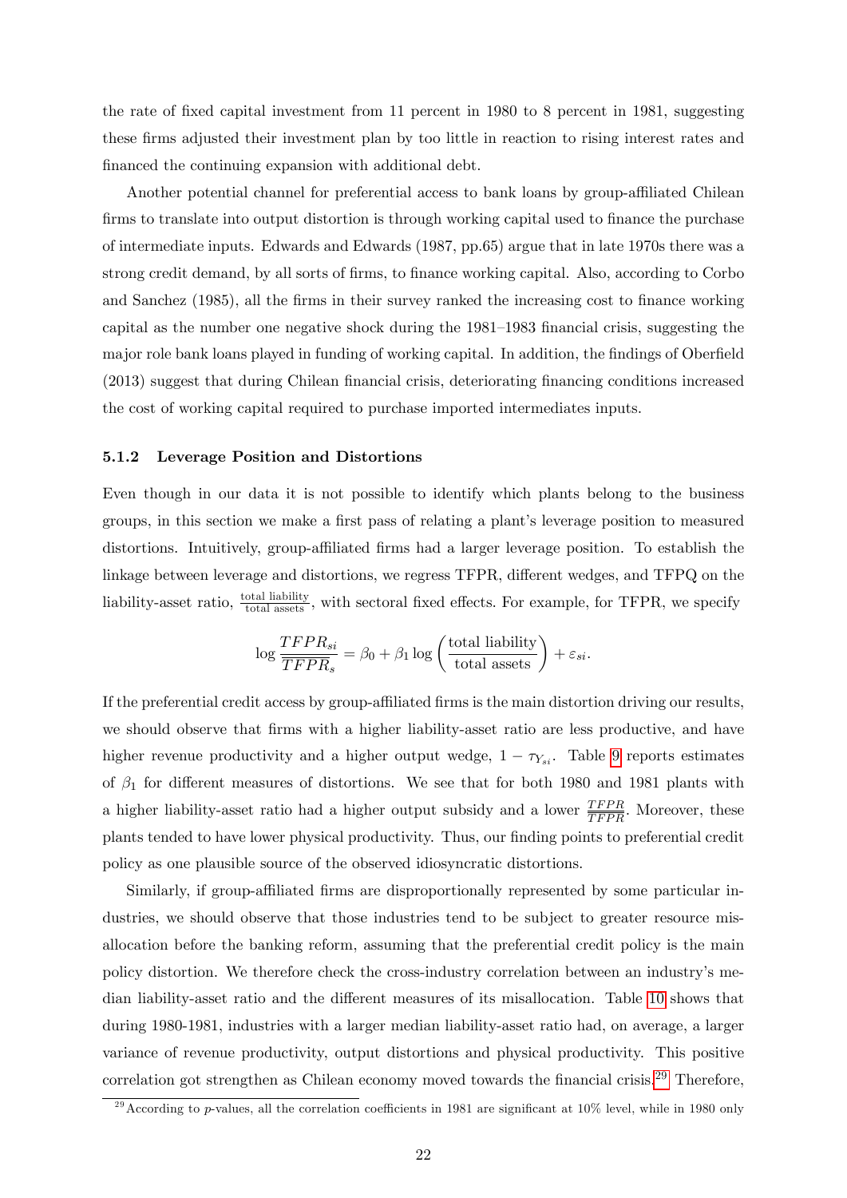the rate of fixed capital investment from 11 percent in 1980 to 8 percent in 1981, suggesting these firms adjusted their investment plan by too little in reaction to rising interest rates and financed the continuing expansion with additional debt.

Another potential channel for preferential access to bank loans by group-affiliated Chilean firms to translate into output distortion is through working capital used to finance the purchase of intermediate inputs. Edwards and Edwards (1987, pp.65) argue that in late 1970s there was a strong credit demand, by all sorts of firms, to finance working capital. Also, according to Corbo and Sanchez (1985), all the firms in their survey ranked the increasing cost to finance working capital as the number one negative shock during the 1981–1983 financial crisis, suggesting the major role bank loans played in funding of working capital. In addition, the findings of Oberfield (2013) suggest that during Chilean financial crisis, deteriorating financing conditions increased the cost of working capital required to purchase imported intermediates inputs.

### 5.1.2 Leverage Position and Distortions

Even though in our data it is not possible to identify which plants belong to the business groups, in this section we make a first pass of relating a plant's leverage position to measured distortions. Intuitively, group-affiliated firms had a larger leverage position. To establish the linkage between leverage and distortions, we regress TFPR, different wedges, and TFPQ on the liability-asset ratio, $\frac{\text{total liability}}{\text{total assets}}$, with sectoral fixed effects. For example, for TFPR, we specify

$$\log \frac{TFPR_{si}}{\overline{TFPR}_s} = \beta_0 + \beta_1 \log \left( \frac{\text{total liability}}{\text{total assets}} \right) + \varepsilon_{si}.$$

If the preferential credit access by group-affiliated firms is the main distortion driving our results, we should observe that firms with a higher liability-asset ratio are less productive, and have higher revenue productivity and a higher output wedge, $1 - \tau_{Y_{si}}$. Table 9 reports estimates of $\beta_1$ for different measures of distortions. We see that for both 1980 and 1981 plants with a higher liability-asset ratio had a higher output subsidy and a lower $\frac{TFPR}{\overline{TFPR}}$. Moreover, these plants tended to have lower physical productivity. Thus, our finding points to preferential credit policy as one plausible source of the observed idiosyncratic distortions.

Similarly, if group-affiliated firms are disproportionally represented by some particular industries, we should observe that those industries tend to be subject to greater resource misallocation before the banking reform, assuming that the preferential credit policy is the main policy distortion. We therefore check the cross-industry correlation between an industry's median liability-asset ratio and the different measures of its misallocation. Table 10 shows that during 1980-1981, industries with a larger median liability-asset ratio had, on average, a larger variance of revenue productivity, output distortions and physical productivity. This positive correlation got strengthen as Chilean economy moved towards the financial crisis.[29] Therefore,

[29] According to $p$-values, all the correlation coefficients in 1981 are significant at 10% level, while in 1980 only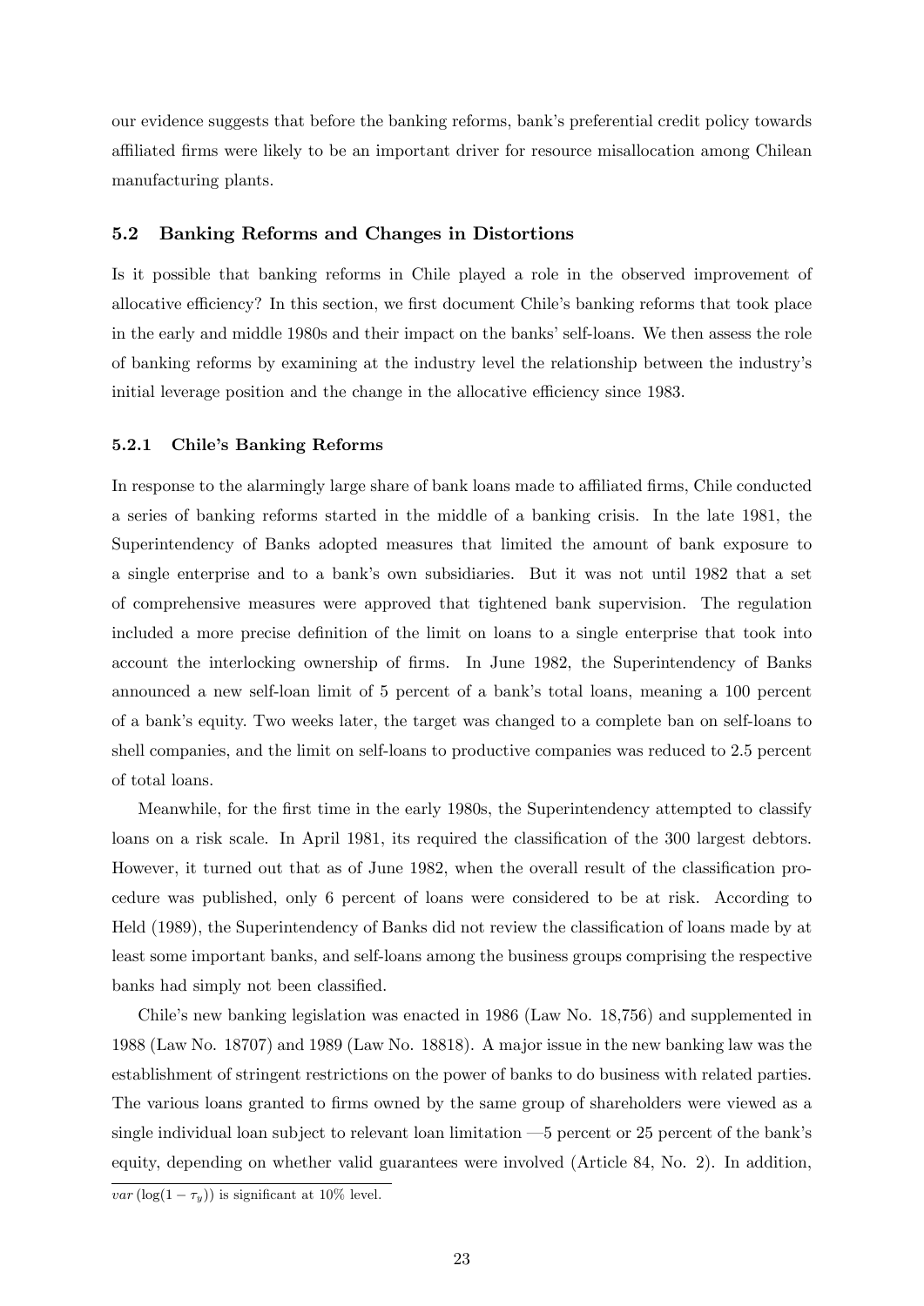our evidence suggests that before the banking reforms, bank's preferential credit policy towards affiliated firms were likely to be an important driver for resource misallocation among Chilean manufacturing plants.

### 5.2 Banking Reforms and Changes in Distortions

Is it possible that banking reforms in Chile played a role in the observed improvement of allocative efficiency? In this section, we first document Chile's banking reforms that took place in the early and middle 1980s and their impact on the banks' self-loans. We then assess the role of banking reforms by examining at the industry level the relationship between the industry's initial leverage position and the change in the allocative efficiency since 1983.

#### 5.2.1 Chile's Banking Reforms

In response to the alarmingly large share of bank loans made to affiliated firms, Chile conducted a series of banking reforms started in the middle of a banking crisis. In the late 1981, the Superintendency of Banks adopted measures that limited the amount of bank exposure to a single enterprise and to a bank's own subsidiaries. But it was not until 1982 that a set of comprehensive measures were approved that tightened bank supervision. The regulation included a more precise definition of the limit on loans to a single enterprise that took into account the interlocking ownership of firms. In June 1982, the Superintendency of Banks announced a new self-loan limit of 5 percent of a bank's total loans, meaning a 100 percent of a bank's equity. Two weeks later, the target was changed to a complete ban on self-loans to shell companies, and the limit on self-loans to productive companies was reduced to 2.5 percent of total loans.

Meanwhile, for the first time in the early 1980s, the Superintendency attempted to classify loans on a risk scale. In April 1981, its required the classification of the 300 largest debtors. However, it turned out that as of June 1982, when the overall result of the classification procedure was published, only 6 percent of loans were considered to be at risk. According to Held (1989), the Superintendency of Banks did not review the classification of loans made by at least some important banks, and self-loans among the business groups comprising the respective banks had simply not been classified.

Chile's new banking legislation was enacted in 1986 (Law No. 18,756) and supplemented in 1988 (Law No. 18707) and 1989 (Law No. 18818). A major issue in the new banking law was the establishment of stringent restrictions on the power of banks to do business with related parties. The various loans granted to firms owned by the same group of shareholders were viewed as a single individual loan subject to relevant loan limitation —5 percent or 25 percent of the bank's equity, depending on whether valid guarantees were involved (Article 84, No. 2). In addition,

$var\,(\log(1-\tau_y))$ is significant at 10% level.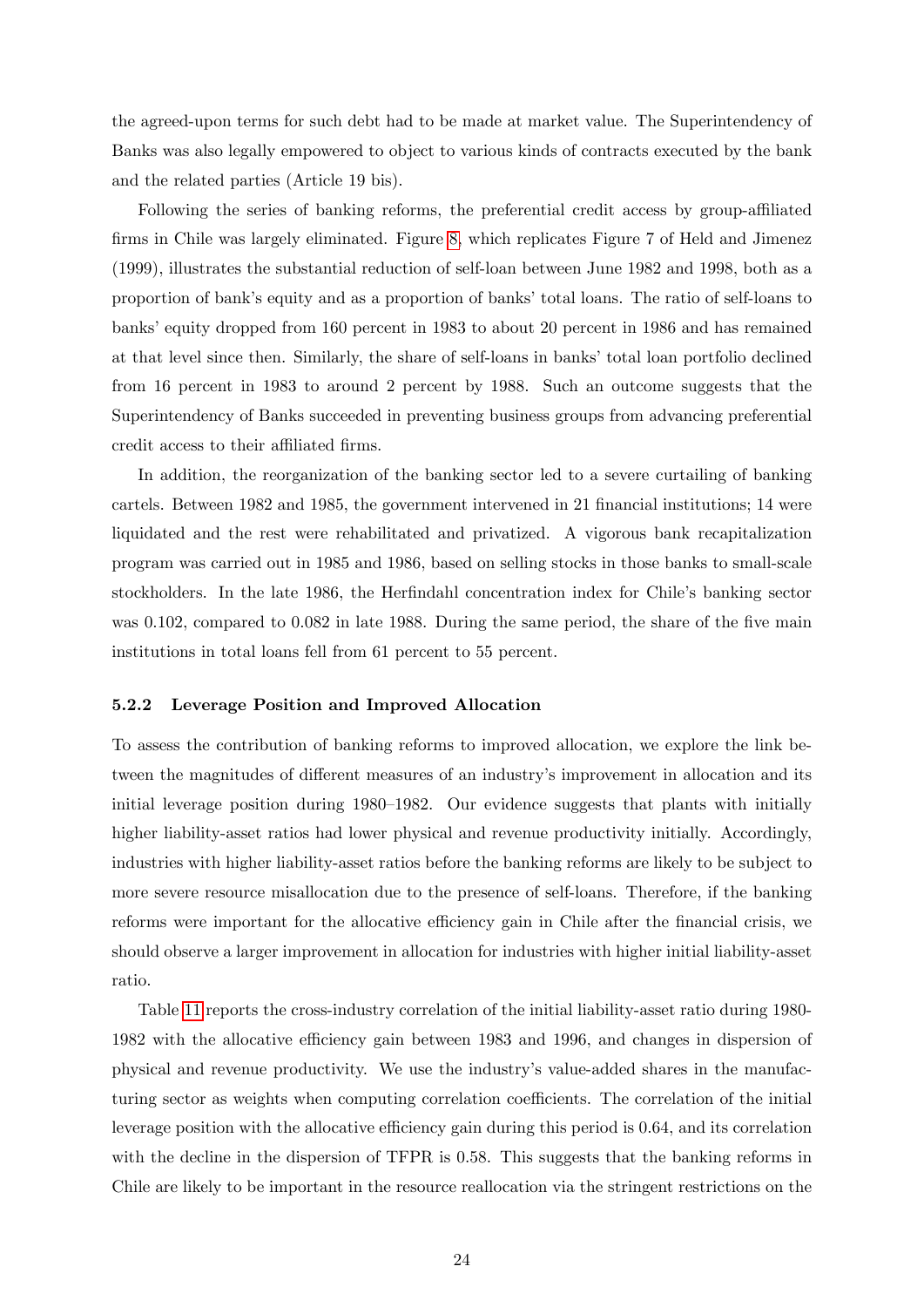the agreed-upon terms for such debt had to be made at market value. The Superintendency of Banks was also legally empowered to object to various kinds of contracts executed by the bank and the related parties (Article 19 bis).

Following the series of banking reforms, the preferential credit access by group-affiliated firms in Chile was largely eliminated. Figure 8, which replicates Figure 7 of Held and Jimenez (1999), illustrates the substantial reduction of self-loan between June 1982 and 1998, both as a proportion of bank's equity and as a proportion of banks' total loans. The ratio of self-loans to banks' equity dropped from 160 percent in 1983 to about 20 percent in 1986 and has remained at that level since then. Similarly, the share of self-loans in banks' total loan portfolio declined from 16 percent in 1983 to around 2 percent by 1988. Such an outcome suggests that the Superintendency of Banks succeeded in preventing business groups from advancing preferential credit access to their affiliated firms.

In addition, the reorganization of the banking sector led to a severe curtailing of banking cartels. Between 1982 and 1985, the government intervened in 21 financial institutions; 14 were liquidated and the rest were rehabilitated and privatized. A vigorous bank recapitalization program was carried out in 1985 and 1986, based on selling stocks in those banks to small-scale stockholders. In the late 1986, the Herfindahl concentration index for Chile's banking sector was 0.102, compared to 0.082 in late 1988. During the same period, the share of the five main institutions in total loans fell from 61 percent to 55 percent.

### 5.2.2 Leverage Position and Improved Allocation

To assess the contribution of banking reforms to improved allocation, we explore the link between the magnitudes of different measures of an industry's improvement in allocation and its initial leverage position during 1980–1982. Our evidence suggests that plants with initially higher liability-asset ratios had lower physical and revenue productivity initially. Accordingly, industries with higher liability-asset ratios before the banking reforms are likely to be subject to more severe resource misallocation due to the presence of self-loans. Therefore, if the banking reforms were important for the allocative efficiency gain in Chile after the financial crisis, we should observe a larger improvement in allocation for industries with higher initial liability-asset ratio.

Table 11 reports the cross-industry correlation of the initial liability-asset ratio during 1980-1982 with the allocative efficiency gain between 1983 and 1996, and changes in dispersion of physical and revenue productivity. We use the industry's value-added shares in the manufacturing sector as weights when computing correlation coefficients. The correlation of the initial leverage position with the allocative efficiency gain during this period is 0.64, and its correlation with the decline in the dispersion of TFPR is 0.58. This suggests that the banking reforms in Chile are likely to be important in the resource reallocation via the stringent restrictions on the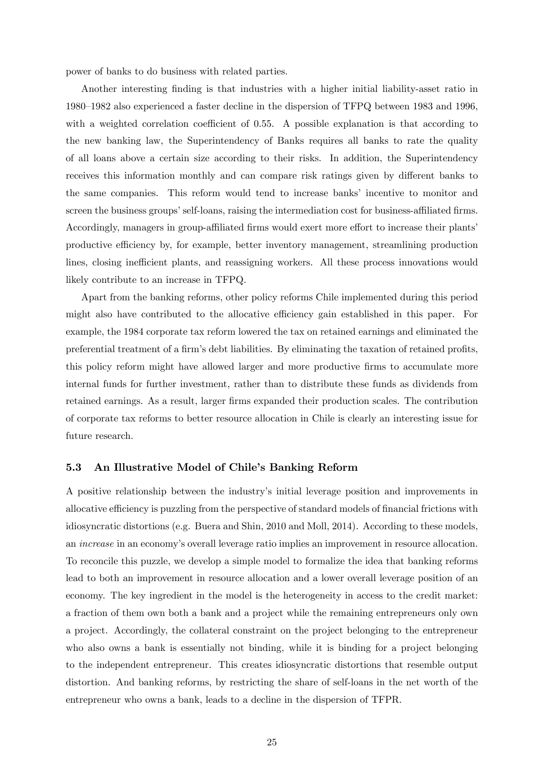power of banks to do business with related parties.

Another interesting finding is that industries with a higher initial liability-asset ratio in 1980–1982 also experienced a faster decline in the dispersion of TFPQ between 1983 and 1996, with a weighted correlation coefficient of 0.55. A possible explanation is that according to the new banking law, the Superintendency of Banks requires all banks to rate the quality of all loans above a certain size according to their risks. In addition, the Superintendency receives this information monthly and can compare risk ratings given by different banks to the same companies. This reform would tend to increase banks' incentive to monitor and screen the business groups' self-loans, raising the intermediation cost for business-affiliated firms. Accordingly, managers in group-affiliated firms would exert more effort to increase their plants' productive efficiency by, for example, better inventory management, streamlining production lines, closing inefficient plants, and reassigning workers. All these process innovations would likely contribute to an increase in TFPQ.

Apart from the banking reforms, other policy reforms Chile implemented during this period might also have contributed to the allocative efficiency gain established in this paper. For example, the 1984 corporate tax reform lowered the tax on retained earnings and eliminated the preferential treatment of a firm's debt liabilities. By eliminating the taxation of retained profits, this policy reform might have allowed larger and more productive firms to accumulate more internal funds for further investment, rather than to distribute these funds as dividends from retained earnings. As a result, larger firms expanded their production scales. The contribution of corporate tax reforms to better resource allocation in Chile is clearly an interesting issue for future research.

### 5.3 An Illustrative Model of Chile's Banking Reform

A positive relationship between the industry's initial leverage position and improvements in allocative efficiency is puzzling from the perspective of standard models of financial frictions with idiosyncratic distortions (e.g. Buera and Shin, 2010 and Moll, 2014). According to these models, an *increase* in an economy's overall leverage ratio implies an improvement in resource allocation. To reconcile this puzzle, we develop a simple model to formalize the idea that banking reforms lead to both an improvement in resource allocation and a lower overall leverage position of an economy. The key ingredient in the model is the heterogeneity in access to the credit market: a fraction of them own both a bank and a project while the remaining entrepreneurs only own a project. Accordingly, the collateral constraint on the project belonging to the entrepreneur who also owns a bank is essentially not binding, while it is binding for a project belonging to the independent entrepreneur. This creates idiosyncratic distortions that resemble output distortion. And banking reforms, by restricting the share of self-loans in the net worth of the entrepreneur who owns a bank, leads to a decline in the dispersion of TFPR.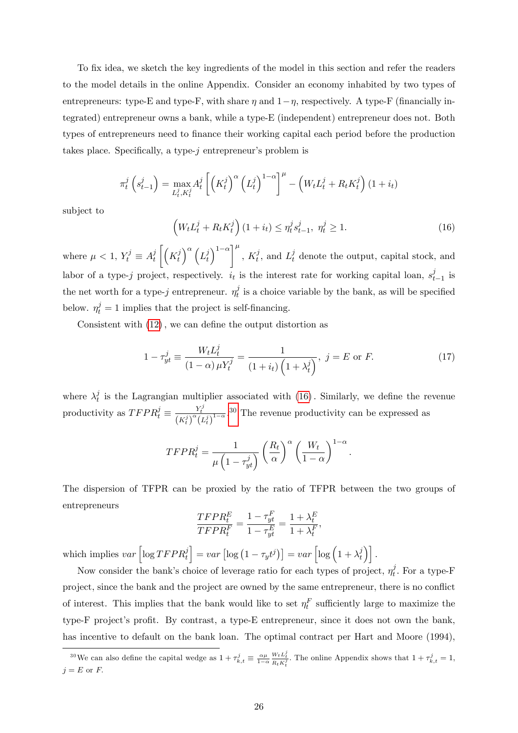To fix idea, we sketch the key ingredients of the model in this section and refer the readers to the model details in the online Appendix. Consider an economy inhabited by two types of entrepreneurs: type-E and type-F, with share $\eta$ and $1-\eta$, respectively. A type-F (financially integrated) entrepreneur owns a bank, while a type-E (independent) entrepreneur does not. Both types of entrepreneurs need to finance their working capital each period before the production takes place. Specifically, a type-$j$ entrepreneur's problem is

$$\pi_t^j\left(s_{t-1}^j\right) = \max_{L_t^j, K_t^j} A_t^j\left[\left(K_t^j\right)^\alpha\left(L_t^j\right)^{1-\alpha}\right]^\mu - \left(W_t L_t^j + R_t K_t^j\right)(1+i_t)$$

subject to

$$\left(W_t L_t^j + R_t K_t^j\right)(1+i_t) \leq \eta_t^j s_{t-1}^j,\ \eta_t^j \geq 1. \tag{16}$$

where $\mu < 1$, $Y_t^j \equiv A_t^j\left[\left(K_t^j\right)^\alpha\left(L_t^j\right)^{1-\alpha}\right]^\mu$, $K_t^j$, and $L_t^j$ denote the output, capital stock, and labor of a type-$j$ project, respectively. $i_t$ is the interest rate for working capital loan, $s_{t-1}^j$ is the net worth for a type-$j$ entrepreneur. $\eta_t^j$ is a choice variable by the bank, as will be specified below. $\eta_t^j = 1$ implies that the project is self-financing.

Consistent with (12), we can define the output distortion as

$$1-\tau_{yt}^j \equiv \frac{W_t L_t^j}{(1-\alpha)\mu Y_t^j} = \frac{1}{(1+i_t)\left(1+\lambda_t^j\right)},\ j = E \text{ or } F. \tag{17}$$

where $\lambda_t^j$ is the Lagrangian multiplier associated with (16). Similarly, we define the revenue productivity as $TFPR_t^j \equiv \frac{Y_t^j}{\left(K_t^j\right)^\alpha\left(L_t^j\right)^{1-\alpha}}$.[30] The revenue productivity can be expressed as

$$TFPR_t^j = \frac{1}{\mu\left(1-\tau_{yt}^j\right)}\left(\frac{R_t}{\alpha}\right)^\alpha\left(\frac{W_t}{1-\alpha}\right)^{1-\alpha}.$$

The dispersion of TFPR can be proxied by the ratio of TFPR between the two groups of entrepreneurs

$$\frac{TFPR_t^E}{TFPR_t^F} = \frac{1-\tau_{yt}^F}{1-\tau_{yt}^E} = \frac{1+\lambda_t^E}{1+\lambda_t^F},$$

which implies $var\left[\log TFPR_t^j\right] = var\left[\log\left(1-\tau_y t^j\right)\right] = var\left[\log\left(1+\lambda_t^j\right)\right]$.

Now consider the bank's choice of leverage ratio for each types of project, $\eta_t^j$. For a type-F project, since the bank and the project are owned by the same entrepreneur, there is no conflict of interest. This implies that the bank would like to set $\eta_t^F$ sufficiently large to maximize the type-F project's profit. By contrast, a type-E entrepreneur, since it does not own the bank, has incentive to default on the bank loan. The optimal contract per Hart and Moore (1994),

[30] We can also define the capital wedge as $1+\tau_{k,t}^j \equiv \frac{\alpha\mu}{1-\alpha}\frac{W_t L_t^j}{R_t K_t^j}$. The online Appendix shows that $1+\tau_{k,t}^j = 1$, $j = E$ or $F$.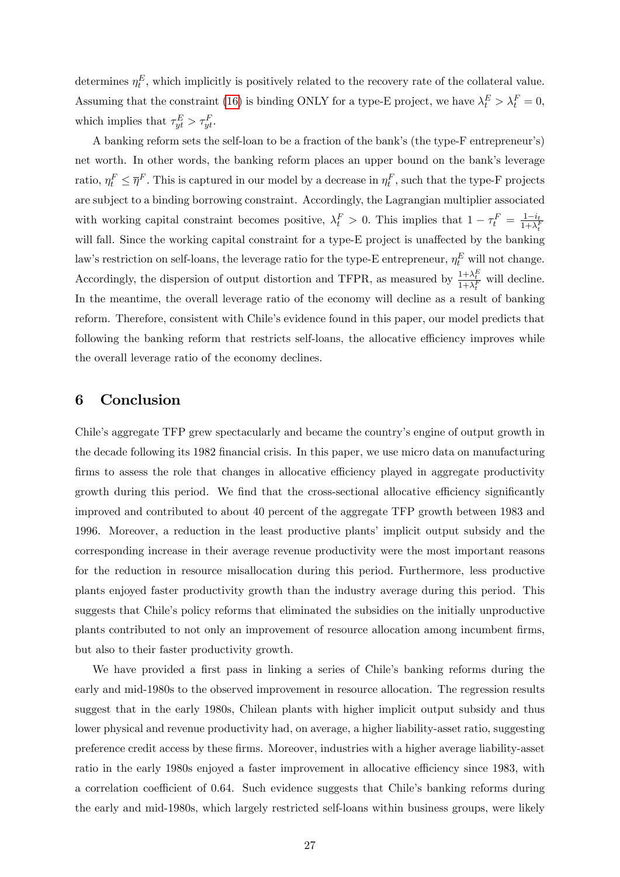determines $\eta_t^E$, which implicitly is positively related to the recovery rate of the collateral value. Assuming that the constraint (16) is binding ONLY for a type-E project, we have $\lambda_t^E > \lambda_t^F = 0$, which implies that $\tau_{yt}^E > \tau_{yt}^F$.

A banking reform sets the self-loan to be a fraction of the bank's (the type-F entrepreneur's) net worth. In other words, the banking reform places an upper bound on the bank's leverage ratio, $\eta_t^F \leq \overline{\eta}^F$. This is captured in our model by a decrease in $\eta_t^F$, such that the type-F projects are subject to a binding borrowing constraint. Accordingly, the Lagrangian multiplier associated with working capital constraint becomes positive, $\lambda_t^F > 0$. This implies that $1 - \tau_t^F = \frac{1-i_t}{1+\lambda_t^F}$ will fall. Since the working capital constraint for a type-E project is unaffected by the banking law's restriction on self-loans, the leverage ratio for the type-E entrepreneur, $\eta_t^E$ will not change. Accordingly, the dispersion of output distortion and TFPR, as measured by $\frac{1+\lambda_t^E}{1+\lambda_t^F}$ will decline. In the meantime, the overall leverage ratio of the economy will decline as a result of banking reform. Therefore, consistent with Chile's evidence found in this paper, our model predicts that following the banking reform that restricts self-loans, the allocative efficiency improves while the overall leverage ratio of the economy declines.

## 6 Conclusion

Chile's aggregate TFP grew spectacularly and became the country's engine of output growth in the decade following its 1982 financial crisis. In this paper, we use micro data on manufacturing firms to assess the role that changes in allocative efficiency played in aggregate productivity growth during this period. We find that the cross-sectional allocative efficiency significantly improved and contributed to about 40 percent of the aggregate TFP growth between 1983 and 1996. Moreover, a reduction in the least productive plants' implicit output subsidy and the corresponding increase in their average revenue productivity were the most important reasons for the reduction in resource misallocation during this period. Furthermore, less productive plants enjoyed faster productivity growth than the industry average during this period. This suggests that Chile's policy reforms that eliminated the subsidies on the initially unproductive plants contributed to not only an improvement of resource allocation among incumbent firms, but also to their faster productivity growth.

We have provided a first pass in linking a series of Chile's banking reforms during the early and mid-1980s to the observed improvement in resource allocation. The regression results suggest that in the early 1980s, Chilean plants with higher implicit output subsidy and thus lower physical and revenue productivity had, on average, a higher liability-asset ratio, suggesting preference credit access by these firms. Moreover, industries with a higher average liability-asset ratio in the early 1980s enjoyed a faster improvement in allocative efficiency since 1983, with a correlation coefficient of 0.64. Such evidence suggests that Chile's banking reforms during the early and mid-1980s, which largely restricted self-loans within business groups, were likely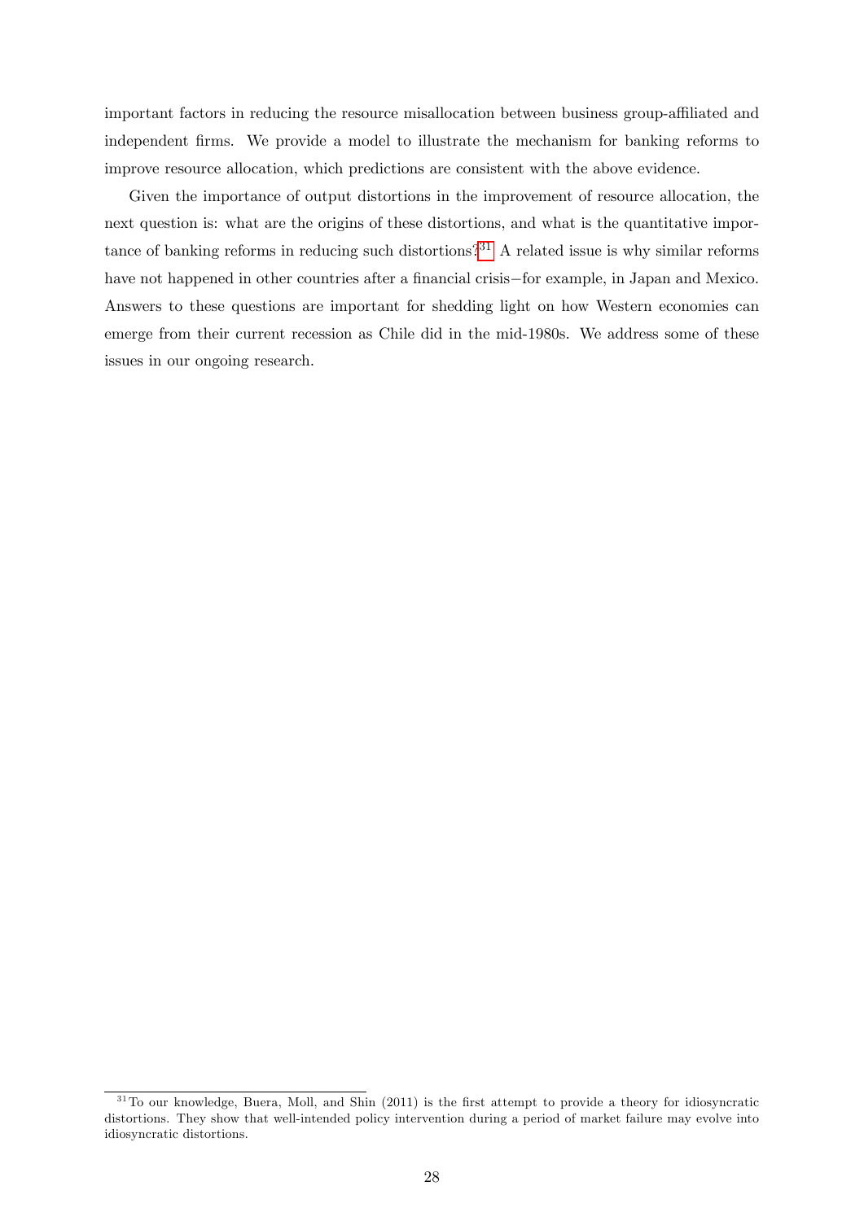important factors in reducing the resource misallocation between business group-affiliated and independent firms. We provide a model to illustrate the mechanism for banking reforms to improve resource allocation, which predictions are consistent with the above evidence.

Given the importance of output distortions in the improvement of resource allocation, the next question is: what are the origins of these distortions, and what is the quantitative importance of banking reforms in reducing such distortions?[31] A related issue is why similar reforms have not happened in other countries after a financial crisis−for example, in Japan and Mexico. Answers to these questions are important for shedding light on how Western economies can emerge from their current recession as Chile did in the mid-1980s. We address some of these issues in our ongoing research.

---

[31] To our knowledge, Buera, Moll, and Shin (2011) is the first attempt to provide a theory for idiosyncratic distortions. They show that well-intended policy intervention during a period of market failure may evolve into idiosyncratic distortions.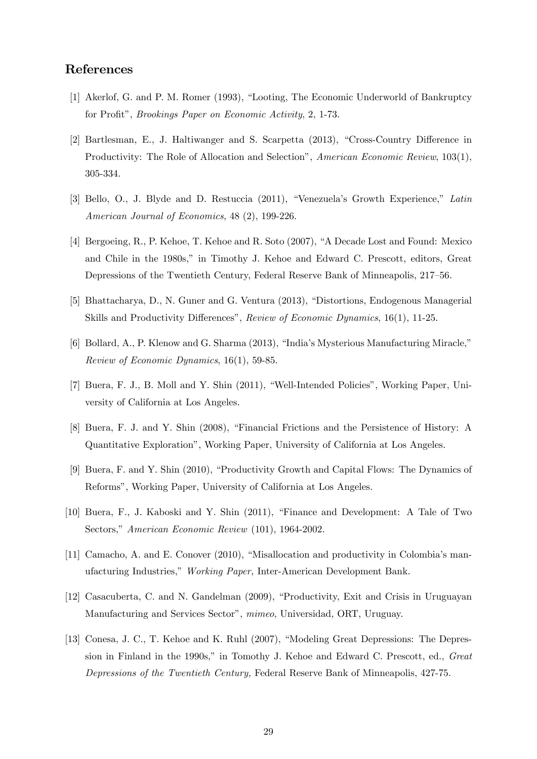## References

[1] Akerlof, G. and P. M. Romer (1993), "Looting, The Economic Underworld of Bankruptcy for Profit", *Brookings Paper on Economic Activity*, 2, 1-73.

[2] Bartlesman, E., J. Haltiwanger and S. Scarpetta (2013), "Cross-Country Difference in Productivity: The Role of Allocation and Selection", *American Economic Review*, 103(1), 305-334.

[3] Bello, O., J. Blyde and D. Restuccia (2011), "Venezuela's Growth Experience," *Latin American Journal of Economics*, 48 (2), 199-226.

[4] Bergoeing, R., P. Kehoe, T. Kehoe and R. Soto (2007), "A Decade Lost and Found: Mexico and Chile in the 1980s," in Timothy J. Kehoe and Edward C. Prescott, editors, Great Depressions of the Twentieth Century, Federal Reserve Bank of Minneapolis, 217–56.

[5] Bhattacharya, D., N. Guner and G. Ventura (2013), "Distortions, Endogenous Managerial Skills and Productivity Differences", *Review of Economic Dynamics*, 16(1), 11-25.

[6] Bollard, A., P. Klenow and G. Sharma (2013), "India's Mysterious Manufacturing Miracle," *Review of Economic Dynamics*, 16(1), 59-85.

[7] Buera, F. J., B. Moll and Y. Shin (2011), "Well-Intended Policies", Working Paper, University of California at Los Angeles.

[8] Buera, F. J. and Y. Shin (2008), "Financial Frictions and the Persistence of History: A Quantitative Exploration", Working Paper, University of California at Los Angeles.

[9] Buera, F. and Y. Shin (2010), "Productivity Growth and Capital Flows: The Dynamics of Reforms", Working Paper, University of California at Los Angeles.

[10] Buera, F., J. Kaboski and Y. Shin (2011), "Finance and Development: A Tale of Two Sectors," *American Economic Review* (101), 1964-2002.

[11] Camacho, A. and E. Conover (2010), "Misallocation and productivity in Colombia's manufacturing Industries," *Working Paper,* Inter-American Development Bank.

[12] Casacuberta, C. and N. Gandelman (2009), "Productivity, Exit and Crisis in Uruguayan Manufacturing and Services Sector", *mimeo*, Universidad, ORT, Uruguay.

[13] Conesa, J. C., T. Kehoe and K. Ruhl (2007), "Modeling Great Depressions: The Depression in Finland in the 1990s," in Tomothy J. Kehoe and Edward C. Prescott, ed., *Great Depressions of the Twentieth Century,* Federal Reserve Bank of Minneapolis, 427-75.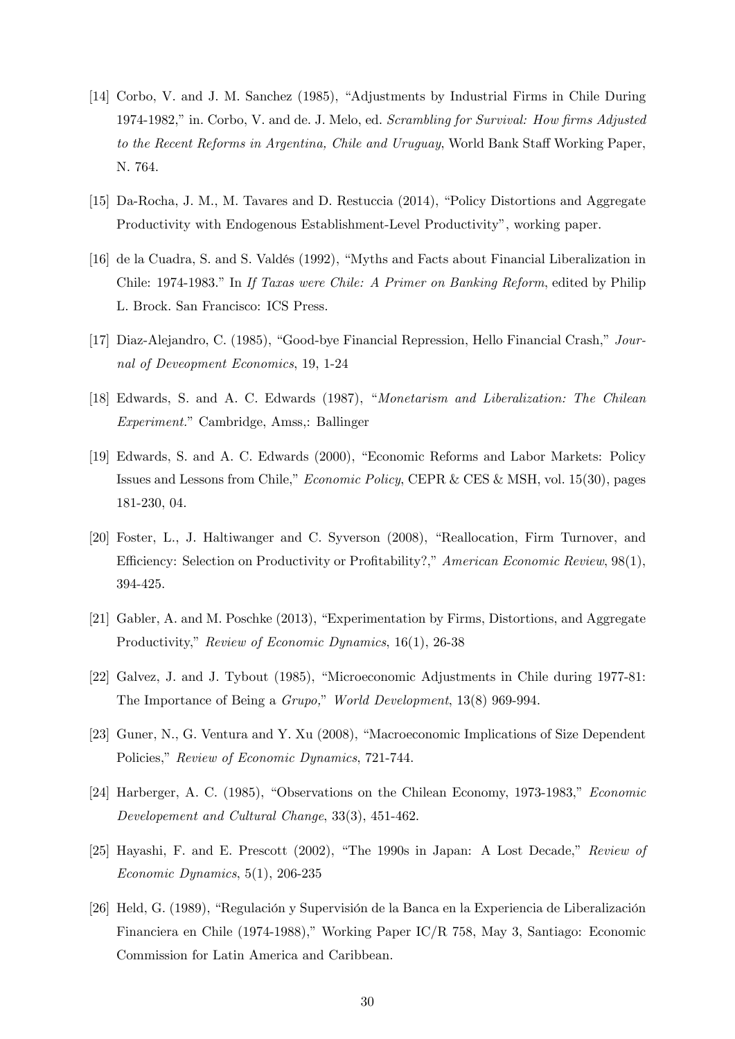[14] Corbo, V. and J. M. Sanchez (1985), "Adjustments by Industrial Firms in Chile During 1974-1982," in. Corbo, V. and de. J. Melo, ed. *Scrambling for Survival: How firms Adjusted to the Recent Reforms in Argentina, Chile and Uruguay*, World Bank Staff Working Paper, N. 764.

[15] Da-Rocha, J. M., M. Tavares and D. Restuccia (2014), "Policy Distortions and Aggregate Productivity with Endogenous Establishment-Level Productivity", working paper.

[16] de la Cuadra, S. and S. Valdés (1992), "Myths and Facts about Financial Liberalization in Chile: 1974-1983." In *If Taxas were Chile: A Primer on Banking Reform*, edited by Philip L. Brock. San Francisco: ICS Press.

[17] Diaz-Alejandro, C. (1985), "Good-bye Financial Repression, Hello Financial Crash," *Journal of Deveopment Economics*, 19, 1-24

[18] Edwards, S. and A. C. Edwards (1987), "*Monetarism and Liberalization: The Chilean Experiment.*" Cambridge, Amss,: Ballinger

[19] Edwards, S. and A. C. Edwards (2000), "Economic Reforms and Labor Markets: Policy Issues and Lessons from Chile," *Economic Policy*, CEPR & CES & MSH, vol. 15(30), pages 181-230, 04.

[20] Foster, L., J. Haltiwanger and C. Syverson (2008), "Reallocation, Firm Turnover, and Efficiency: Selection on Productivity or Profitability?," *American Economic Review*, 98(1), 394-425.

[21] Gabler, A. and M. Poschke (2013), "Experimentation by Firms, Distortions, and Aggregate Productivity," *Review of Economic Dynamics*, 16(1), 26-38

[22] Galvez, J. and J. Tybout (1985), "Microeconomic Adjustments in Chile during 1977-81: The Importance of Being a *Grupo,*" *World Development*, 13(8) 969-994.

[23] Guner, N., G. Ventura and Y. Xu (2008), "Macroeconomic Implications of Size Dependent Policies," *Review of Economic Dynamics*, 721-744.

[24] Harberger, A. C. (1985), "Observations on the Chilean Economy, 1973-1983," *Economic Developement and Cultural Change*, 33(3), 451-462.

[25] Hayashi, F. and E. Prescott (2002), "The 1990s in Japan: A Lost Decade," *Review of Economic Dynamics*, 5(1), 206-235

[26] Held, G. (1989), "Regulación y Supervisión de la Banca en la Experiencia de Liberalización Financiera en Chile (1974-1988)," Working Paper IC/R 758, May 3, Santiago: Economic Commission for Latin America and Caribbean.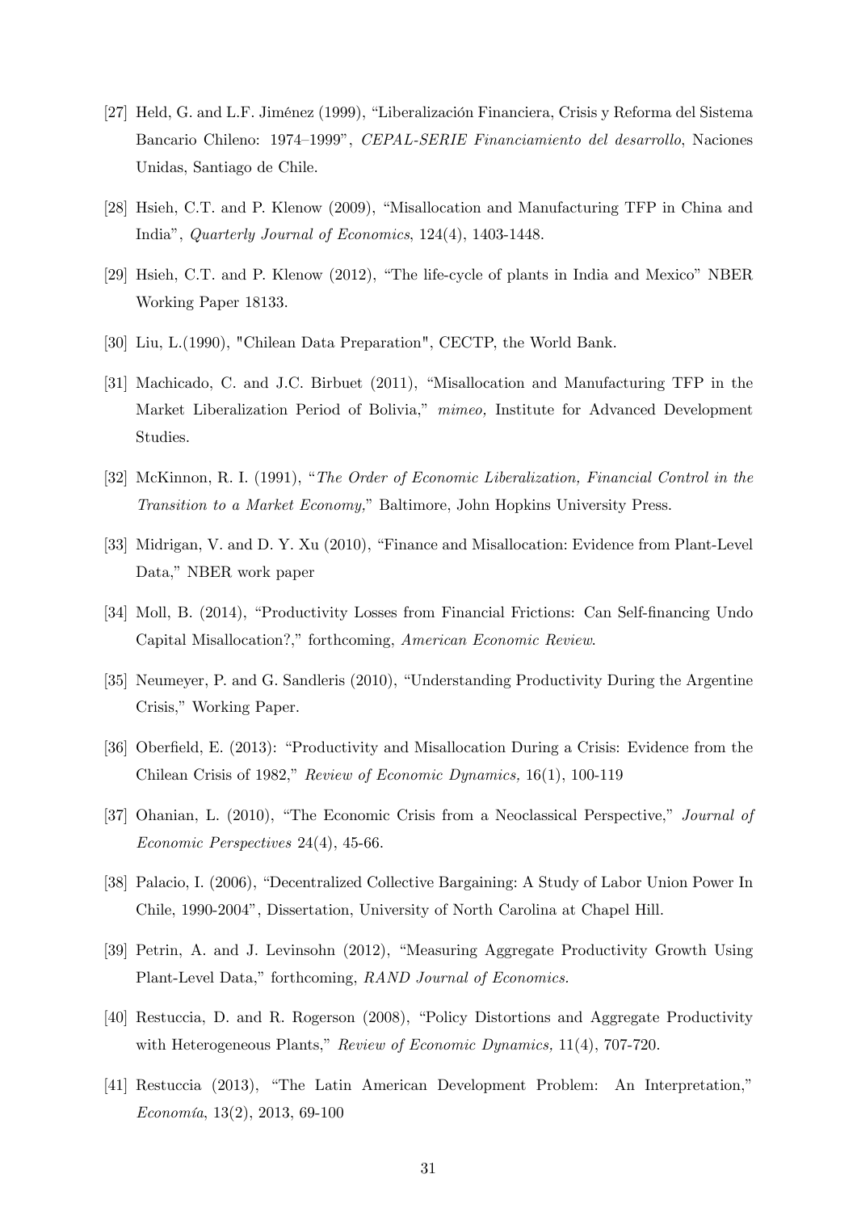[27] Held, G. and L.F. Jiménez (1999), "Liberalización Financiera, Crisis y Reforma del Sistema Bancario Chileno: 1974–1999", *CEPAL-SERIE Financiamiento del desarrollo*, Naciones Unidas, Santiago de Chile.

[28] Hsieh, C.T. and P. Klenow (2009), "Misallocation and Manufacturing TFP in China and India", *Quarterly Journal of Economics*, 124(4), 1403-1448.

[29] Hsieh, C.T. and P. Klenow (2012), "The life-cycle of plants in India and Mexico" NBER Working Paper 18133.

[30] Liu, L.(1990), "Chilean Data Preparation", CECTP, the World Bank.

[31] Machicado, C. and J.C. Birbuet (2011), "Misallocation and Manufacturing TFP in the Market Liberalization Period of Bolivia," *mimeo,* Institute for Advanced Development Studies.

[32] McKinnon, R. I. (1991), "*The Order of Economic Liberalization, Financial Control in the Transition to a Market Economy,*" Baltimore, John Hopkins University Press.

[33] Midrigan, V. and D. Y. Xu (2010), "Finance and Misallocation: Evidence from Plant-Level Data," NBER work paper

[34] Moll, B. (2014), "Productivity Losses from Financial Frictions: Can Self-financing Undo Capital Misallocation?," forthcoming, *American Economic Review*.

[35] Neumeyer, P. and G. Sandleris (2010), "Understanding Productivity During the Argentine Crisis," Working Paper.

[36] Oberfield, E. (2013): "Productivity and Misallocation During a Crisis: Evidence from the Chilean Crisis of 1982," *Review of Economic Dynamics,* 16(1), 100-119

[37] Ohanian, L. (2010), "The Economic Crisis from a Neoclassical Perspective," *Journal of Economic Perspectives* 24(4), 45-66.

[38] Palacio, I. (2006), "Decentralized Collective Bargaining: A Study of Labor Union Power In Chile, 1990-2004", Dissertation, University of North Carolina at Chapel Hill.

[39] Petrin, A. and J. Levinsohn (2012), "Measuring Aggregate Productivity Growth Using Plant-Level Data," forthcoming, *RAND Journal of Economics.*

[40] Restuccia, D. and R. Rogerson (2008), "Policy Distortions and Aggregate Productivity with Heterogeneous Plants," *Review of Economic Dynamics,* 11(4), 707-720.

[41] Restuccia (2013), "The Latin American Development Problem: An Interpretation," *Economía*, 13(2), 2013, 69-100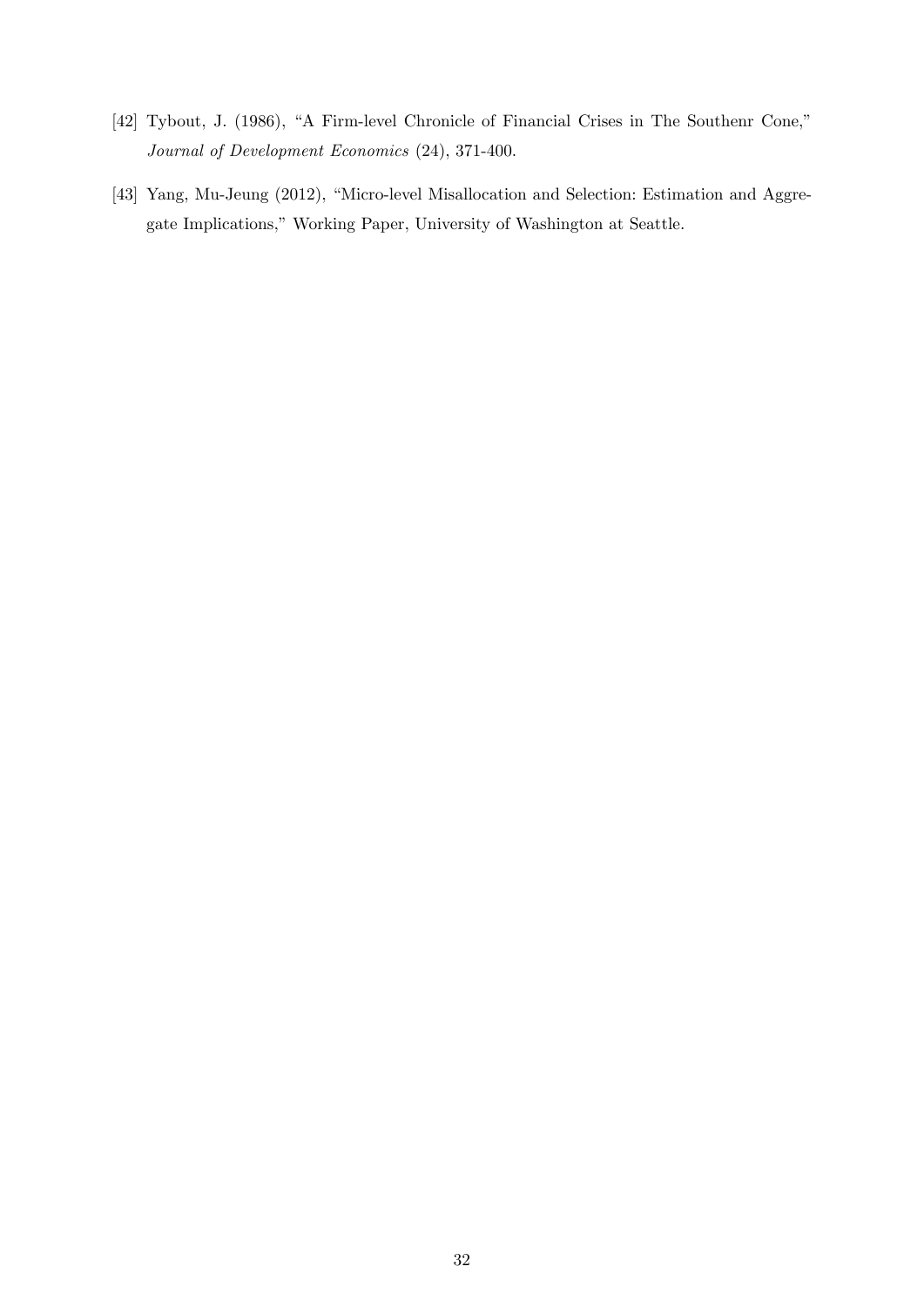[42] Tybout, J. (1986), "A Firm-level Chronicle of Financial Crises in The Southenr Cone," *Journal of Development Economics* (24), 371-400.

[43] Yang, Mu-Jeung (2012), "Micro-level Misallocation and Selection: Estimation and Aggregate Implications," Working Paper, University of Washington at Seattle.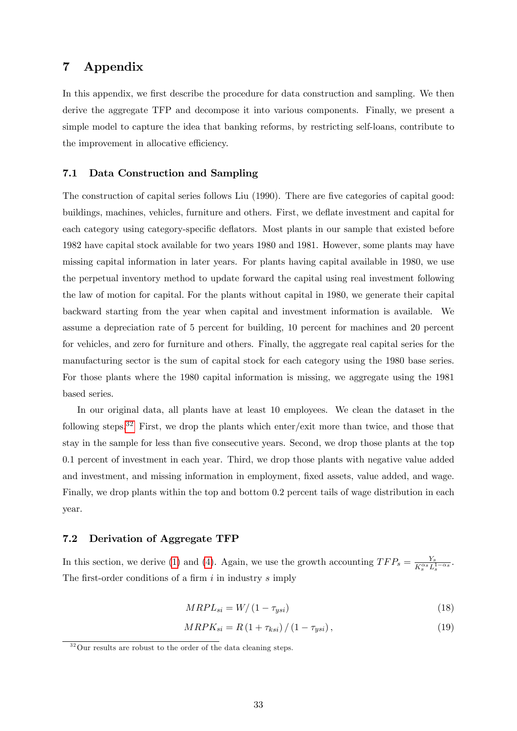## 7 Appendix

In this appendix, we first describe the procedure for data construction and sampling. We then derive the aggregate TFP and decompose it into various components. Finally, we present a simple model to capture the idea that banking reforms, by restricting self-loans, contribute to the improvement in allocative efficiency.

### 7.1 Data Construction and Sampling

The construction of capital series follows Liu (1990). There are five categories of capital good: buildings, machines, vehicles, furniture and others. First, we deflate investment and capital for each category using category-specific deflators. Most plants in our sample that existed before 1982 have capital stock available for two years 1980 and 1981. However, some plants may have missing capital information in later years. For plants having capital available in 1980, we use the perpetual inventory method to update forward the capital using real investment following the law of motion for capital. For the plants without capital in 1980, we generate their capital backward starting from the year when capital and investment information is available. We assume a depreciation rate of 5 percent for building, 10 percent for machines and 20 percent for vehicles, and zero for furniture and others. Finally, the aggregate real capital series for the manufacturing sector is the sum of capital stock for each category using the 1980 base series. For those plants where the 1980 capital information is missing, we aggregate using the 1981 based series.

In our original data, all plants have at least 10 employees. We clean the dataset in the following steps.[32] First, we drop the plants which enter/exit more than twice, and those that stay in the sample for less than five consecutive years. Second, we drop those plants at the top 0.1 percent of investment in each year. Third, we drop those plants with negative value added and investment, and missing information in employment, fixed assets, value added, and wage. Finally, we drop plants within the top and bottom 0.2 percent tails of wage distribution in each year.

### 7.2 Derivation of Aggregate TFP

In this section, we derive (1) and (4). Again, we use the growth accounting $TFP_s = \frac{Y_s}{K_s^{\alpha_s} L_s^{1-\alpha_s}}$. The first-order conditions of a firm $i$ in industry $s$ imply

$$MRPL_{si} = W/\left(1-\tau_{ysi}\right) \tag{18}$$

$$MRPK_{si} = R\left(1+\tau_{ksi}\right)/\left(1-\tau_{ysi}\right), \tag{19}$$

[32] Our results are robust to the order of the data cleaning steps.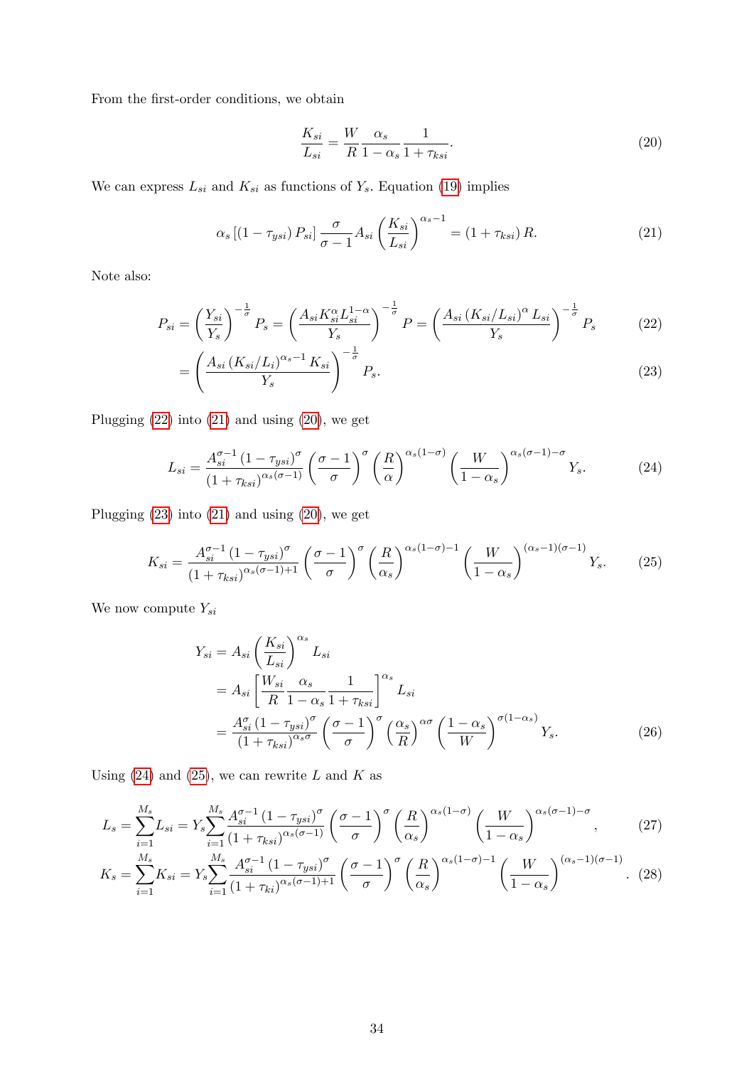From the first-order conditions, we obtain

$$\frac{K_{si}}{L_{si}} = \frac{W}{R}\frac{\alpha_s}{1-\alpha_s}\frac{1}{1+\tau_{ksi}}. \tag{20}$$

We can express $L_{si}$ and $K_{si}$ as functions of $Y_s$. Equation (19) implies

$$\alpha_s\left[\left(1-\tau_{ysi}\right)P_{si}\right]\frac{\sigma}{\sigma-1}A_{si}\left(\frac{K_{si}}{L_{si}}\right)^{\alpha_s-1} = \left(1+\tau_{ksi}\right)R. \tag{21}$$

Note also:

$$P_{si} = \left(\frac{Y_{si}}{Y_s}\right)^{-\frac{1}{\sigma}}P_s = \left(\frac{A_{si}K_{si}^{\alpha}L_{si}^{1-\alpha}}{Y_s}\right)^{-\frac{1}{\sigma}}P = \left(\frac{A_{si}\left(K_{si}/L_{si}\right)^{\alpha}L_{si}}{Y_s}\right)^{-\frac{1}{\sigma}}P_s \tag{22}$$

$$= \left(\frac{A_{si}\left(K_{si}/L_{i}\right)^{\alpha_s-1}K_{si}}{Y_s}\right)^{-\frac{1}{\sigma}}P_s. \tag{23}$$

Plugging (22) into (21) and using (20), we get

$$L_{si} = \frac{A_{si}^{\sigma-1}\left(1-\tau_{ysi}\right)^{\sigma}}{\left(1+\tau_{ksi}\right)^{\alpha_s(\sigma-1)}}\left(\frac{\sigma-1}{\sigma}\right)^{\sigma}\left(\frac{R}{\alpha}\right)^{\alpha_s(1-\sigma)}\left(\frac{W}{1-\alpha_s}\right)^{\alpha_s(\sigma-1)-\sigma}Y_s. \tag{24}$$

Plugging (23) into (21) and using (20), we get

$$K_{si} = \frac{A_{si}^{\sigma-1}\left(1-\tau_{ysi}\right)^{\sigma}}{\left(1+\tau_{ksi}\right)^{\alpha_s(\sigma-1)+1}}\left(\frac{\sigma-1}{\sigma}\right)^{\sigma}\left(\frac{R}{\alpha_s}\right)^{\alpha_s(1-\sigma)-1}\left(\frac{W}{1-\alpha_s}\right)^{(\alpha_s-1)(\sigma-1)}Y_s. \tag{25}$$

We now compute $Y_{si}$

$$\begin{aligned}
Y_{si} &= A_{si}\left(\frac{K_{si}}{L_{si}}\right)^{\alpha_s}L_{si} \\
&= A_{si}\left[\frac{W_{si}}{R}\frac{\alpha_s}{1-\alpha_s}\frac{1}{1+\tau_{ksi}}\right]^{\alpha_s}L_{si} \\
&= \frac{A_{si}^{\sigma}\left(1-\tau_{ysi}\right)^{\sigma}}{\left(1+\tau_{ksi}\right)^{\alpha_s\sigma}}\left(\frac{\sigma-1}{\sigma}\right)^{\sigma}\left(\frac{\alpha_s}{R}\right)^{\alpha\sigma}\left(\frac{1-\alpha_s}{W}\right)^{\sigma(1-\alpha_s)}Y_s.
\end{aligned} \tag{26}$$

Using (24) and (25), we can rewrite $L$ and $K$ as

$$L_s = \sum_{i=1}^{M_s}L_{si} = Y_s\sum_{i=1}^{M_s}\frac{A_{si}^{\sigma-1}\left(1-\tau_{ysi}\right)^{\sigma}}{\left(1+\tau_{ksi}\right)^{\alpha_s(\sigma-1)}}\left(\frac{\sigma-1}{\sigma}\right)^{\sigma}\left(\frac{R}{\alpha_s}\right)^{\alpha_s(1-\sigma)}\left(\frac{W}{1-\alpha_s}\right)^{\alpha_s(\sigma-1)-\sigma}, \tag{27}$$

$$K_s = \sum_{i=1}^{M_s}K_{si} = Y_s\sum_{i=1}^{M_s}\frac{A_{si}^{\sigma-1}\left(1-\tau_{ysi}\right)^{\sigma}}{\left(1+\tau_{ki}\right)^{\alpha_s(\sigma-1)+1}}\left(\frac{\sigma-1}{\sigma}\right)^{\sigma}\left(\frac{R}{\alpha_s}\right)^{\alpha_s(1-\sigma)-1}\left(\frac{W}{1-\alpha_s}\right)^{(\alpha_s-1)(\sigma-1)}. \tag{28}$$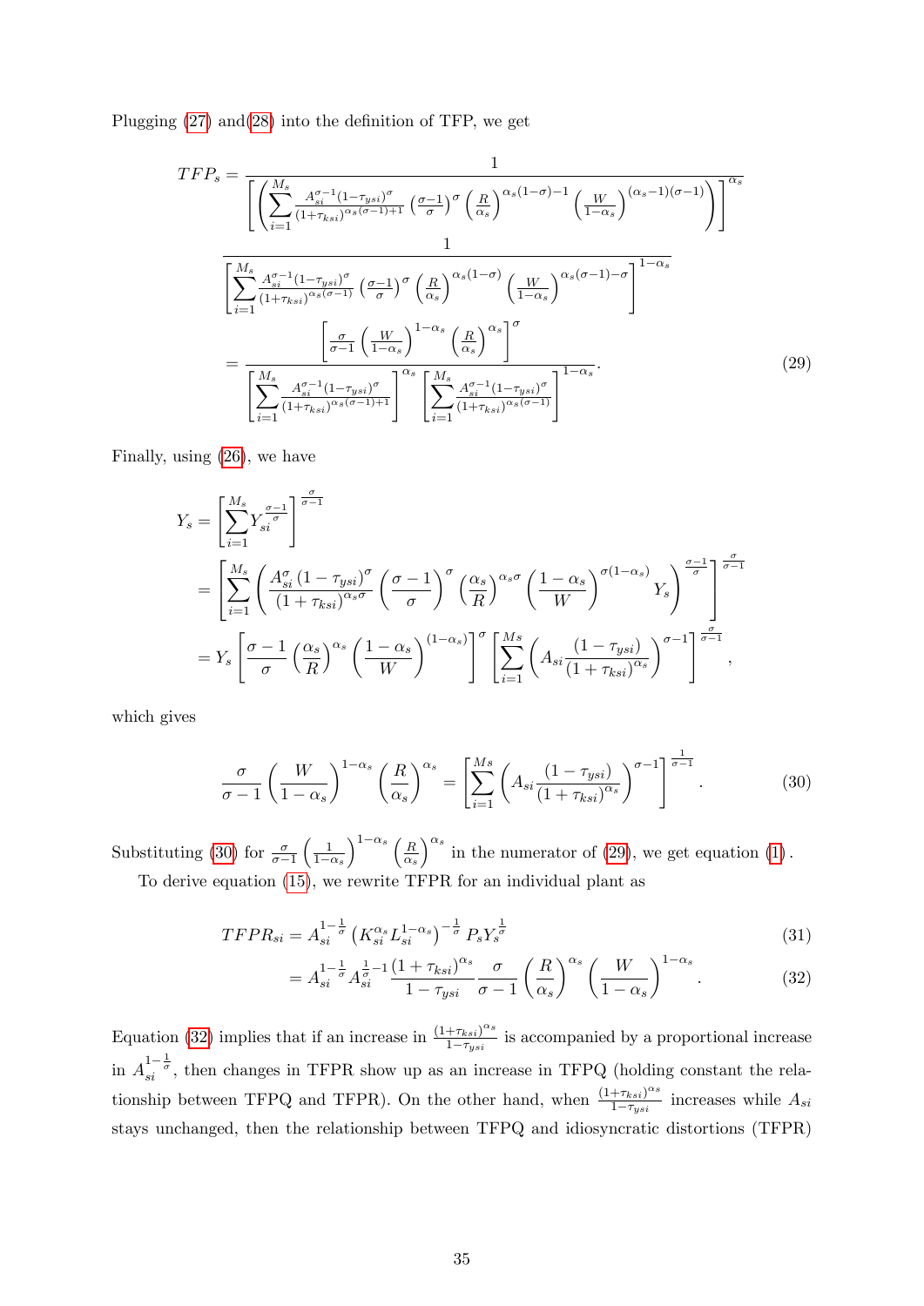Plugging (27) and(28) into the definition of TFP, we get

$$
\begin{aligned}
TFP_s &= \frac{1}{\left[\left(\sum_{i=1}^{M_s} \frac{A_{si}^{\sigma-1}(1-\tau_{ysi})^{\sigma}}{(1+\tau_{ksi})^{\alpha_s(\sigma-1)+1}} \left(\frac{\sigma-1}{\sigma}\right)^{\sigma} \left(\frac{R}{\alpha_s}\right)^{\alpha_s(1-\sigma)-1} \left(\frac{W}{1-\alpha_s}\right)^{(\alpha_s-1)(\sigma-1)}\right)\right]^{\alpha_s}} \\
&\quad \frac{1}{\left[\sum_{i=1}^{M_s} \frac{A_{si}^{\sigma-1}(1-\tau_{ysi})^{\sigma}}{(1+\tau_{ksi})^{\alpha_s(\sigma-1)}} \left(\frac{\sigma-1}{\sigma}\right)^{\sigma} \left(\frac{R}{\alpha_s}\right)^{\alpha_s(1-\sigma)} \left(\frac{W}{1-\alpha_s}\right)^{\alpha_s(\sigma-1)-\sigma}\right]^{1-\alpha_s}} \\
&= \frac{\left[\frac{\sigma}{\sigma-1}\left(\frac{W}{1-\alpha_s}\right)^{1-\alpha_s}\left(\frac{R}{\alpha_s}\right)^{\alpha_s}\right]^{\sigma}}{\left[\sum_{i=1}^{M_s} \frac{A_{si}^{\sigma-1}(1-\tau_{ysi})^{\sigma}}{(1+\tau_{ksi})^{\alpha_s(\sigma-1)+1}}\right]^{\alpha_s} \left[\sum_{i=1}^{M_s} \frac{A_{si}^{\sigma-1}(1-\tau_{ysi})^{\sigma}}{(1+\tau_{ksi})^{\alpha_s(\sigma-1)}}\right]^{1-\alpha_s}}.
\end{aligned}
\tag{29}
$$

Finally, using (26), we have

$$
\begin{aligned}
Y_s &= \left[\sum_{i=1}^{M_s} Y_{si}^{\frac{\sigma-1}{\sigma}}\right]^{\frac{\sigma}{\sigma-1}} \\
&= \left[\sum_{i=1}^{M_s}\left(\frac{A_{si}^{\sigma}\,(1-\tau_{ysi})^{\sigma}}{(1+\tau_{ksi})^{\alpha_s\sigma}}\left(\frac{\sigma-1}{\sigma}\right)^{\sigma}\left(\frac{\alpha_s}{R}\right)^{\alpha_s\sigma}\left(\frac{1-\alpha_s}{W}\right)^{\sigma(1-\alpha_s)} Y_s\right)^{\frac{\sigma-1}{\sigma}}\right]^{\frac{\sigma}{\sigma-1}} \\
&= Y_s\left[\frac{\sigma-1}{\sigma}\left(\frac{\alpha_s}{R}\right)^{\alpha_s}\left(\frac{1-\alpha_s}{W}\right)^{(1-\alpha_s)}\right]^{\sigma}\left[\sum_{i=1}^{Ms}\left(A_{si}\frac{(1-\tau_{ysi})}{(1+\tau_{ksi})^{\alpha_s}}\right)^{\sigma-1}\right]^{\frac{\sigma}{\sigma-1}},
\end{aligned}
$$

which gives

$$
\frac{\sigma}{\sigma-1}\left(\frac{W}{1-\alpha_s}\right)^{1-\alpha_s}\left(\frac{R}{\alpha_s}\right)^{\alpha_s} = \left[\sum_{i=1}^{Ms}\left(A_{si}\frac{(1-\tau_{ysi})}{(1+\tau_{ksi})^{\alpha_s}}\right)^{\sigma-1}\right]^{\frac{1}{\sigma-1}}.
\tag{30}
$$

Substituting (30) for $\frac{\sigma}{\sigma-1}\left(\frac{1}{1-\alpha_s}\right)^{1-\alpha_s}\left(\frac{R}{\alpha_s}\right)^{\alpha_s}$ in the numerator of (29), we get equation (1).

To derive equation (15), we rewrite TFPR for an individual plant as

$$
TFPR_{si} = A_{si}^{1-\frac{1}{\sigma}}\left(K_{si}^{\alpha_s}L_{si}^{1-\alpha_s}\right)^{-\frac{1}{\sigma}} P_s Y_s^{\frac{1}{\sigma}}
\tag{31}
$$

$$
= A_{si}^{1-\frac{1}{\sigma}} A_{si}^{\frac{1}{\sigma}-1}\frac{(1+\tau_{ksi})^{\alpha_s}}{1-\tau_{ysi}}\frac{\sigma}{\sigma-1}\left(\frac{R}{\alpha_s}\right)^{\alpha_s}\left(\frac{W}{1-\alpha_s}\right)^{1-\alpha_s}.
\tag{32}
$$

Equation (32) implies that if an increase in $\frac{(1+\tau_{ksi})^{\alpha_s}}{1-\tau_{ysi}}$ is accompanied by a proportional increase in $A_{si}^{1-\frac{1}{\sigma}}$, then changes in TFPR show up as an increase in TFPQ (holding constant the relationship between TFPQ and TFPR). On the other hand, when $\frac{(1+\tau_{ksi})^{\alpha_s}}{1-\tau_{ysi}}$ increases while $A_{si}$ stays unchanged, then the relationship between TFPQ and idiosyncratic distortions (TFPR)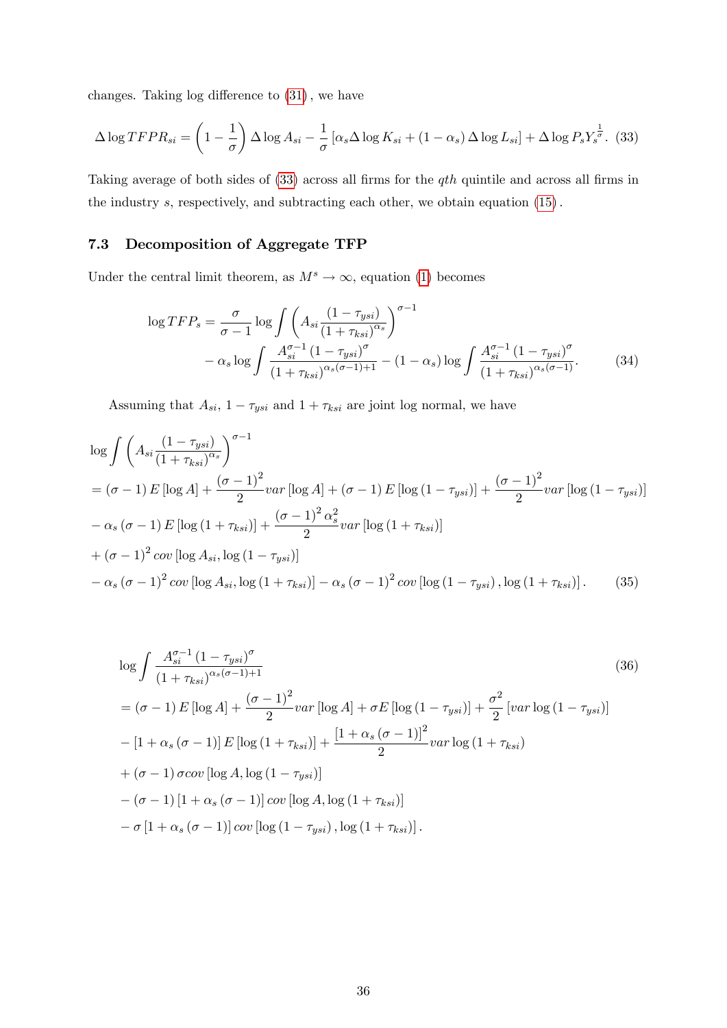changes. Taking log difference to (31), we have

$$\Delta \log TFPR_{si} = \left(1 - \frac{1}{\sigma}\right) \Delta \log A_{si} - \frac{1}{\sigma}\left[\alpha_s \Delta \log K_{si} + (1-\alpha_s)\Delta \log L_{si}\right] + \Delta \log P_s Y_s^{\frac{1}{\sigma}}. \quad (33)$$

Taking average of both sides of (33) across all firms for the $qth$ quintile and across all firms in the industry $s$, respectively, and subtracting each other, we obtain equation (15).

### 7.3 Decomposition of Aggregate TFP

Under the central limit theorem, as $M^s \to \infty$, equation (1) becomes

$$\begin{aligned} \log TFP_s = &\frac{\sigma}{\sigma - 1} \log \int \left( A_{si} \frac{(1-\tau_{ysi})}{(1+\tau_{ksi})^{\alpha_s}} \right)^{\sigma - 1} \\ &- \alpha_s \log \int \frac{A_{si}^{\sigma-1} (1-\tau_{ysi})^{\sigma}}{(1+\tau_{ksi})^{\alpha_s(\sigma-1)+1}} - (1-\alpha_s) \log \int \frac{A_{si}^{\sigma-1}(1-\tau_{ysi})^{\sigma}}{(1+\tau_{ksi})^{\alpha_s(\sigma-1)}}. \end{aligned} \quad (34)$$

Assuming that $A_{si}$, $1-\tau_{ysi}$ and $1+\tau_{ksi}$ are joint log normal, we have

$$\begin{aligned} &\log \int \left( A_{si} \frac{(1-\tau_{ysi})}{(1+\tau_{ksi})^{\alpha_s}} \right)^{\sigma-1} \\ &= (\sigma-1) E[\log A] + \frac{(\sigma-1)^2}{2} var[\log A] + (\sigma-1) E[\log(1-\tau_{ysi})] + \frac{(\sigma-1)^2}{2} var[\log(1-\tau_{ysi})] \\ &- \alpha_s (\sigma-1) E[\log(1+\tau_{ksi})] + \frac{(\sigma-1)^2 \alpha_s^2}{2} var[\log(1+\tau_{ksi})] \\ &+ (\sigma-1)^2 cov[\log A_{si}, \log(1-\tau_{ysi})] \\ &- \alpha_s(\sigma-1)^2 cov[\log A_{si}, \log(1+\tau_{ksi})] - \alpha_s(\sigma-1)^2 cov[\log(1-\tau_{ysi}), \log(1+\tau_{ksi})]. \end{aligned} \quad (35)$$

$$\begin{aligned} &\log \int \frac{A_{si}^{\sigma-1}(1-\tau_{ysi})^{\sigma}}{(1+\tau_{ksi})^{\alpha_s(\sigma-1)+1}} \\ &= (\sigma-1) E[\log A] + \frac{(\sigma-1)^2}{2} var[\log A] + \sigma E[\log(1-\tau_{ysi})] + \frac{\sigma^2}{2}[var \log(1-\tau_{ysi})] \\ &- [1+\alpha_s(\sigma-1)] E[\log(1+\tau_{ksi})] + \frac{[1+\alpha_s(\sigma-1)]^2}{2} var \log(1+\tau_{ksi}) \\ &+ (\sigma-1)\sigma cov[\log A, \log(1-\tau_{ysi})] \\ &- (\sigma-1)[1+\alpha_s(\sigma-1)] cov[\log A, \log(1+\tau_{ksi})] \\ &- \sigma[1+\alpha_s(\sigma-1)] cov[\log(1-\tau_{ysi}), \log(1+\tau_{ksi})]. \end{aligned} \quad (36)$$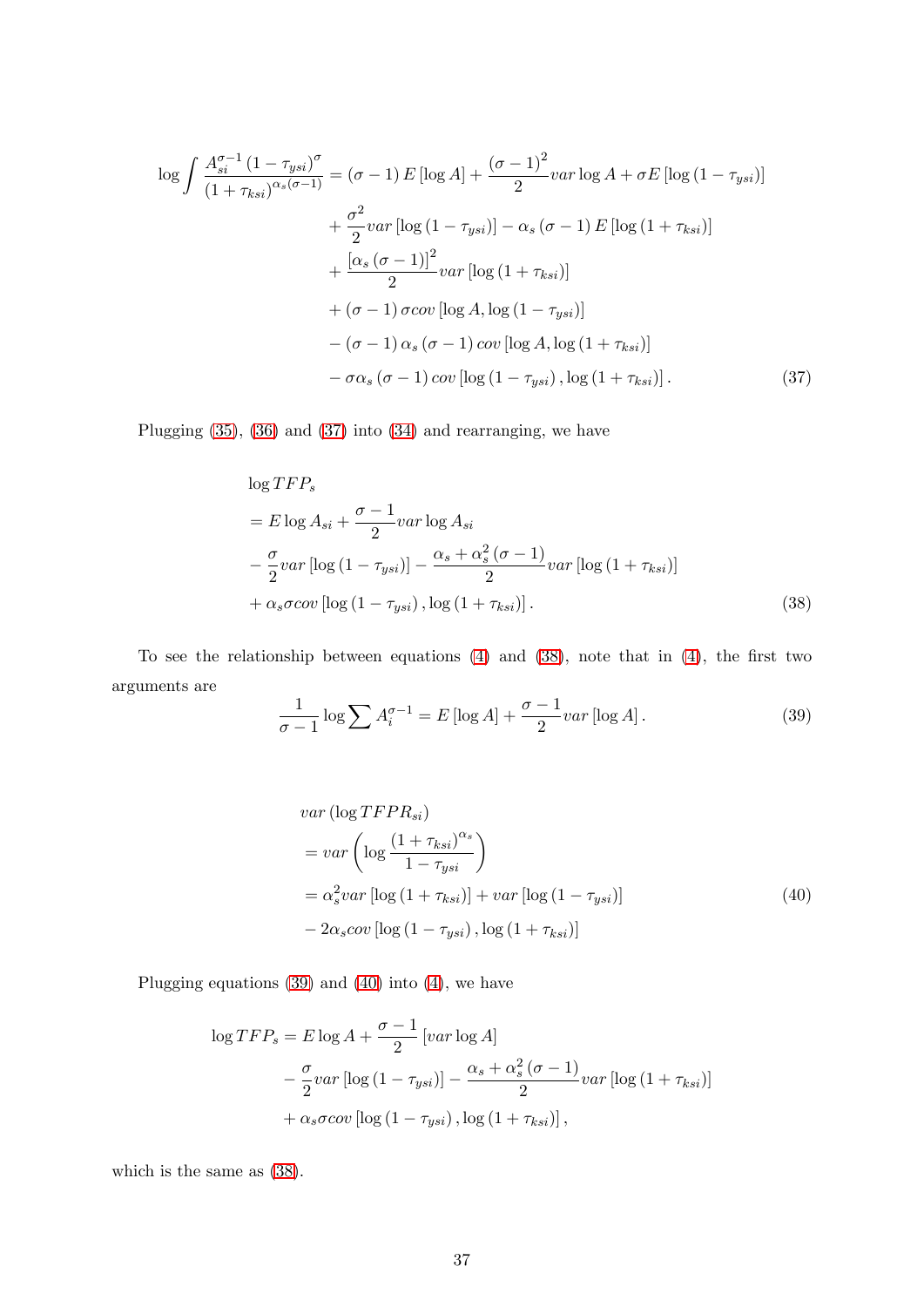$$
\begin{aligned}
\log \int \frac{A_{si}^{\sigma-1}\left(1-\tau_{ysi}\right)^{\sigma}}{\left(1+\tau_{ksi}\right)^{\alpha_s(\sigma-1)}} &= \left(\sigma-1\right) E\left[\log A\right] + \frac{\left(\sigma-1\right)^2}{2} var \log A + \sigma E\left[\log\left(1-\tau_{ysi}\right)\right] \\
&+ \frac{\sigma^2}{2} var\left[\log\left(1-\tau_{ysi}\right)\right] - \alpha_s\left(\sigma-1\right) E\left[\log\left(1+\tau_{ksi}\right)\right] \\
&+ \frac{\left[\alpha_s\left(\sigma-1\right)\right]^2}{2} var\left[\log\left(1+\tau_{ksi}\right)\right] \\
&+ \left(\sigma-1\right)\sigma cov\left[\log A, \log\left(1-\tau_{ysi}\right)\right] \\
&- \left(\sigma-1\right)\alpha_s\left(\sigma-1\right) cov\left[\log A, \log\left(1+\tau_{ksi}\right)\right] \\
&- \sigma\alpha_s\left(\sigma-1\right) cov\left[\log\left(1-\tau_{ysi}\right), \log\left(1+\tau_{ksi}\right)\right]. \qquad (37)
\end{aligned}
$$

Plugging (35), (36) and (37) into (34) and rearranging, we have

$$
\begin{aligned}
&\log TFP_s \\
&= E \log A_{si} + \frac{\sigma-1}{2} var \log A_{si} \\
&- \frac{\sigma}{2} var\left[\log\left(1-\tau_{ysi}\right)\right] - \frac{\alpha_s + \alpha_s^2\left(\sigma-1\right)}{2} var\left[\log\left(1+\tau_{ksi}\right)\right] \\
&+ \alpha_s \sigma cov\left[\log\left(1-\tau_{ysi}\right), \log\left(1+\tau_{ksi}\right)\right]. \qquad (38)
\end{aligned}
$$

To see the relationship between equations (4) and (38), note that in (4), the first two arguments are

$$
\frac{1}{\sigma-1} \log \sum A_i^{\sigma-1} = E\left[\log A\right] + \frac{\sigma-1}{2} var\left[\log A\right]. \qquad (39)
$$

$$
\begin{aligned}
&var\left(\log TFPR_{si}\right) \\
&= var\left(\log \frac{\left(1+\tau_{ksi}\right)^{\alpha_s}}{1-\tau_{ysi}}\right) \\
&= \alpha_s^2 var\left[\log\left(1+\tau_{ksi}\right)\right] + var\left[\log\left(1-\tau_{ysi}\right)\right] \qquad (40) \\
&- 2\alpha_s cov\left[\log\left(1-\tau_{ysi}\right), \log\left(1+\tau_{ksi}\right)\right]
\end{aligned}
$$

Plugging equations (39) and (40) into (4), we have

$$
\begin{aligned}
\log TFP_s = E \log A &+ \frac{\sigma-1}{2}\left[var \log A\right] \\
&- \frac{\sigma}{2} var\left[\log\left(1-\tau_{ysi}\right)\right] - \frac{\alpha_s + \alpha_s^2\left(\sigma-1\right)}{2} var\left[\log\left(1+\tau_{ksi}\right)\right] \\
&+ \alpha_s \sigma cov\left[\log\left(1-\tau_{ysi}\right), \log\left(1+\tau_{ksi}\right)\right],
\end{aligned}
$$

which is the same as (38).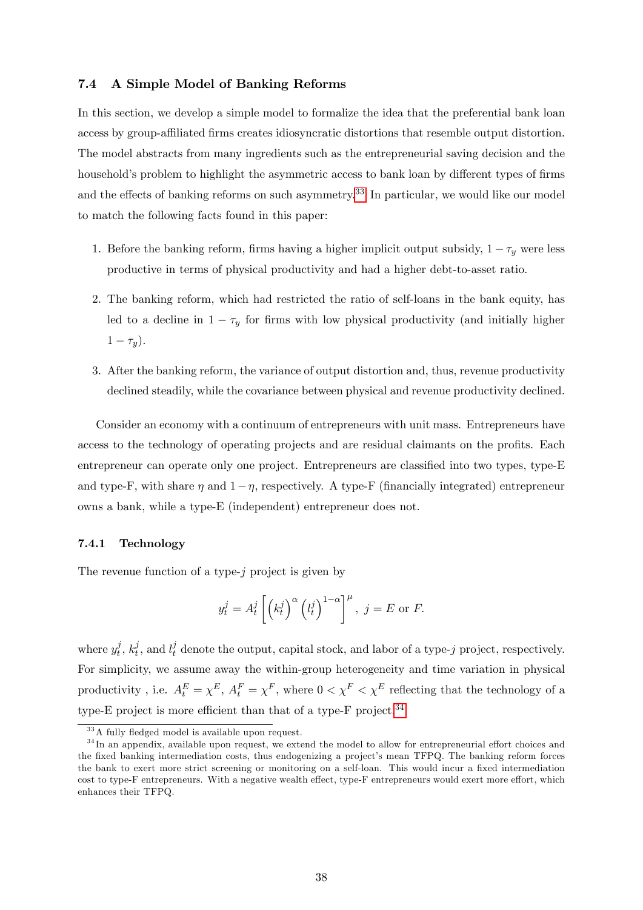### 7.4 A Simple Model of Banking Reforms

In this section, we develop a simple model to formalize the idea that the preferential bank loan access by group-affiliated firms creates idiosyncratic distortions that resemble output distortion. The model abstracts from many ingredients such as the entrepreneurial saving decision and the household's problem to highlight the asymmetric access to bank loan by different types of firms and the effects of banking reforms on such asymmetry.[33] In particular, we would like our model to match the following facts found in this paper:

1. Before the banking reform, firms having a higher implicit output subsidy, $1 - \tau_y$ were less productive in terms of physical productivity and had a higher debt-to-asset ratio.
2. The banking reform, which had restricted the ratio of self-loans in the bank equity, has led to a decline in $1 - \tau_y$ for firms with low physical productivity (and initially higher $1 - \tau_y$).
3. After the banking reform, the variance of output distortion and, thus, revenue productivity declined steadily, while the covariance between physical and revenue productivity declined.

Consider an economy with a continuum of entrepreneurs with unit mass. Entrepreneurs have access to the technology of operating projects and are residual claimants on the profits. Each entrepreneur can operate only one project. Entrepreneurs are classified into two types, type-E and type-F, with share $\eta$ and $1 - \eta$, respectively. A type-F (financially integrated) entrepreneur owns a bank, while a type-E (independent) entrepreneur does not.

#### 7.4.1 Technology

The revenue function of a type-$j$ project is given by

$$y_t^j = A_t^j \left[ \left(k_t^j\right)^{\alpha} \left(l_t^j\right)^{1-\alpha} \right]^{\mu}, \ j = E \text{ or } F.$$

where $y_t^j$, $k_t^j$, and $l_t^j$ denote the output, capital stock, and labor of a type-$j$ project, respectively. For simplicity, we assume away the within-group heterogeneity and time variation in physical productivity , i.e. $A_t^E = \chi^E$, $A_t^F = \chi^F$, where $0 < \chi^F < \chi^E$ reflecting that the technology of a type-E project is more efficient than that of a type-F project.[34]

[33] A fully fledged model is available upon request.

[34] In an appendix, available upon request, we extend the model to allow for entrepreneurial effort choices and the fixed banking intermediation costs, thus endogenizing a project's mean TFPQ. The banking reform forces the bank to exert more strict screening or monitoring on a self-loan. This would incur a fixed intermediation cost to type-F entrepreneurs. With a negative wealth effect, type-F entrepreneurs would exert more effort, which enhances their TFPQ.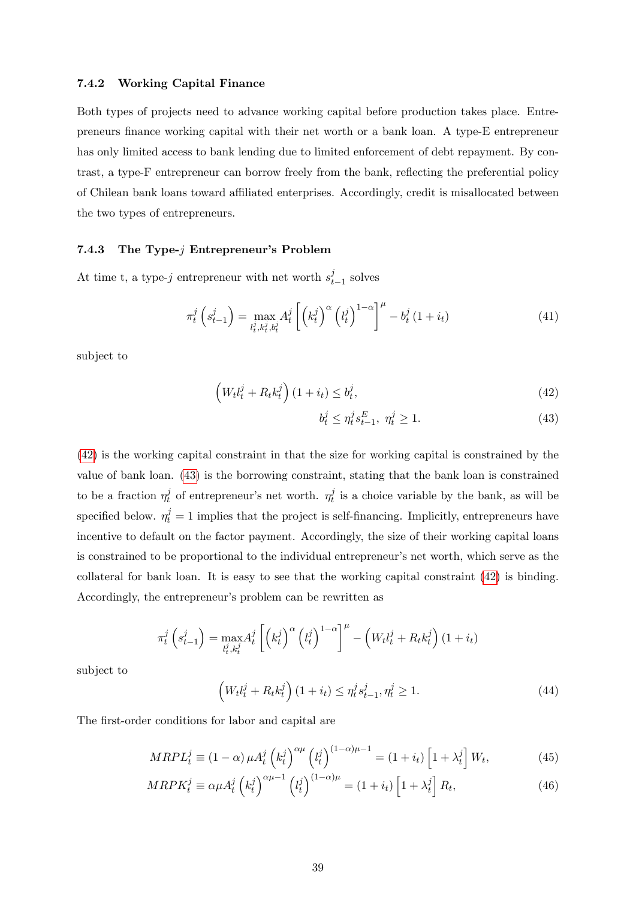### 7.4.2 Working Capital Finance

Both types of projects need to advance working capital before production takes place. Entrepreneurs finance working capital with their net worth or a bank loan. A type-E entrepreneur has only limited access to bank lending due to limited enforcement of debt repayment. By contrast, a type-F entrepreneur can borrow freely from the bank, reflecting the preferential policy of Chilean bank loans toward affiliated enterprises. Accordingly, credit is misallocated between the two types of entrepreneurs.

### 7.4.3 The Type-$j$ Entrepreneur's Problem

At time t, a type-$j$ entrepreneur with net worth $s_{t-1}^{j}$ solves

$$\pi_t^j\left(s_{t-1}^j\right) = \max_{l_t^j, k_t^j, b_t^j} A_t^j\left[\left(k_t^j\right)^{\alpha}\left(l_t^j\right)^{1-\alpha}\right]^{\mu} - b_t^j\left(1+i_t\right) \tag{41}$$

subject to

$$\left(W_t l_t^j + R_t k_t^j\right)\left(1+i_t\right) \leq b_t^j, \tag{42}$$

$$b_t^j \leq \eta_t^j s_{t-1}^E,\ \eta_t^j \geq 1. \tag{43}$$

(42) is the working capital constraint in that the size for working capital is constrained by the value of bank loan. (43) is the borrowing constraint, stating that the bank loan is constrained to be a fraction $\eta_t^j$ of entrepreneur's net worth. $\eta_t^j$ is a choice variable by the bank, as will be specified below. $\eta_t^j = 1$ implies that the project is self-financing. Implicitly, entrepreneurs have incentive to default on the factor payment. Accordingly, the size of their working capital loans is constrained to be proportional to the individual entrepreneur's net worth, which serve as the collateral for bank loan. It is easy to see that the working capital constraint (42) is binding. Accordingly, the entrepreneur's problem can be rewritten as

$$\pi_t^j\left(s_{t-1}^j\right) = \max_{l_t^j, k_t^j} A_t^j\left[\left(k_t^j\right)^{\alpha}\left(l_t^j\right)^{1-\alpha}\right]^{\mu} - \left(W_t l_t^j + R_t k_t^j\right)\left(1+i_t\right)$$

subject to

$$\left(W_t l_t^j + R_t k_t^j\right)\left(1+i_t\right) \leq \eta_t^j s_{t-1}^j, \eta_t^j \geq 1. \tag{44}$$

The first-order conditions for labor and capital are

$$MRPL_t^j \equiv \left(1-\alpha\right)\mu A_t^j\left(k_t^j\right)^{\alpha\mu}\left(l_t^j\right)^{(1-\alpha)\mu-1} = \left(1+i_t\right)\left[1+\lambda_t^j\right]W_t, \tag{45}$$

$$MRPK_t^j \equiv \alpha\mu A_t^j\left(k_t^j\right)^{\alpha\mu-1}\left(l_t^j\right)^{(1-\alpha)\mu} = \left(1+i_t\right)\left[1+\lambda_t^j\right]R_t, \tag{46}$$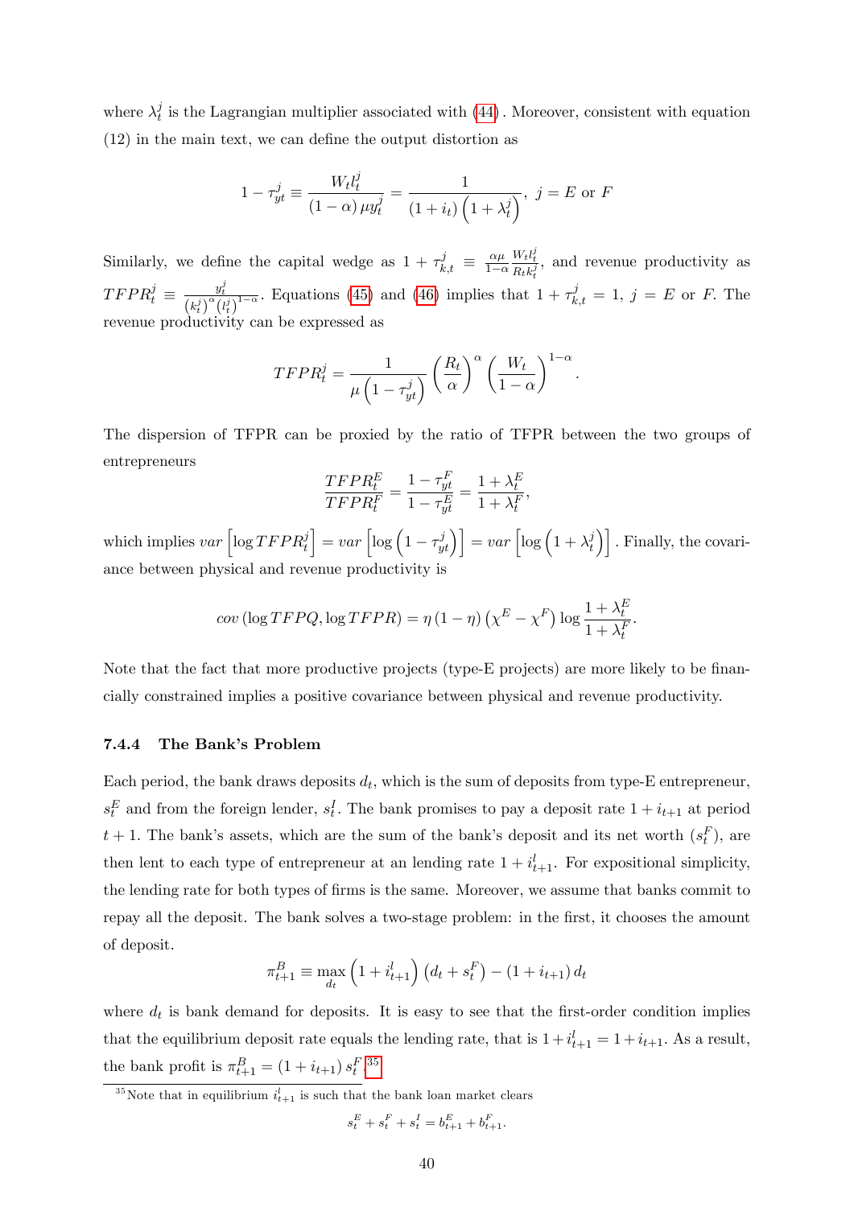where $\lambda_t^j$ is the Lagrangian multiplier associated with (44). Moreover, consistent with equation (12) in the main text, we can define the output distortion as

$$1-\tau_{yt}^j \equiv \frac{W_t l_t^j}{(1-\alpha)\,\mu y_t^j} = \frac{1}{(1+i_t)\left(1+\lambda_t^j\right)},\ j = E \text{ or } F$$

Similarly, we define the capital wedge as $1+\tau_{k,t}^j \equiv \frac{\alpha\mu}{1-\alpha}\frac{W_t l_t^j}{R_t k_t^j}$, and revenue productivity as $TFPR_t^j \equiv \frac{y_t^j}{\left(k_t^j\right)^\alpha \left(l_t^j\right)^{1-\alpha}}$. Equations (45) and (46) implies that $1+\tau_{k,t}^j = 1$, $j = E$ or $F$. The revenue productivity can be expressed as

$$TFPR_t^j = \frac{1}{\mu\left(1-\tau_{yt}^j\right)}\left(\frac{R_t}{\alpha}\right)^\alpha \left(\frac{W_t}{1-\alpha}\right)^{1-\alpha}.$$

The dispersion of TFPR can be proxied by the ratio of TFPR between the two groups of entrepreneurs

$$\frac{TFPR_t^E}{TFPR_t^F} = \frac{1-\tau_{yt}^F}{1-\tau_{yt}^E} = \frac{1+\lambda_t^E}{1+\lambda_t^F},$$

which implies $var\left[\log TFPR_t^j\right] = var\left[\log\left(1-\tau_{yt}^j\right)\right] = var\left[\log\left(1+\lambda_t^j\right)\right]$. Finally, the covariance between physical and revenue productivity is

$$cov\left(\log TFPQ, \log TFPR\right) = \eta\left(1-\eta\right)\left(\chi^E - \chi^F\right)\log\frac{1+\lambda_t^E}{1+\lambda_t^F}.$$

Note that the fact that more productive projects (type-E projects) are more likely to be financially constrained implies a positive covariance between physical and revenue productivity.

### 7.4.4 The Bank's Problem

Each period, the bank draws deposits $d_t$, which is the sum of deposits from type-E entrepreneur, $s_t^E$ and from the foreign lender, $s_t^I$. The bank promises to pay a deposit rate $1+i_{t+1}$ at period $t+1$. The bank's assets, which are the sum of the bank's deposit and its net worth ($s_t^F$), are then lent to each type of entrepreneur at an lending rate $1+i_{t+1}^l$. For expositional simplicity, the lending rate for both types of firms is the same. Moreover, we assume that banks commit to repay all the deposit. The bank solves a two-stage problem: in the first, it chooses the amount of deposit.

$$\pi_{t+1}^B \equiv \max_{d_t}\left(1+i_{t+1}^l\right)\left(d_t + s_t^F\right) - \left(1+i_{t+1}\right)d_t$$

where $d_t$ is bank demand for deposits. It is easy to see that the first-order condition implies that the equilibrium deposit rate equals the lending rate, that is $1+i_{t+1}^l = 1+i_{t+1}$. As a result, the bank profit is $\pi_{t+1}^B = \left(1+i_{t+1}\right)s_t^F$.[35]

[35] Note that in equilibrium $i_{t+1}^l$ is such that the bank loan market clears

$$s_t^E + s_t^F + s_t^I = b_{t+1}^E + b_{t+1}^F.$$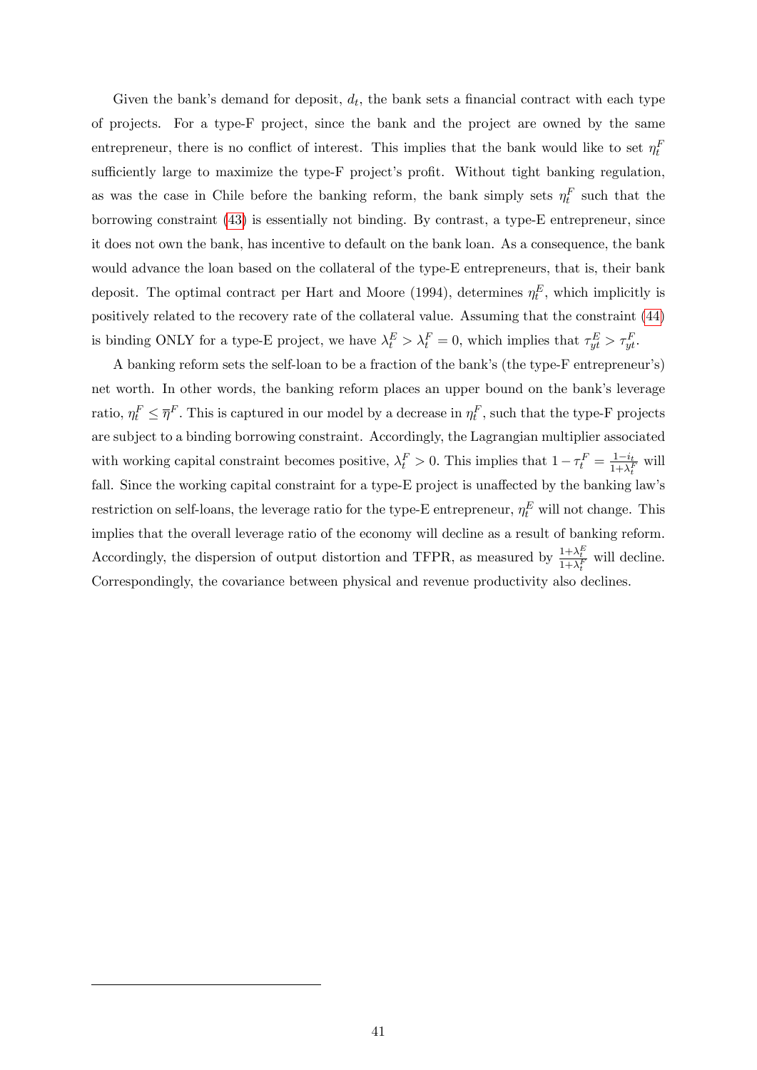Given the bank's demand for deposit, $d_t$, the bank sets a financial contract with each type of projects. For a type-F project, since the bank and the project are owned by the same entrepreneur, there is no conflict of interest. This implies that the bank would like to set $\eta_t^F$ sufficiently large to maximize the type-F project's profit. Without tight banking regulation, as was the case in Chile before the banking reform, the bank simply sets $\eta_t^F$ such that the borrowing constraint (43) is essentially not binding. By contrast, a type-E entrepreneur, since it does not own the bank, has incentive to default on the bank loan. As a consequence, the bank would advance the loan based on the collateral of the type-E entrepreneurs, that is, their bank deposit. The optimal contract per Hart and Moore (1994), determines $\eta_t^E$, which implicitly is positively related to the recovery rate of the collateral value. Assuming that the constraint (44) is binding ONLY for a type-E project, we have $\lambda_t^E > \lambda_t^F = 0$, which implies that $\tau_{yt}^E > \tau_{yt}^F$.

A banking reform sets the self-loan to be a fraction of the bank's (the type-F entrepreneur's) net worth. In other words, the banking reform places an upper bound on the bank's leverage ratio, $\eta_t^F \leq \overline{\eta}^F$. This is captured in our model by a decrease in $\eta_t^F$, such that the type-F projects are subject to a binding borrowing constraint. Accordingly, the Lagrangian multiplier associated with working capital constraint becomes positive, $\lambda_t^F > 0$. This implies that $1 - \tau_t^F = \frac{1-i_t}{1+\lambda_t^F}$ will fall. Since the working capital constraint for a type-E project is unaffected by the banking law's restriction on self-loans, the leverage ratio for the type-E entrepreneur, $\eta_t^E$ will not change. This implies that the overall leverage ratio of the economy will decline as a result of banking reform. Accordingly, the dispersion of output distortion and TFPR, as measured by $\frac{1+\lambda_t^E}{1+\lambda_t^F}$ will decline. Correspondingly, the covariance between physical and revenue productivity also declines.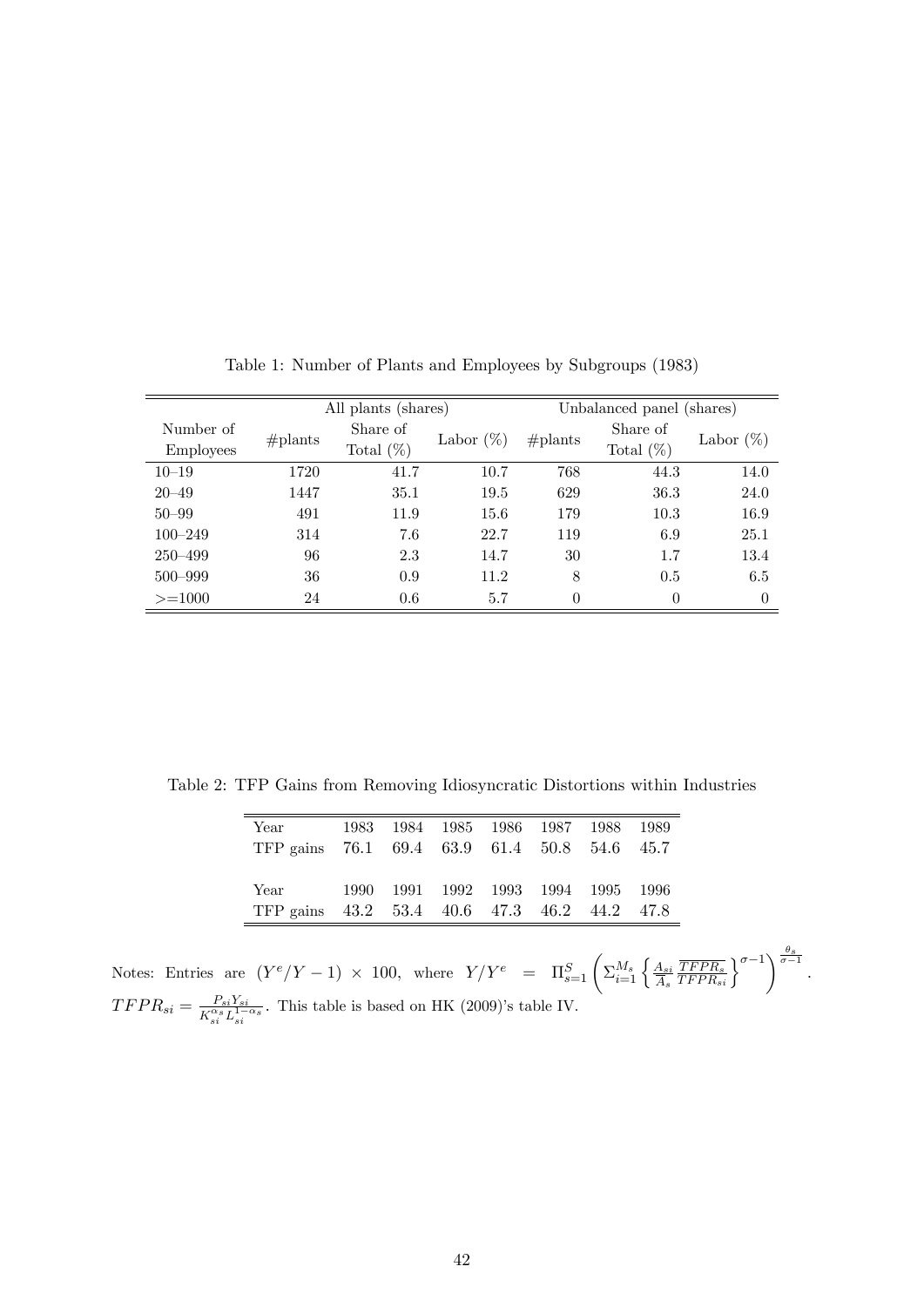Table 1: Number of Plants and Employees by Subgroups (1983)

| | All plants (shares) | | | Unbalanced panel (shares) | | |
|---|---|---|---|---|---|---|
| Number of Employees | #plants | Share of Total (%) | Labor (%) | #plants | Share of Total (%) | Labor (%) |
| 10–19 | 1720 | 41.7 | 10.7 | 768 | 44.3 | 14.0 |
| 20–49 | 1447 | 35.1 | 19.5 | 629 | 36.3 | 24.0 |
| 50–99 | 491 | 11.9 | 15.6 | 179 | 10.3 | 16.9 |
| 100–249 | 314 | 7.6 | 22.7 | 119 | 6.9 | 25.1 |
| 250–499 | 96 | 2.3 | 14.7 | 30 | 1.7 | 13.4 |
| 500–999 | 36 | 0.9 | 11.2 | 8 | 0.5 | 6.5 |
| >=1000 | 24 | 0.6 | 5.7 | 0 | 0 | 0 |

Table 2: TFP Gains from Removing Idiosyncratic Distortions within Industries

| Year | 1983 | 1984 | 1985 | 1986 | 1987 | 1988 | 1989 |
|---|---|---|---|---|---|---|---|
| TFP gains | 76.1 | 69.4 | 63.9 | 61.4 | 50.8 | 54.6 | 45.7 |
| Year | 1990 | 1991 | 1992 | 1993 | 1994 | 1995 | 1996 |
| TFP gains | 43.2 | 53.4 | 40.6 | 47.3 | 46.2 | 44.2 | 47.8 |

Notes: Entries are $(Y^e/Y - 1) \times 100$, where $Y/Y^e = \Pi_{s=1}^{S}\left(\Sigma_{i=1}^{M_s}\left\{\frac{A_{si}}{\overline{A}_s}\frac{\overline{TFPR_s}}{TFPR_{si}}\right\}^{\sigma-1}\right)^{\frac{\theta_s}{\sigma-1}}$. $TFPR_{si} = \frac{P_{si}Y_{si}}{K_{si}^{\alpha_s}L_{si}^{1-\alpha_s}}$. This table is based on HK (2009)'s table IV.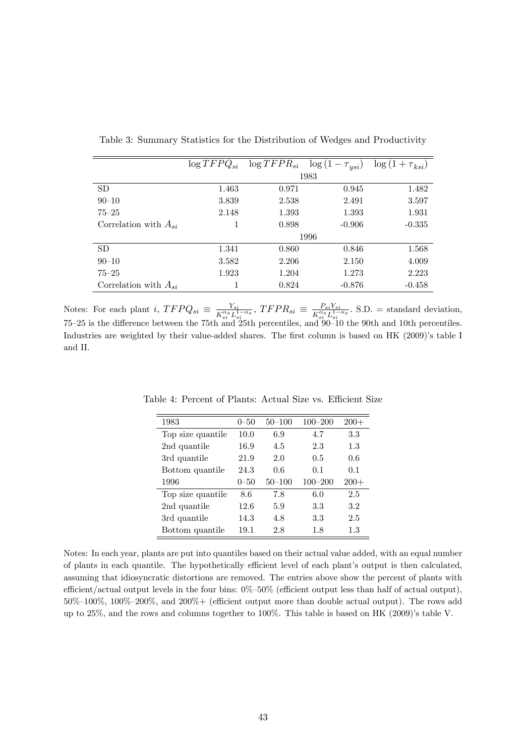Table 3: Summary Statistics for the Distribution of Wedges and Productivity

| | $\log TFPQ_{si}$ | $\log TFPR_{si}$ | $\log(1-\tau_{ysi})$ | $\log(1+\tau_{ksi})$ |
|---|---|---|---|---|
| | | 1983 | | |
| SD | 1.463 | 0.971 | 0.945 | 1.482 |
| 90–10 | 3.839 | 2.538 | 2.491 | 3.597 |
| 75–25 | 2.148 | 1.393 | 1.393 | 1.931 |
| Correlation with $A_{si}$ | 1 | 0.898 | -0.906 | -0.335 |
| | | 1996 | | |
| SD | 1.341 | 0.860 | 0.846 | 1.568 |
| 90–10 | 3.582 | 2.206 | 2.150 | 4.009 |
| 75–25 | 1.923 | 1.204 | 1.273 | 2.223 |
| Correlation with $A_{si}$ | 1 | 0.824 | -0.876 | -0.458 |

Notes: For each plant $i$, $TFPQ_{si} \equiv \frac{Y_{si}}{K_{si}^{\alpha_s} L_{si}^{1-\alpha_s}}$, $TFPR_{si} \equiv \frac{P_{si} Y_{si}}{K_{si}^{\alpha_s} L_{si}^{1-\alpha_s}}$. S.D. = standard deviation, 75–25 is the difference between the 75th and 25th percentiles, and 90–10 the 90th and 10th percentiles. Industries are weighted by their value-added shares. The first column is based on HK (2009)'s table I and II.

Table 4: Percent of Plants: Actual Size vs. Efficient Size

| 1983 | 0–50 | 50–100 | 100–200 | 200+ |
|---|---|---|---|---|
| Top size quantile | 10.0 | 6.9 | 4.7 | 3.3 |
| 2nd quantile | 16.9 | 4.5 | 2.3 | 1.3 |
| 3rd quantile | 21.9 | 2.0 | 0.5 | 0.6 |
| Bottom quantile | 24.3 | 0.6 | 0.1 | 0.1 |
| 1996 | 0–50 | 50–100 | 100–200 | 200+ |
| Top size quantile | 8.6 | 7.8 | 6.0 | 2.5 |
| 2nd quantile | 12.6 | 5.9 | 3.3 | 3.2 |
| 3rd quantile | 14.3 | 4.8 | 3.3 | 2.5 |
| Bottom quantile | 19.1 | 2.8 | 1.8 | 1.3 |

Notes: In each year, plants are put into quantiles based on their actual value added, with an equal number of plants in each quantile. The hypothetically efficient level of each plant's output is then calculated, assuming that idiosyncratic distortions are removed. The entries above show the percent of plants with efficient/actual output levels in the four bins: 0%–50% (efficient output less than half of actual output), 50%–100%, 100%–200%, and 200%+ (efficient output more than double actual output). The rows add up to 25%, and the rows and columns together to 100%. This table is based on HK (2009)'s table V.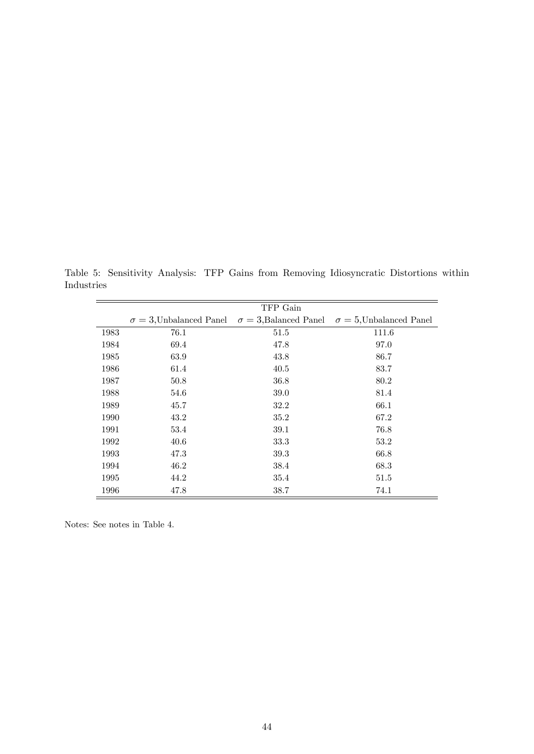Table 5: Sensitivity Analysis: TFP Gains from Removing Idiosyncratic Distortions within Industries

| | TFP Gain | | |
|---|---|---|---|
| | $\sigma = 3$,Unbalanced Panel | $\sigma = 3$,Balanced Panel | $\sigma = 5$,Unbalanced Panel |
| 1983 | 76.1 | 51.5 | 111.6 |
| 1984 | 69.4 | 47.8 | 97.0 |
| 1985 | 63.9 | 43.8 | 86.7 |
| 1986 | 61.4 | 40.5 | 83.7 |
| 1987 | 50.8 | 36.8 | 80.2 |
| 1988 | 54.6 | 39.0 | 81.4 |
| 1989 | 45.7 | 32.2 | 66.1 |
| 1990 | 43.2 | 35.2 | 67.2 |
| 1991 | 53.4 | 39.1 | 76.8 |
| 1992 | 40.6 | 33.3 | 53.2 |
| 1993 | 47.3 | 39.3 | 66.8 |
| 1994 | 46.2 | 38.4 | 68.3 |
| 1995 | 44.2 | 35.4 | 51.5 |
| 1996 | 47.8 | 38.7 | 74.1 |

Notes: See notes in Table 4.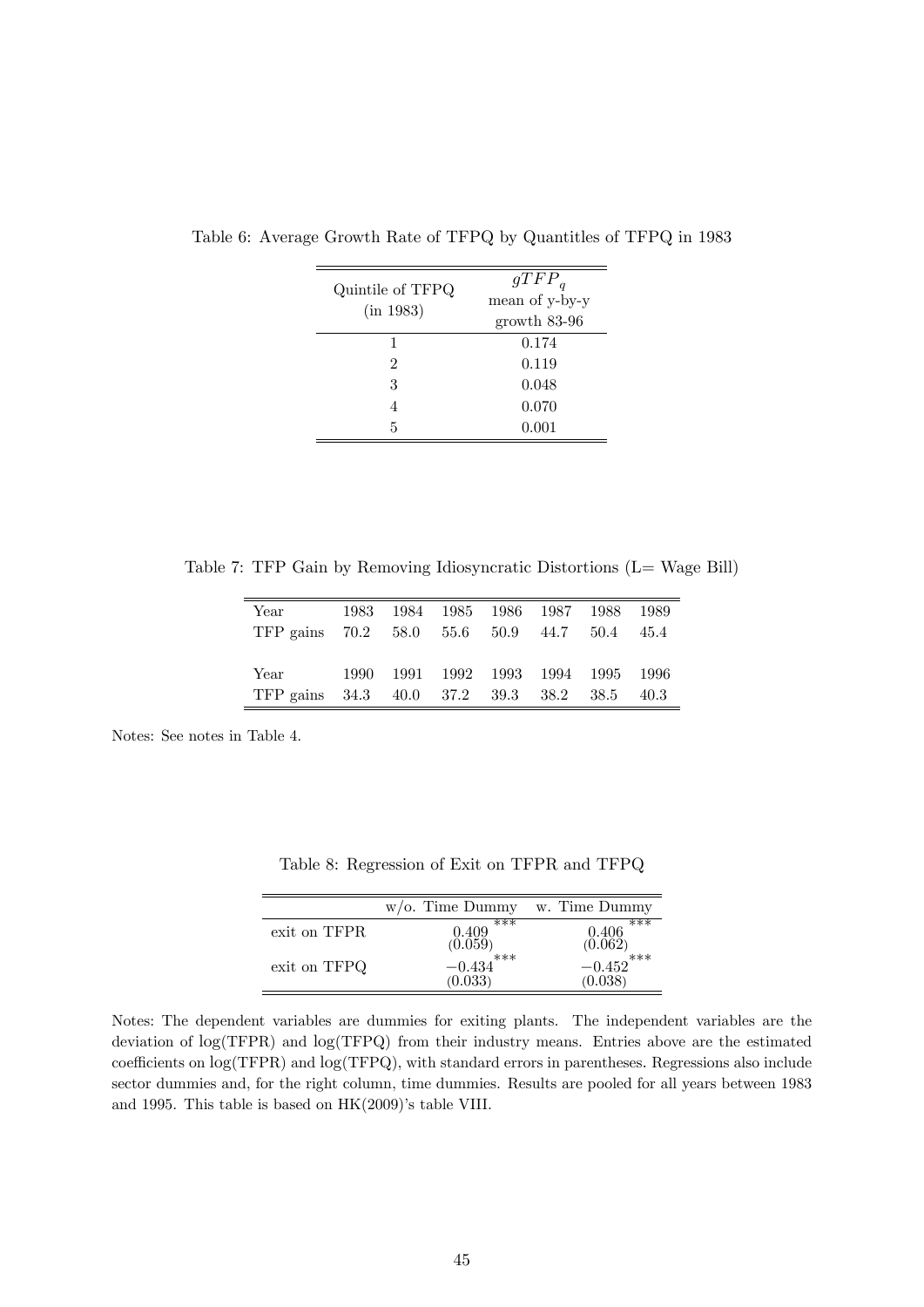Table 6: Average Growth Rate of TFPQ by Quantitles of TFPQ in 1983

| Quintile of TFPQ (in 1983) | $\overline{gTFP_q}$ mean of y-by-y growth 83-96 |
|---|---|
| 1 | 0.174 |
| 2 | 0.119 |
| 3 | 0.048 |
| 4 | 0.070 |
| 5 | 0.001 |

Table 7: TFP Gain by Removing Idiosyncratic Distortions (L= Wage Bill)

| Year | 1983 | 1984 | 1985 | 1986 | 1987 | 1988 | 1989 |
|---|---|---|---|---|---|---|---|
| TFP gains | 70.2 | 58.0 | 55.6 | 50.9 | 44.7 | 50.4 | 45.4 |
| Year | 1990 | 1991 | 1992 | 1993 | 1994 | 1995 | 1996 |
| TFP gains | 34.3 | 40.0 | 37.2 | 39.3 | 38.2 | 38.5 | 40.3 |

Notes: See notes in Table 4.

Table 8: Regression of Exit on TFPR and TFPQ

| | w/o. Time Dummy | w. Time Dummy |
|---|---|---|
| exit on TFPR | $0.409^{***}$ (0.059) | $0.406^{***}$ (0.062) |
| exit on TFPQ | $-0.434^{***}$ (0.033) | $-0.452^{***}$ (0.038) |

Notes: The dependent variables are dummies for exiting plants. The independent variables are the deviation of log(TFPR) and log(TFPQ) from their industry means. Entries above are the estimated coefficients on log(TFPR) and log(TFPQ), with standard errors in parentheses. Regressions also include sector dummies and, for the right column, time dummies. Results are pooled for all years between 1983 and 1995. This table is based on HK(2009)'s table VIII.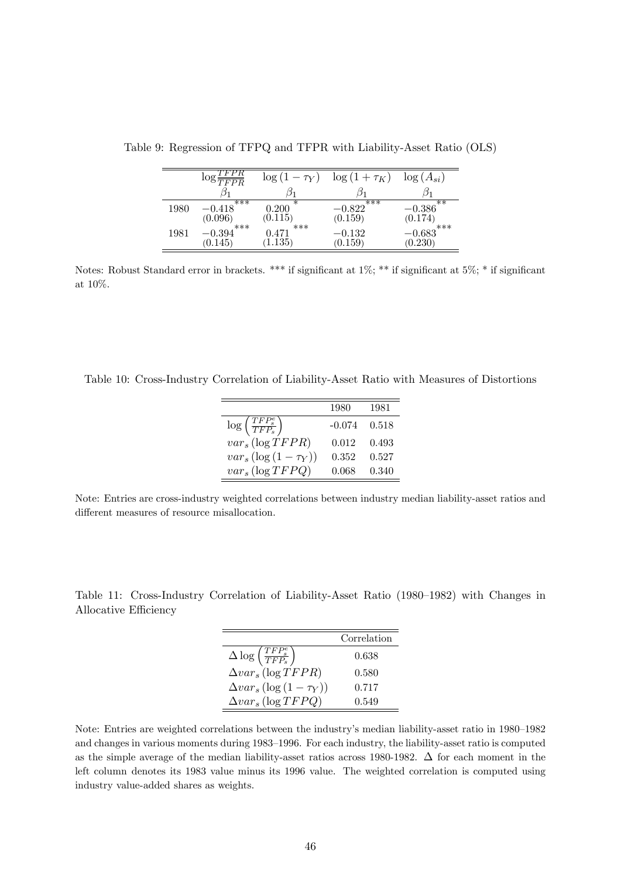Table 9: Regression of TFPQ and TFPR with Liability-Asset Ratio (OLS)

| | $\log \frac{TFPR}{\overline{TFPR}}$ | $\log (1-\tau_Y)$ | $\log (1+\tau_K)$ | $\log (A_{si})$ |
|---|---|---|---|---|
| | $\beta_1$ | $\beta_1$ | $\beta_1$ | $\beta_1$ |
| 1980 | $-0.418^{***}$ | $0.200^{*}$ | $-0.822^{***}$ | $-0.386^{**}$ |
| | (0.096) | (0.115) | (0.159) | (0.174) |
| 1981 | $-0.394^{***}$ | $0.471^{***}$ | $-0.132$ | $-0.683^{***}$ |
| | (0.145) | (1.135) | (0.159) | (0.230) |

Notes: Robust Standard error in brackets. *** if significant at 1%; ** if significant at 5%; * if significant at 10%.

Table 10: Cross-Industry Correlation of Liability-Asset Ratio with Measures of Distortions

| | 1980 | 1981 |
|---|---|---|
| $\log \left( \frac{TFP_s^e}{TFP_s} \right)$ | -0.074 | 0.518 |
| $var_s (\log TFPR)$ | 0.012 | 0.493 |
| $var_s (\log (1-\tau_Y))$ | 0.352 | 0.527 |
| $var_s (\log TFPQ)$ | 0.068 | 0.340 |

Note: Entries are cross-industry weighted correlations between industry median liability-asset ratios and different measures of resource misallocation.

Table 11: Cross-Industry Correlation of Liability-Asset Ratio (1980–1982) with Changes in Allocative Efficiency

| | Correlation |
|---|---|
| $\Delta \log \left( \frac{TFP_s^e}{TFP_s} \right)$ | 0.638 |
| $\Delta var_s (\log TFPR)$ | 0.580 |
| $\Delta var_s (\log (1-\tau_Y))$ | 0.717 |
| $\Delta var_s (\log TFPQ)$ | 0.549 |

Note: Entries are weighted correlations between the industry's median liability-asset ratio in 1980–1982 and changes in various moments during 1983–1996. For each industry, the liability-asset ratio is computed as the simple average of the median liability-asset ratios across 1980-1982. $\Delta$ for each moment in the left column denotes its 1983 value minus its 1996 value. The weighted correlation is computed using industry value-added shares as weights.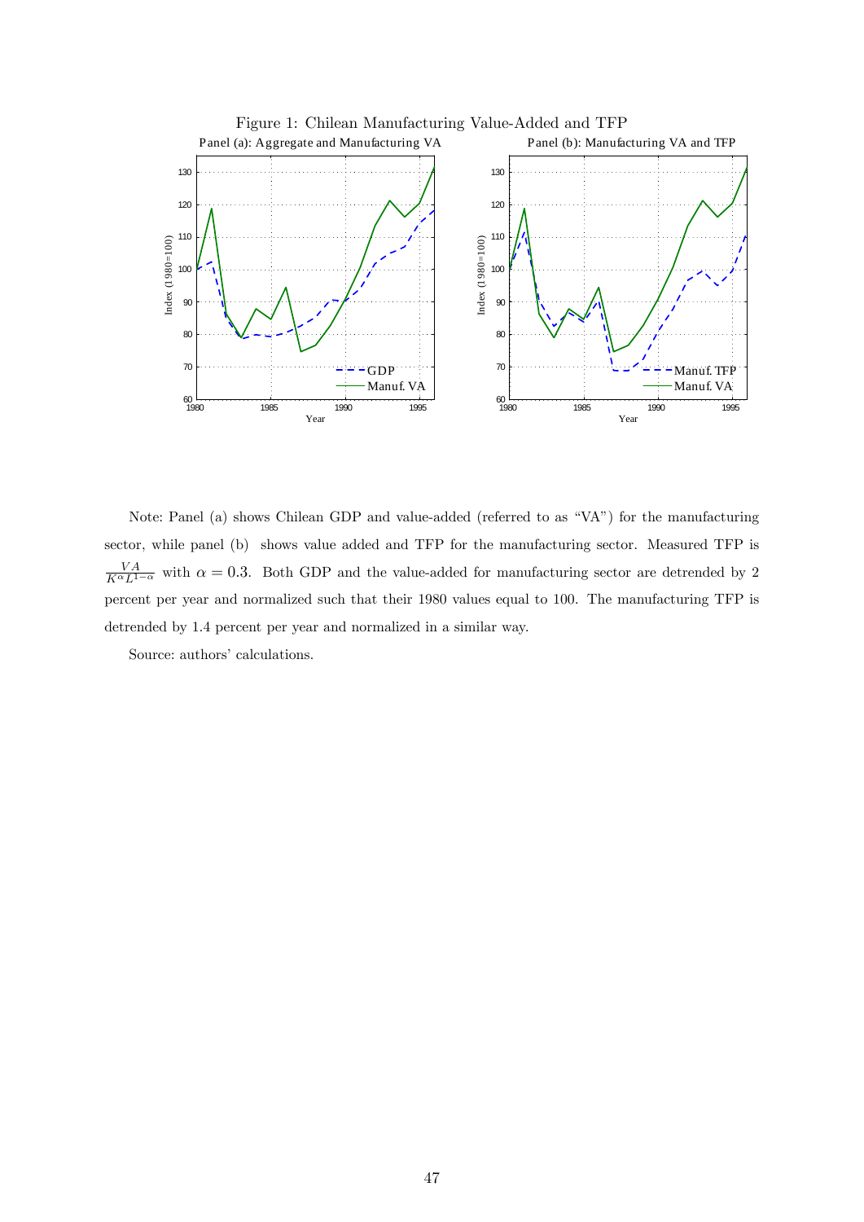Figure 1: Chilean Manufacturing Value-Added and TFP

Panel (a): Aggregate and Manufacturing VA

Panel (b): Manufacturing VA and TFP

Note: Panel (a) shows Chilean GDP and value-added (referred to as "VA") for the manufacturing sector, while panel (b) shows value added and TFP for the manufacturing sector. Measured TFP is $\frac{VA}{K^{\alpha}L^{1-\alpha}}$ with $\alpha = 0.3$. Both GDP and the value-added for manufacturing sector are detrended by 2 percent per year and normalized such that their 1980 values equal to 100. The manufacturing TFP is detrended by 1.4 percent per year and normalized in a similar way.

Source: authors' calculations.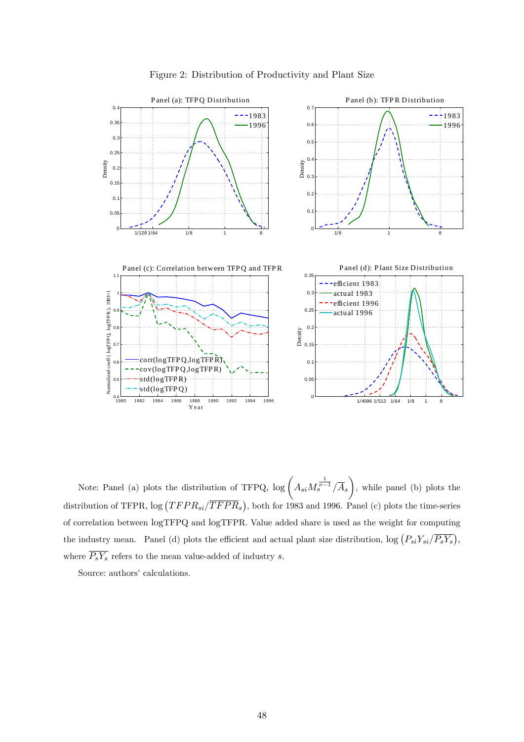Figure 2: Distribution of Productivity and Plant Size

Note: Panel (a) plots the distribution of TFPQ, $\log\left(A_{si}M_s^{\frac{1}{\sigma-1}}/\overline{A}_s\right)$, while panel (b) plots the distribution of TFPR, $\log\left(TFPR_{si}/\overline{TFPR}_s\right)$, both for 1983 and 1996. Panel (c) plots the time-series of correlation between logTFPQ and logTFPR. Value added share is used as the weight for computing the industry mean. Panel (d) plots the efficient and actual plant size distribution, $\log\left(P_{si}Y_{si}/\overline{P_sY_s}\right)$, where $\overline{P_sY_s}$ refers to the mean value-added of industry $s$.

Source: authors' calculations.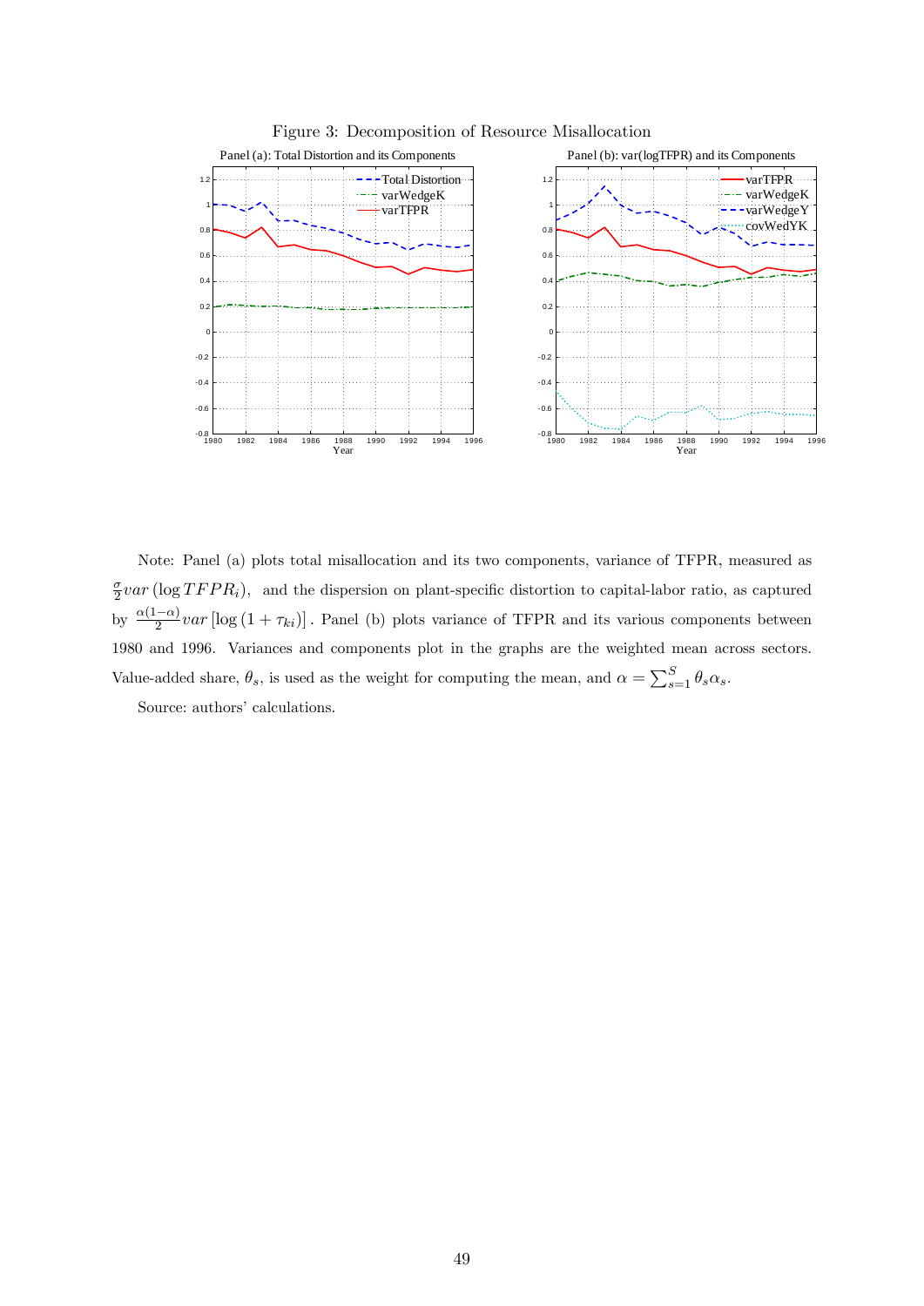Figure 3: Decomposition of Resource Misallocation

Panel (a): Total Distortion and its Components

Panel (b): var(logTFPR) and its Components

Note: Panel (a) plots total misallocation and its two components, variance of TFPR, measured as $\frac{\sigma}{2}var\left(\log TFPR_i\right)$, and the dispersion on plant-specific distortion to capital-labor ratio, as captured by $\frac{\alpha(1-\alpha)}{2}var\left[\log\left(1+\tau_{ki}\right)\right]$. Panel (b) plots variance of TFPR and its various components between 1980 and 1996. Variances and components plot in the graphs are the weighted mean across sectors. Value-added share, $\theta_s$, is used as the weight for computing the mean, and $\alpha = \sum_{s=1}^{S}\theta_s\alpha_s$.

Source: authors' calculations.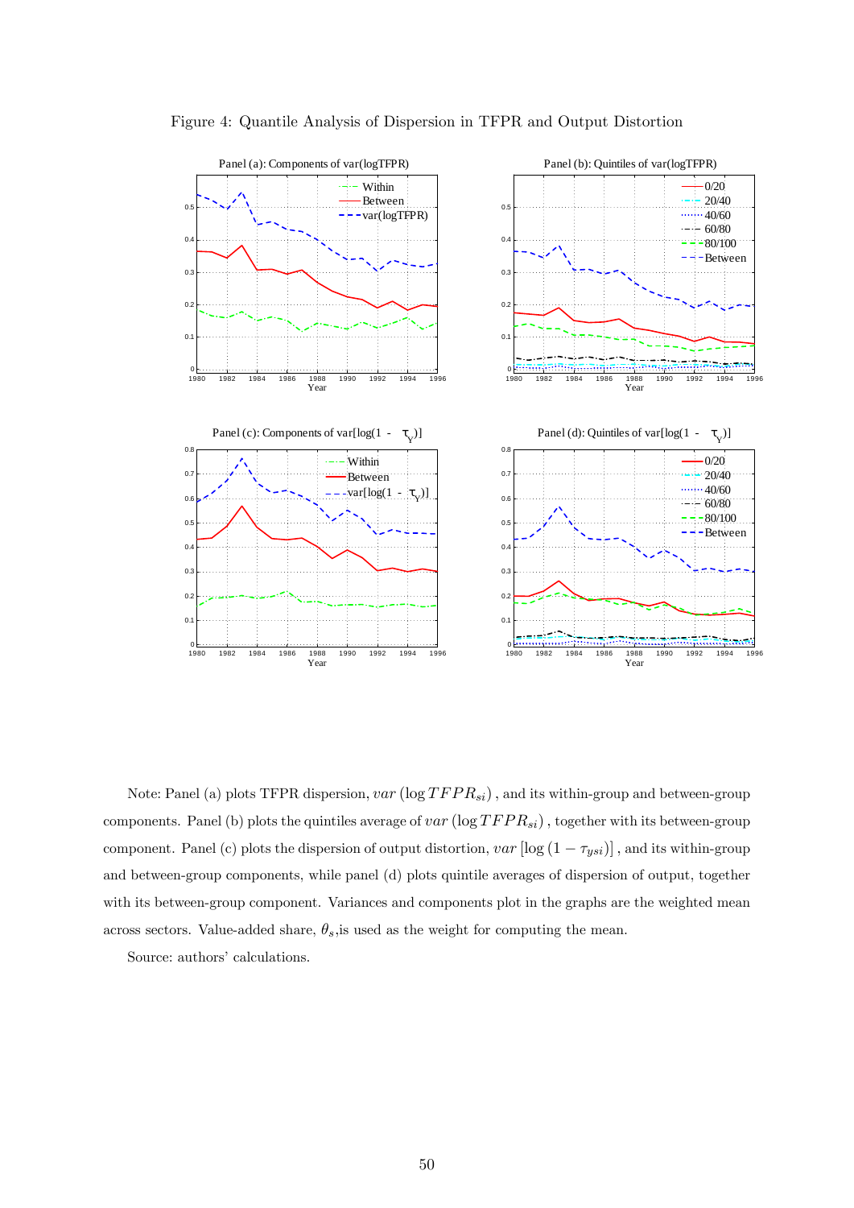Figure 4: Quantile Analysis of Dispersion in TFPR and Output Distortion

Note: Panel (a) plots TFPR dispersion, $var\left(\log TFPR_{si}\right)$, and its within-group and between-group components. Panel (b) plots the quintiles average of $var\left(\log TFPR_{si}\right)$, together with its between-group component. Panel (c) plots the dispersion of output distortion, $var\left[\log\left(1-\tau_{ysi}\right)\right]$, and its within-group and between-group components, while panel (d) plots quintile averages of dispersion of output, together with its between-group component. Variances and components plot in the graphs are the weighted mean across sectors. Value-added share, $\theta_s$, is used as the weight for computing the mean.

Source: authors' calculations.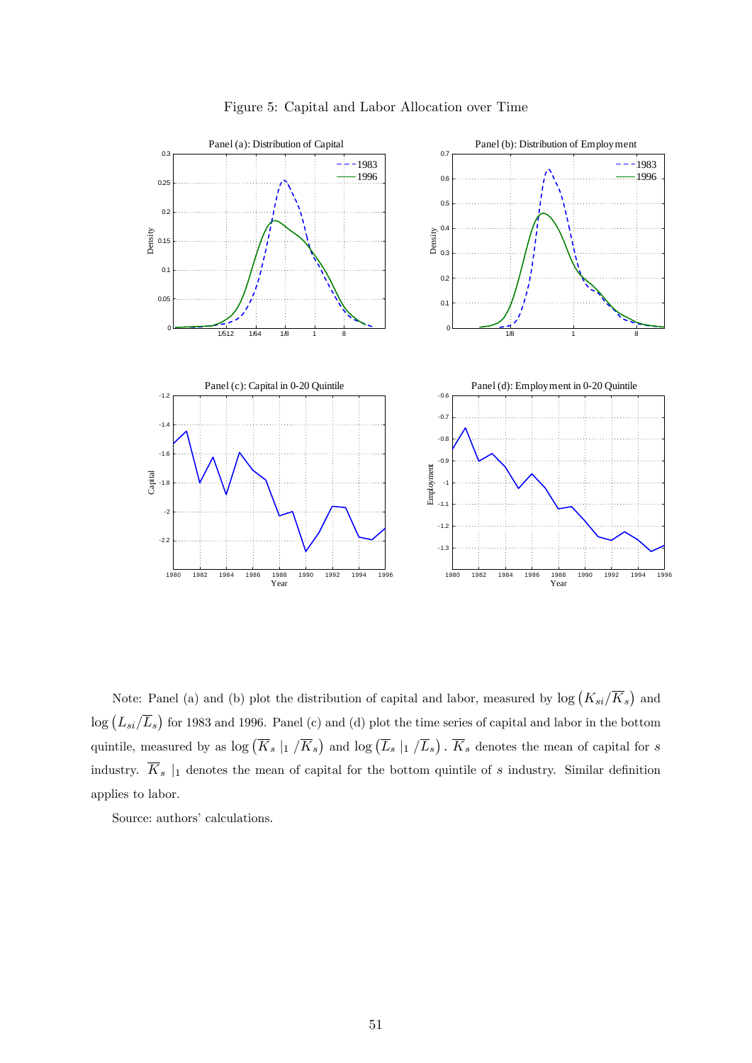Figure 5: Capital and Labor Allocation over Time

Note: Panel (a) and (b) plot the distribution of capital and labor, measured by $\log\left(K_{si}/\overline{K}_s\right)$ and $\log\left(L_{si}/\overline{L}_s\right)$ for 1983 and 1996. Panel (c) and (d) plot the time series of capital and labor in the bottom quintile, measured by as $\log\left(\overline{K}_s\mid_1/\overline{K}_s\right)$ and $\log\left(\overline{L}_s\mid_1/\overline{L}_s\right)$. $\overline{K}_s$ denotes the mean of capital for $s$ industry. $\overline{K}_s\mid_1$ denotes the mean of capital for the bottom quintile of $s$ industry. Similar definition applies to labor.

Source: authors' calculations.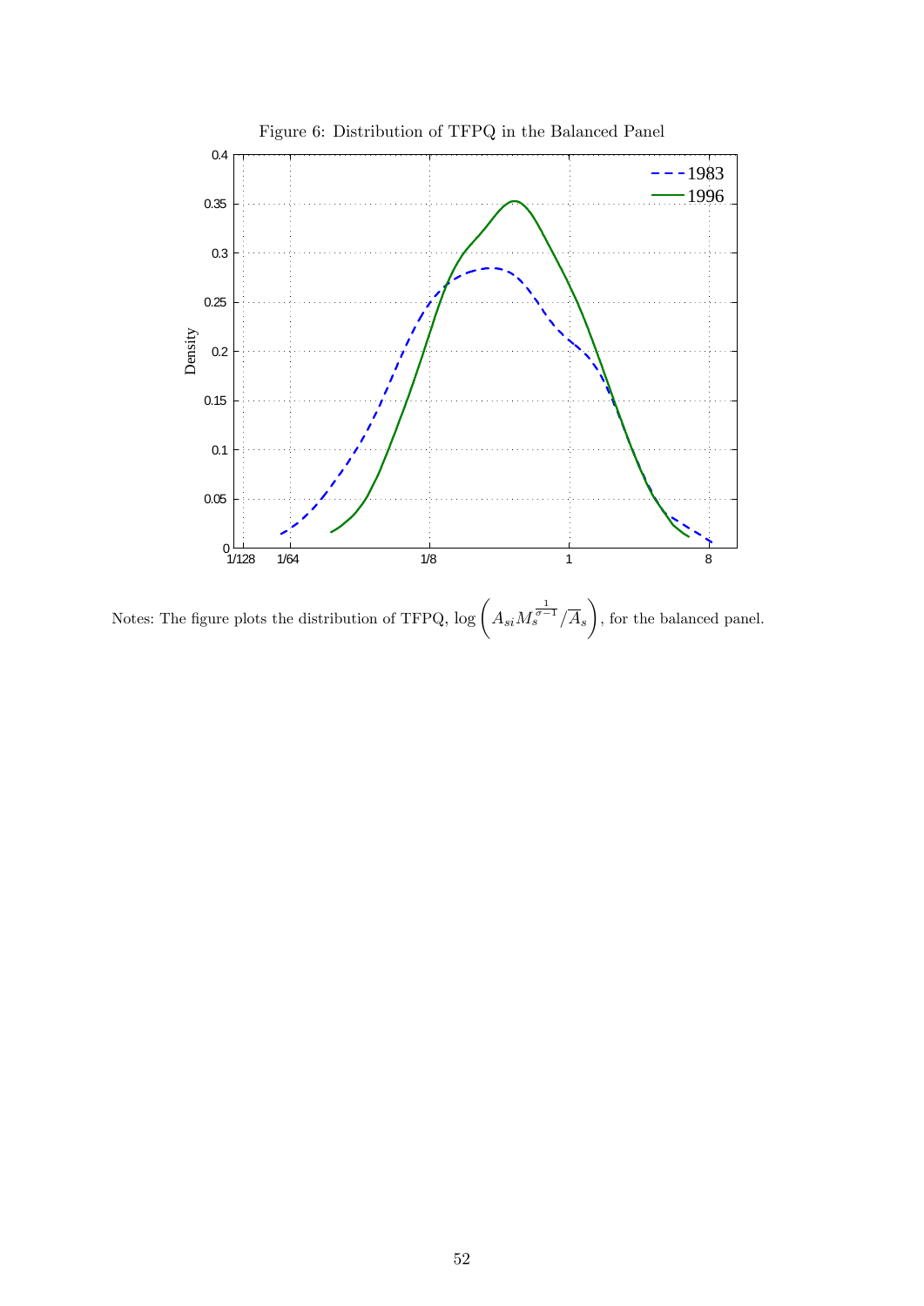Figure 6: Distribution of TFPQ in the Balanced Panel

Notes: The figure plots the distribution of TFPQ, $\log\left(A_{si}M_s^{\frac{1}{\sigma-1}}/\overline{A}_s\right)$, for the balanced panel.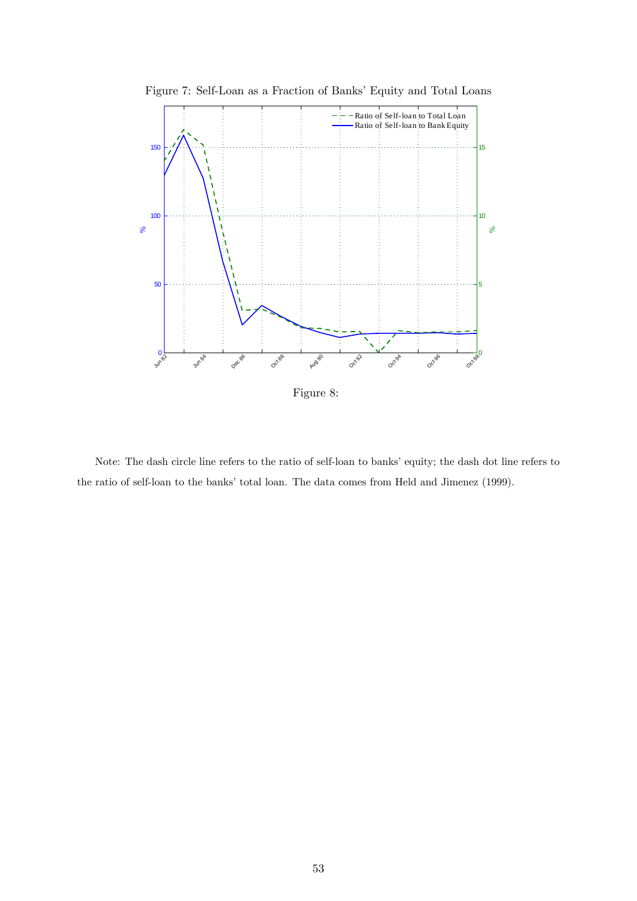Figure 7: Self-Loan as a Fraction of Banks' Equity and Total Loans

Ratio of Self-loan to Total Loan
Ratio of Self-loan to Bank Equity

%

0
50
100
150

%

0
5
10
15

Jun 82
Jun 84
Dec 86
Oct 88
Aug 90
Oct 92
Oct 94
Oct 96
Oct 98

Figure 8:

Note: The dash circle line refers to the ratio of self-loan to banks' equity; the dash dot line refers to the ratio of self-loan to the banks' total loan. The data comes from Held and Jimenez (1999).